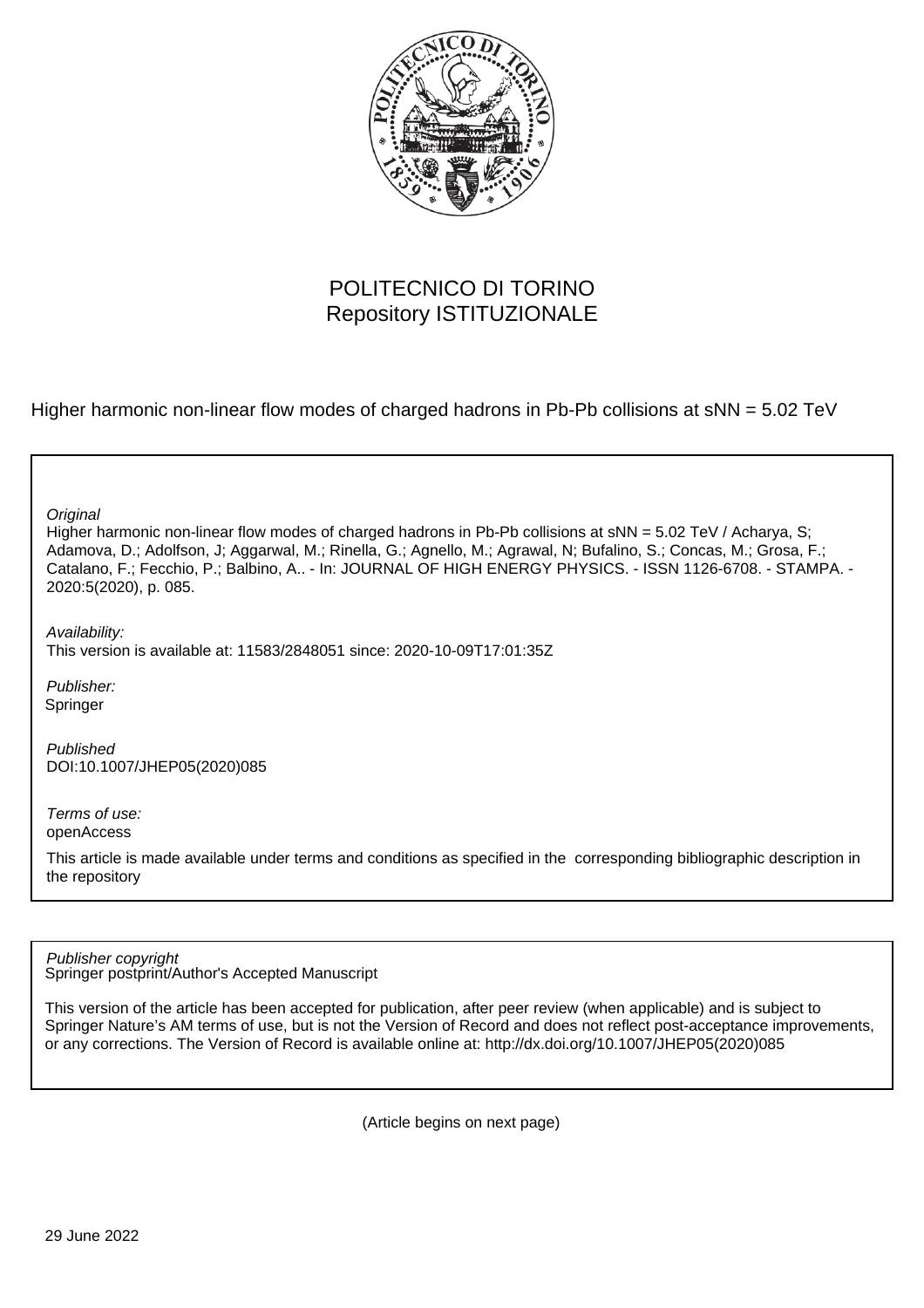POLITECNICO DI TORINO
Repository ISTITUZIONALE

Higher harmonic non-linear flow modes of charged hadrons in Pb-Pb collisions at sNN = 5.02 TeV

*Original*
Higher harmonic non-linear flow modes of charged hadrons in Pb-Pb collisions at sNN = 5.02 TeV / Acharya, S; Adamova, D.; Adolfson, J; Aggarwal, M.; Rinella, G.; Agnello, M.; Agrawal, N; Bufalino, S.; Concas, M.; Grosa, F.; Catalano, F.; Fecchio, P.; Balbino, A.. - In: JOURNAL OF HIGH ENERGY PHYSICS. - ISSN 1126-6708. - STAMPA. - 2020:5(2020), p. 085.

*Availability:*
This version is available at: 11583/2848051 since: 2020-10-09T17:01:35Z

*Publisher:*
Springer

*Published*
DOI:10.1007/JHEP05(2020)085

*Terms of use:*
openAccess

This article is made available under terms and conditions as specified in the corresponding bibliographic description in the repository

*Publisher copyright*
Springer postprint/Author's Accepted Manuscript

This version of the article has been accepted for publication, after peer review (when applicable) and is subject to Springer Nature's AM terms of use, but is not the Version of Record and does not reflect post-acceptance improvements, or any corrections. The Version of Record is available online at: http://dx.doi.org/10.1007/JHEP05(2020)085

(Article begins on next page)

29 June 2022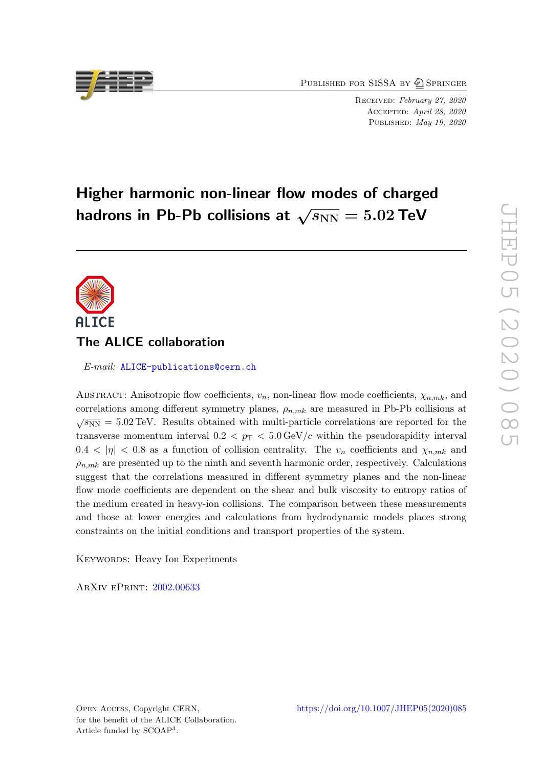# Higher harmonic non-linear flow modes of charged hadrons in Pb-Pb collisions at $\sqrt{s_{\rm NN}} = 5.02$ TeV

## The ALICE collaboration

*E-mail:* ALICE-publications@cern.ch

Abstract: Anisotropic flow coefficients, $v_n$, non-linear flow mode coefficients, $\chi_{n,mk}$, and correlations among different symmetry planes, $\rho_{n,mk}$ are measured in Pb-Pb collisions at $\sqrt{s_{\rm NN}} = 5.02$ TeV. Results obtained with multi-particle correlations are reported for the transverse momentum interval $0.2 < p_{\rm T} < 5.0$ GeV/$c$ within the pseudorapidity interval $0.4 < |\eta| < 0.8$ as a function of collision centrality. The $v_n$ coefficients and $\chi_{n,mk}$ and $\rho_{n,mk}$ are presented up to the ninth and seventh harmonic order, respectively. Calculations suggest that the correlations measured in different symmetry planes and the non-linear flow mode coefficients are dependent on the shear and bulk viscosity to entropy ratios of the medium created in heavy-ion collisions. The comparison between these measurements and those at lower energies and calculations from hydrodynamic models places strong constraints on the initial conditions and transport properties of the system.

Keywords: Heavy Ion Experiments

ArXiv ePrint: 2002.00633

Open Access, Copyright CERN,
for the benefit of the ALICE Collaboration.
Article funded by SCOAP[3].

https://doi.org/10.1007/JHEP05(2020)085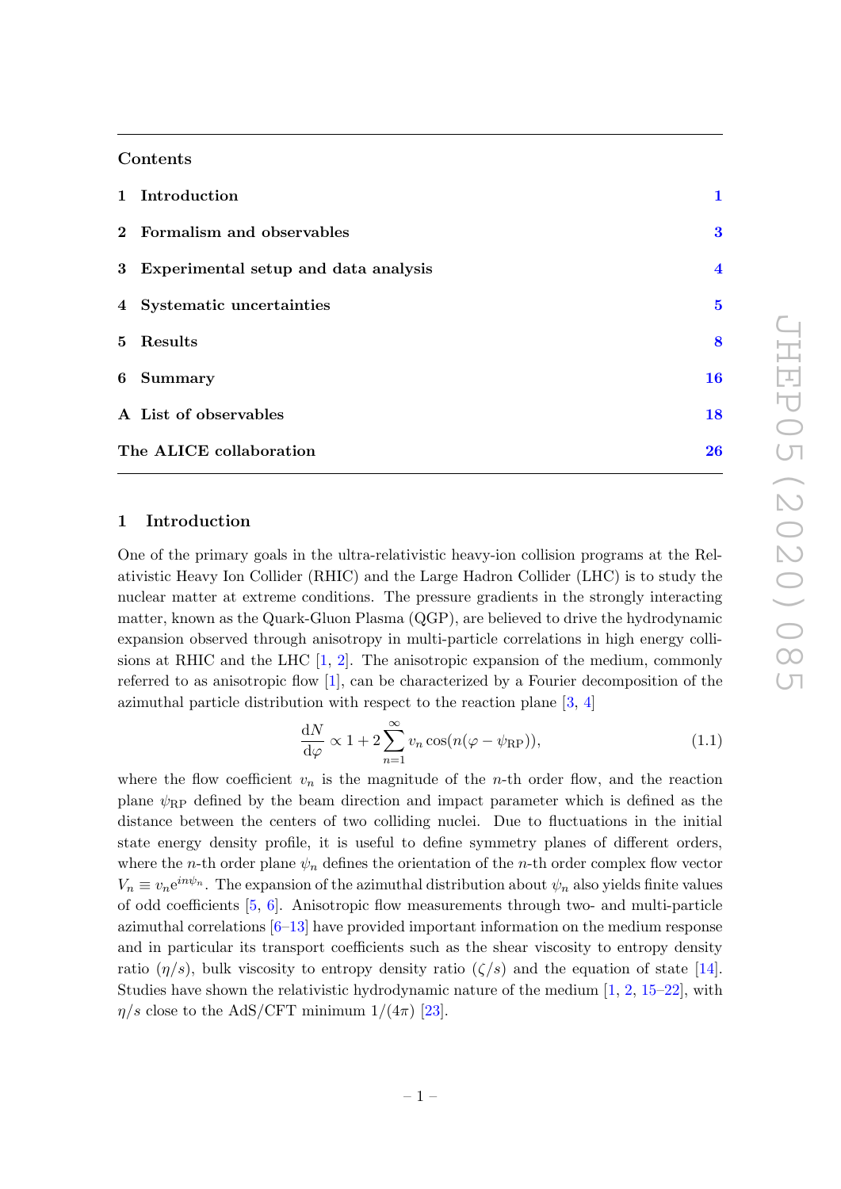## Contents

| | | |
|---|---|---|
| 1 | Introduction | 1 |
| 2 | Formalism and observables | 3 |
| 3 | Experimental setup and data analysis | 4 |
| 4 | Systematic uncertainties | 5 |
| 5 | Results | 8 |
| 6 | Summary | 16 |
| A | List of observables | 18 |
| | The ALICE collaboration | 26 |

## 1 Introduction

One of the primary goals in the ultra-relativistic heavy-ion collision programs at the Relativistic Heavy Ion Collider (RHIC) and the Large Hadron Collider (LHC) is to study the nuclear matter at extreme conditions. The pressure gradients in the strongly interacting matter, known as the Quark-Gluon Plasma (QGP), are believed to drive the hydrodynamic expansion observed through anisotropy in multi-particle correlations in high energy collisions at RHIC and the LHC [1, 2]. The anisotropic expansion of the medium, commonly referred to as anisotropic flow [1], can be characterized by a Fourier decomposition of the azimuthal particle distribution with respect to the reaction plane [3, 4]

$$\frac{\mathrm{d}N}{\mathrm{d}\varphi} \propto 1 + 2\sum_{n=1}^{\infty} v_n \cos(n(\varphi - \psi_{\mathrm{RP}})), \tag{1.1}$$

where the flow coefficient $v_n$ is the magnitude of the $n$-th order flow, and the reaction plane $\psi_{\mathrm{RP}}$ defined by the beam direction and impact parameter which is defined as the distance between the centers of two colliding nuclei. Due to fluctuations in the initial state energy density profile, it is useful to define symmetry planes of different orders, where the $n$-th order plane $\psi_n$ defines the orientation of the $n$-th order complex flow vector $V_n \equiv v_n e^{in\psi_n}$. The expansion of the azimuthal distribution about $\psi_n$ also yields finite values of odd coefficients [5, 6]. Anisotropic flow measurements through two- and multi-particle azimuthal correlations [6–13] have provided important information on the medium response and in particular its transport coefficients such as the shear viscosity to entropy density ratio ($\eta/s$), bulk viscosity to entropy density ratio ($\zeta/s$) and the equation of state [14]. Studies have shown the relativistic hydrodynamic nature of the medium [1, 2, 15–22], with $\eta/s$ close to the AdS/CFT minimum $1/(4\pi)$ [23].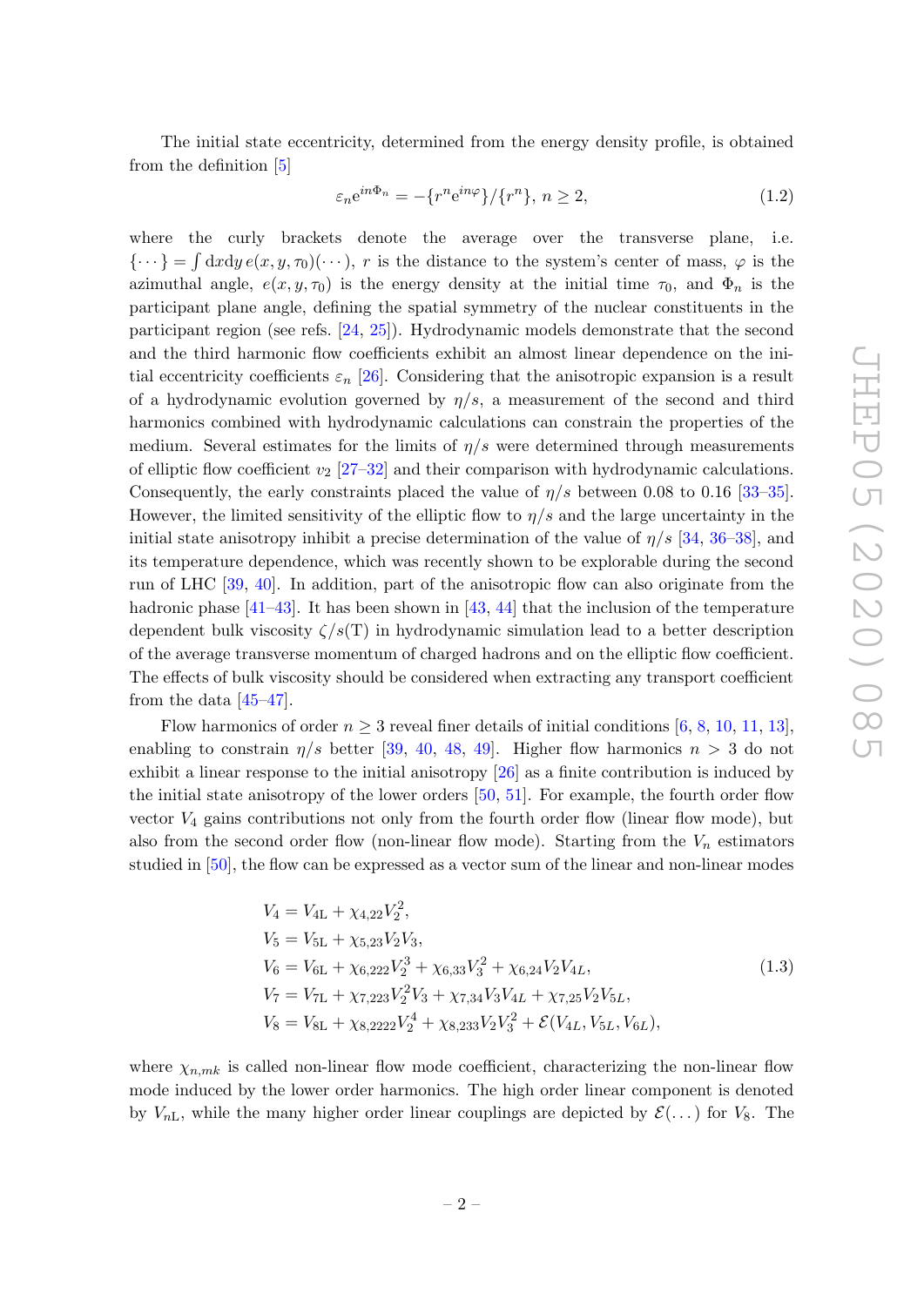The initial state eccentricity, determined from the energy density profile, is obtained from the definition [5]

$$\varepsilon_n e^{in\Phi_n} = -\{r^n e^{in\varphi}\}/\{r^n\},\ n \geq 2, \tag{1.2}$$

where the curly brackets denote the average over the transverse plane, i.e. $\{\cdots\} = \int dxdy\, e(x, y, \tau_0)(\cdots)$, $r$ is the distance to the system's center of mass, $\varphi$ is the azimuthal angle, $e(x, y, \tau_0)$ is the energy density at the initial time $\tau_0$, and $\Phi_n$ is the participant plane angle, defining the spatial symmetry of the nuclear constituents in the participant region (see refs. [24, 25]). Hydrodynamic models demonstrate that the second and the third harmonic flow coefficients exhibit an almost linear dependence on the initial eccentricity coefficients $\varepsilon_n$ [26]. Considering that the anisotropic expansion is a result of a hydrodynamic evolution governed by $\eta/s$, a measurement of the second and third harmonics combined with hydrodynamic calculations can constrain the properties of the medium. Several estimates for the limits of $\eta/s$ were determined through measurements of elliptic flow coefficient $v_2$ [27–32] and their comparison with hydrodynamic calculations. Consequently, the early constraints placed the value of $\eta/s$ between 0.08 to 0.16 [33–35]. However, the limited sensitivity of the elliptic flow to $\eta/s$ and the large uncertainty in the initial state anisotropy inhibit a precise determination of the value of $\eta/s$ [34, 36–38], and its temperature dependence, which was recently shown to be explorable during the second run of LHC [39, 40]. In addition, part of the anisotropic flow can also originate from the hadronic phase [41–43]. It has been shown in [43, 44] that the inclusion of the temperature dependent bulk viscosity $\zeta/s(\mathrm{T})$ in hydrodynamic simulation lead to a better description of the average transverse momentum of charged hadrons and on the elliptic flow coefficient. The effects of bulk viscosity should be considered when extracting any transport coefficient from the data [45–47].

Flow harmonics of order $n \geq 3$ reveal finer details of initial conditions [6, 8, 10, 11, 13], enabling to constrain $\eta/s$ better [39, 40, 48, 49]. Higher flow harmonics $n > 3$ do not exhibit a linear response to the initial anisotropy [26] as a finite contribution is induced by the initial state anisotropy of the lower orders [50, 51]. For example, the fourth order flow vector $V_4$ gains contributions not only from the fourth order flow (linear flow mode), but also from the second order flow (non-linear flow mode). Starting from the $V_n$ estimators studied in [50], the flow can be expressed as a vector sum of the linear and non-linear modes

$$\begin{aligned}
V_4 &= V_{4\mathrm{L}} + \chi_{4,22} V_2^2, \\
V_5 &= V_{5\mathrm{L}} + \chi_{5,23} V_2 V_3, \\
V_6 &= V_{6\mathrm{L}} + \chi_{6,222} V_2^3 + \chi_{6,33} V_3^2 + \chi_{6,24} V_2 V_{4L}, \\
V_7 &= V_{7\mathrm{L}} + \chi_{7,223} V_2^2 V_3 + \chi_{7,34} V_3 V_{4L} + \chi_{7,25} V_2 V_{5L}, \\
V_8 &= V_{8\mathrm{L}} + \chi_{8,2222} V_2^4 + \chi_{8,233} V_2 V_3^2 + \mathcal{E}(V_{4L}, V_{5L}, V_{6L}),
\end{aligned} \tag{1.3}$$

where $\chi_{n,mk}$ is called non-linear flow mode coefficient, characterizing the non-linear flow mode induced by the lower order harmonics. The high order linear component is denoted by $V_{n\mathrm{L}}$, while the many higher order linear couplings are depicted by $\mathcal{E}(\dots)$ for $V_8$. The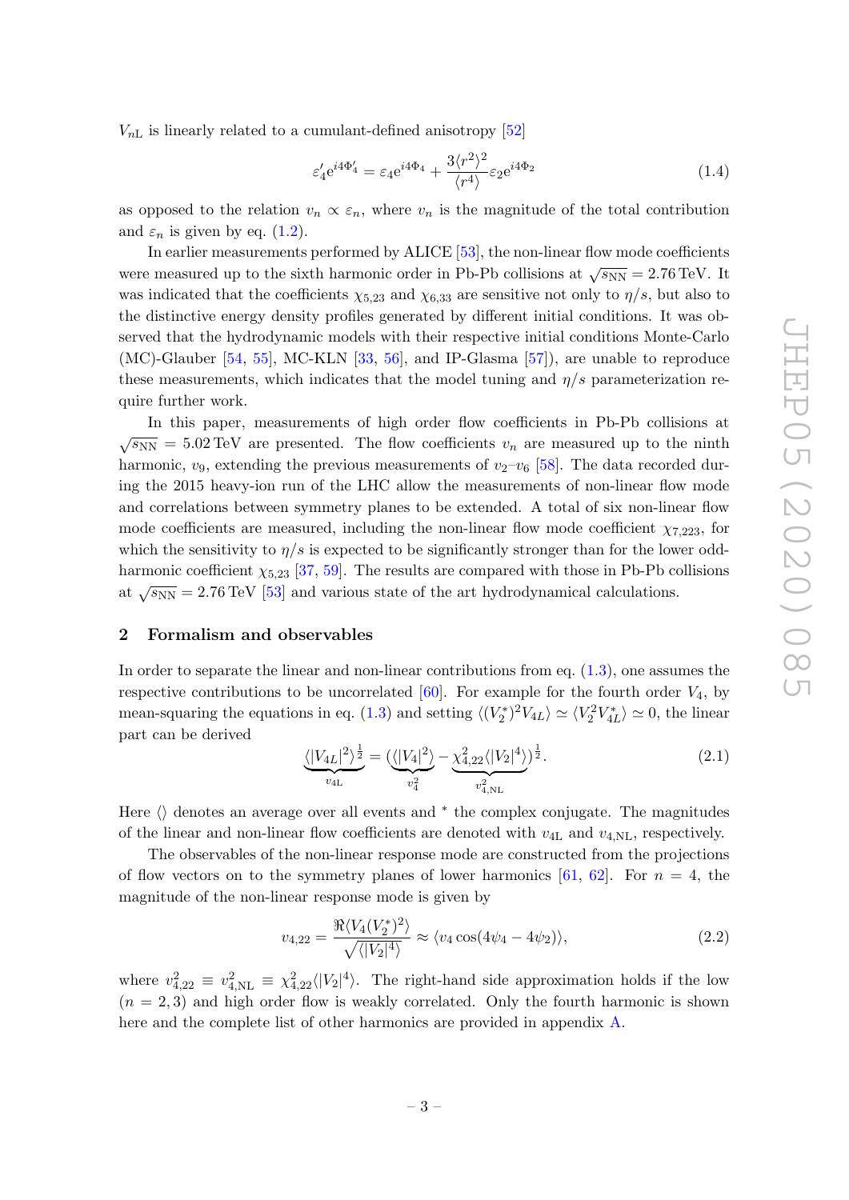$V_{n\mathrm{L}}$ is linearly related to a cumulant-defined anisotropy [52]

$$\varepsilon_4' \mathrm{e}^{i4\Phi_4'} = \varepsilon_4 \mathrm{e}^{i4\Phi_4} + \frac{3\langle r^2\rangle^2}{\langle r^4\rangle}\varepsilon_2 \mathrm{e}^{i4\Phi_2} \tag{1.4}$$

as opposed to the relation $v_n \propto \varepsilon_n$, where $v_n$ is the magnitude of the total contribution and $\varepsilon_n$ is given by eq. (1.2).

In earlier measurements performed by ALICE [53], the non-linear flow mode coefficients were measured up to the sixth harmonic order in Pb-Pb collisions at $\sqrt{s_{\mathrm{NN}}} = 2.76\,\mathrm{TeV}$. It was indicated that the coefficients $\chi_{5,23}$ and $\chi_{6,33}$ are sensitive not only to $\eta/s$, but also to the distinctive energy density profiles generated by different initial conditions. It was observed that the hydrodynamic models with their respective initial conditions Monte-Carlo (MC)-Glauber [54, 55], MC-KLN [33, 56], and IP-Glasma [57]), are unable to reproduce these measurements, which indicates that the model tuning and $\eta/s$ parameterization require further work.

In this paper, measurements of high order flow coefficients in Pb-Pb collisions at $\sqrt{s_{\mathrm{NN}}} = 5.02\,\mathrm{TeV}$ are presented. The flow coefficients $v_n$ are measured up to the ninth harmonic, $v_9$, extending the previous measurements of $v_2$–$v_6$ [58]. The data recorded during the 2015 heavy-ion run of the LHC allow the measurements of non-linear flow mode and correlations between symmetry planes to be extended. A total of six non-linear flow mode coefficients are measured, including the non-linear flow mode coefficient $\chi_{7,223}$, for which the sensitivity to $\eta/s$ is expected to be significantly stronger than for the lower odd-harmonic coefficient $\chi_{5,23}$ [37, 59]. The results are compared with those in Pb-Pb collisions at $\sqrt{s_{\mathrm{NN}}} = 2.76\,\mathrm{TeV}$ [53] and various state of the art hydrodynamical calculations.

## 2 Formalism and observables

In order to separate the linear and non-linear contributions from eq. (1.3), one assumes the respective contributions to be uncorrelated [60]. For example for the fourth order $V_4$, by mean-squaring the equations in eq. (1.3) and setting $\langle (V_2^*)^2 V_{4L}\rangle \simeq \langle V_2^2 V_{4L}^*\rangle \simeq 0$, the linear part can be derived

$$\underbrace{\langle |V_{4L}|^2\rangle^{\frac{1}{2}}}_{v_{4\mathrm{L}}} = (\underbrace{\langle |V_4|^2\rangle}_{v_4^2} - \underbrace{\chi_{4,22}^2\langle |V_2|^4\rangle}_{v_{4,\mathrm{NL}}^2})^{\frac{1}{2}}. \tag{2.1}$$

Here $\langle\rangle$ denotes an average over all events and $^*$ the complex conjugate. The magnitudes of the linear and non-linear flow coefficients are denoted with $v_{4\mathrm{L}}$ and $v_{4,\mathrm{NL}}$, respectively.

The observables of the non-linear response mode are constructed from the projections of flow vectors on to the symmetry planes of lower harmonics [61, 62]. For $n = 4$, the magnitude of the non-linear response mode is given by

$$v_{4,22} = \frac{\Re\langle V_4 (V_2^*)^2\rangle}{\sqrt{\langle |V_2|^4\rangle}} \approx \langle v_4 \cos(4\psi_4 - 4\psi_2)\rangle, \tag{2.2}$$

where $v_{4,22}^2 \equiv v_{4,\mathrm{NL}}^2 \equiv \chi_{4,22}^2\langle |V_2|^4\rangle$. The right-hand side approximation holds if the low $(n = 2, 3)$ and high order flow is weakly correlated. Only the fourth harmonic is shown here and the complete list of other harmonics are provided in appendix A.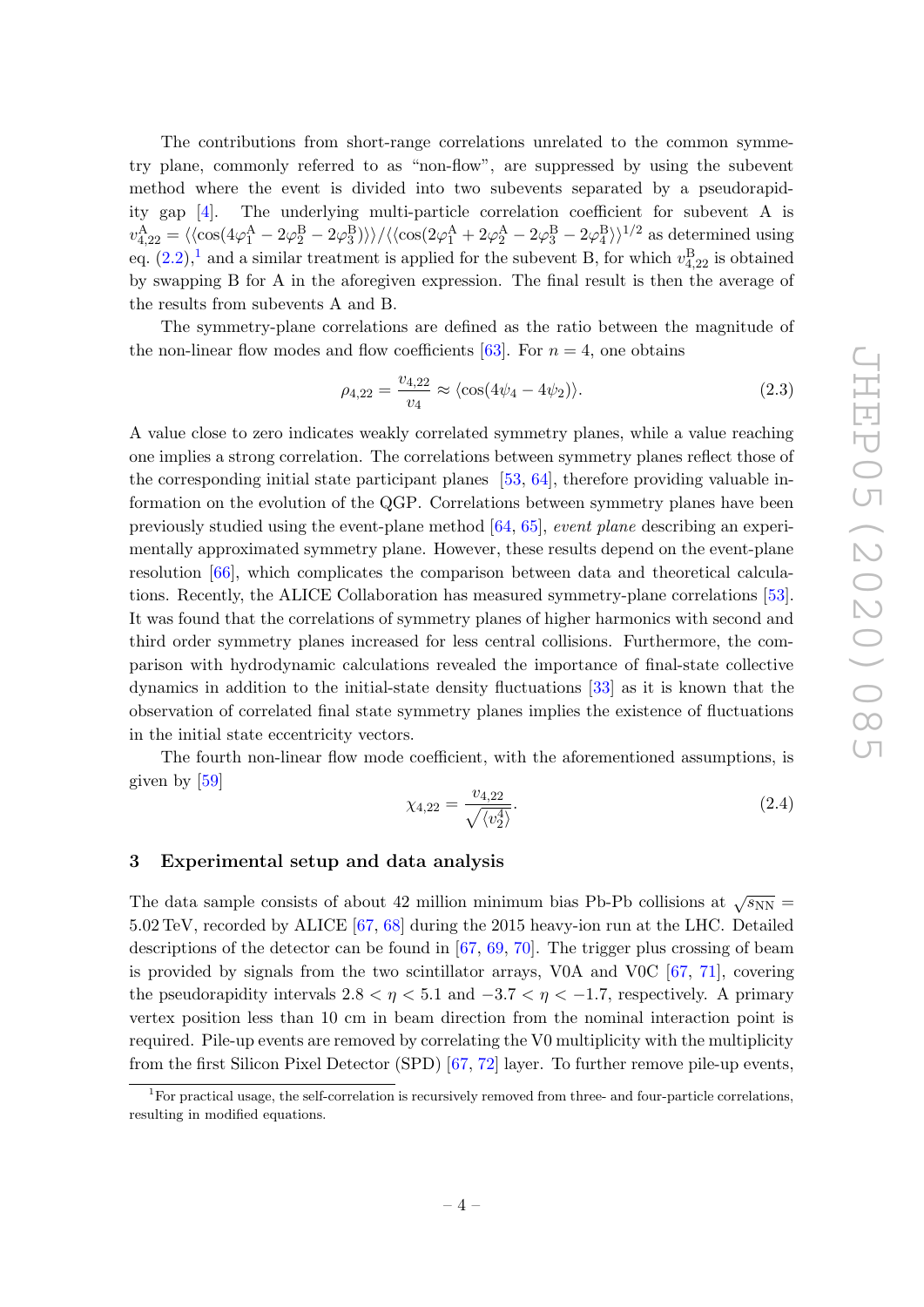The contributions from short-range correlations unrelated to the common symmetry plane, commonly referred to as "non-flow", are suppressed by using the subevent method where the event is divided into two subevents separated by a pseudorapidity gap [4]. The underlying multi-particle correlation coefficient for subevent A is $v^{\rm A}_{4,22} = \langle\langle \cos(4\varphi^{\rm A}_1 - 2\varphi^{\rm B}_2 - 2\varphi^{\rm B}_3)\rangle\rangle / \langle\langle \cos(2\varphi^{\rm A}_1 + 2\varphi^{\rm A}_2 - 2\varphi^{\rm B}_3 - 2\varphi^{\rm B}_4\rangle\rangle^{1/2}$ as determined using eq. (2.2),[1] and a similar treatment is applied for the subevent B, for which $v^{\rm B}_{4,22}$ is obtained by swapping B for A in the aforegiven expression. The final result is then the average of the results from subevents A and B.

The symmetry-plane correlations are defined as the ratio between the magnitude of the non-linear flow modes and flow coefficients [63]. For $n = 4$, one obtains

$$\rho_{4,22} = \frac{v_{4,22}}{v_4} \approx \langle \cos(4\psi_4 - 4\psi_2)\rangle. \tag{2.3}$$

A value close to zero indicates weakly correlated symmetry planes, while a value reaching one implies a strong correlation. The correlations between symmetry planes reflect those of the corresponding initial state participant planes [53, 64], therefore providing valuable information on the evolution of the QGP. Correlations between symmetry planes have been previously studied using the event-plane method [64, 65], *event plane* describing an experimentally approximated symmetry plane. However, these results depend on the event-plane resolution [66], which complicates the comparison between data and theoretical calculations. Recently, the ALICE Collaboration has measured symmetry-plane correlations [53]. It was found that the correlations of symmetry planes of higher harmonics with second and third order symmetry planes increased for less central collisions. Furthermore, the comparison with hydrodynamic calculations revealed the importance of final-state collective dynamics in addition to the initial-state density fluctuations [33] as it is known that the observation of correlated final state symmetry planes implies the existence of fluctuations in the initial state eccentricity vectors.

The fourth non-linear flow mode coefficient, with the aforementioned assumptions, is given by [59]

$$\chi_{4,22} = \frac{v_{4,22}}{\sqrt{\langle v_2^4\rangle}}. \tag{2.4}$$

## 3 Experimental setup and data analysis

The data sample consists of about 42 million minimum bias Pb-Pb collisions at $\sqrt{s_{\rm NN}} = 5.02$ TeV, recorded by ALICE [67, 68] during the 2015 heavy-ion run at the LHC. Detailed descriptions of the detector can be found in [67, 69, 70]. The trigger plus crossing of beam is provided by signals from the two scintillator arrays, V0A and V0C [67, 71], covering the pseudorapidity intervals $2.8 < \eta < 5.1$ and $-3.7 < \eta < -1.7$, respectively. A primary vertex position less than 10 cm in beam direction from the nominal interaction point is required. Pile-up events are removed by correlating the V0 multiplicity with the multiplicity from the first Silicon Pixel Detector (SPD) [67, 72] layer. To further remove pile-up events,

[1] For practical usage, the self-correlation is recursively removed from three- and four-particle correlations, resulting in modified equations.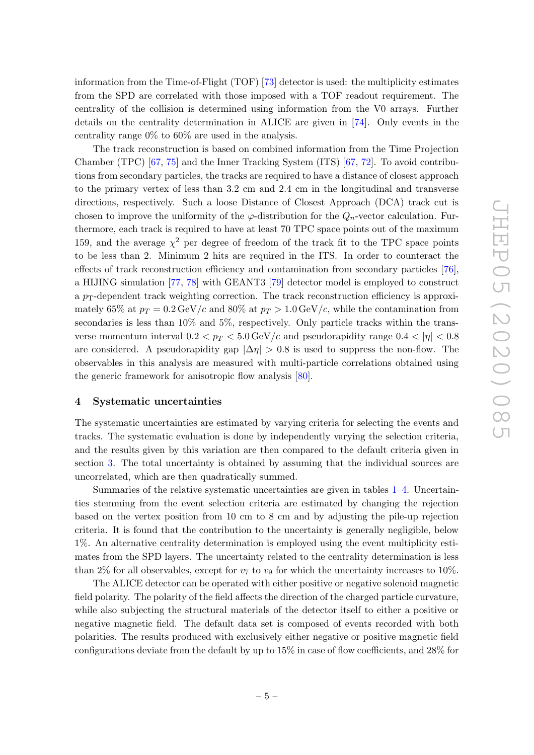information from the Time-of-Flight (TOF) [73] detector is used: the multiplicity estimates from the SPD are correlated with those imposed with a TOF readout requirement. The centrality of the collision is determined using information from the V0 arrays. Further details on the centrality determination in ALICE are given in [74]. Only events in the centrality range 0% to 60% are used in the analysis.

The track reconstruction is based on combined information from the Time Projection Chamber (TPC) [67, 75] and the Inner Tracking System (ITS) [67, 72]. To avoid contributions from secondary particles, the tracks are required to have a distance of closest approach to the primary vertex of less than 3.2 cm and 2.4 cm in the longitudinal and transverse directions, respectively. Such a loose Distance of Closest Approach (DCA) track cut is chosen to improve the uniformity of the $\varphi$-distribution for the $Q_n$-vector calculation. Furthermore, each track is required to have at least 70 TPC space points out of the maximum 159, and the average $\chi^2$ per degree of freedom of the track fit to the TPC space points to be less than 2. Minimum 2 hits are required in the ITS. In order to counteract the effects of track reconstruction efficiency and contamination from secondary particles [76], a HIJING simulation [77, 78] with GEANT3 [79] detector model is employed to construct a $p_{\mathrm{T}}$-dependent track weighting correction. The track reconstruction efficiency is approximately 65% at $p_T = 0.2\,\mathrm{GeV}/c$ and 80% at $p_T > 1.0\,\mathrm{GeV}/c$, while the contamination from secondaries is less than 10% and 5%, respectively. Only particle tracks within the transverse momentum interval $0.2 < p_T < 5.0\,\mathrm{GeV}/c$ and pseudorapidity range $0.4 < |\eta| < 0.8$ are considered. A pseudorapidity gap $|\Delta\eta| > 0.8$ is used to suppress the non-flow. The observables in this analysis are measured with multi-particle correlations obtained using the generic framework for anisotropic flow analysis [80].

## 4 Systematic uncertainties

The systematic uncertainties are estimated by varying criteria for selecting the events and tracks. The systematic evaluation is done by independently varying the selection criteria, and the results given by this variation are then compared to the default criteria given in section 3. The total uncertainty is obtained by assuming that the individual sources are uncorrelated, which are then quadratically summed.

Summaries of the relative systematic uncertainties are given in tables 1–4. Uncertainties stemming from the event selection criteria are estimated by changing the rejection based on the vertex position from 10 cm to 8 cm and by adjusting the pile-up rejection criteria. It is found that the contribution to the uncertainty is generally negligible, below 1%. An alternative centrality determination is employed using the event multiplicity estimates from the SPD layers. The uncertainty related to the centrality determination is less than 2% for all observables, except for $v_7$ to $v_9$ for which the uncertainty increases to 10%.

The ALICE detector can be operated with either positive or negative solenoid magnetic field polarity. The polarity of the field affects the direction of the charged particle curvature, while also subjecting the structural materials of the detector itself to either a positive or negative magnetic field. The default data set is composed of events recorded with both polarities. The results produced with exclusively either negative or positive magnetic field configurations deviate from the default by up to 15% in case of flow coefficients, and 28% for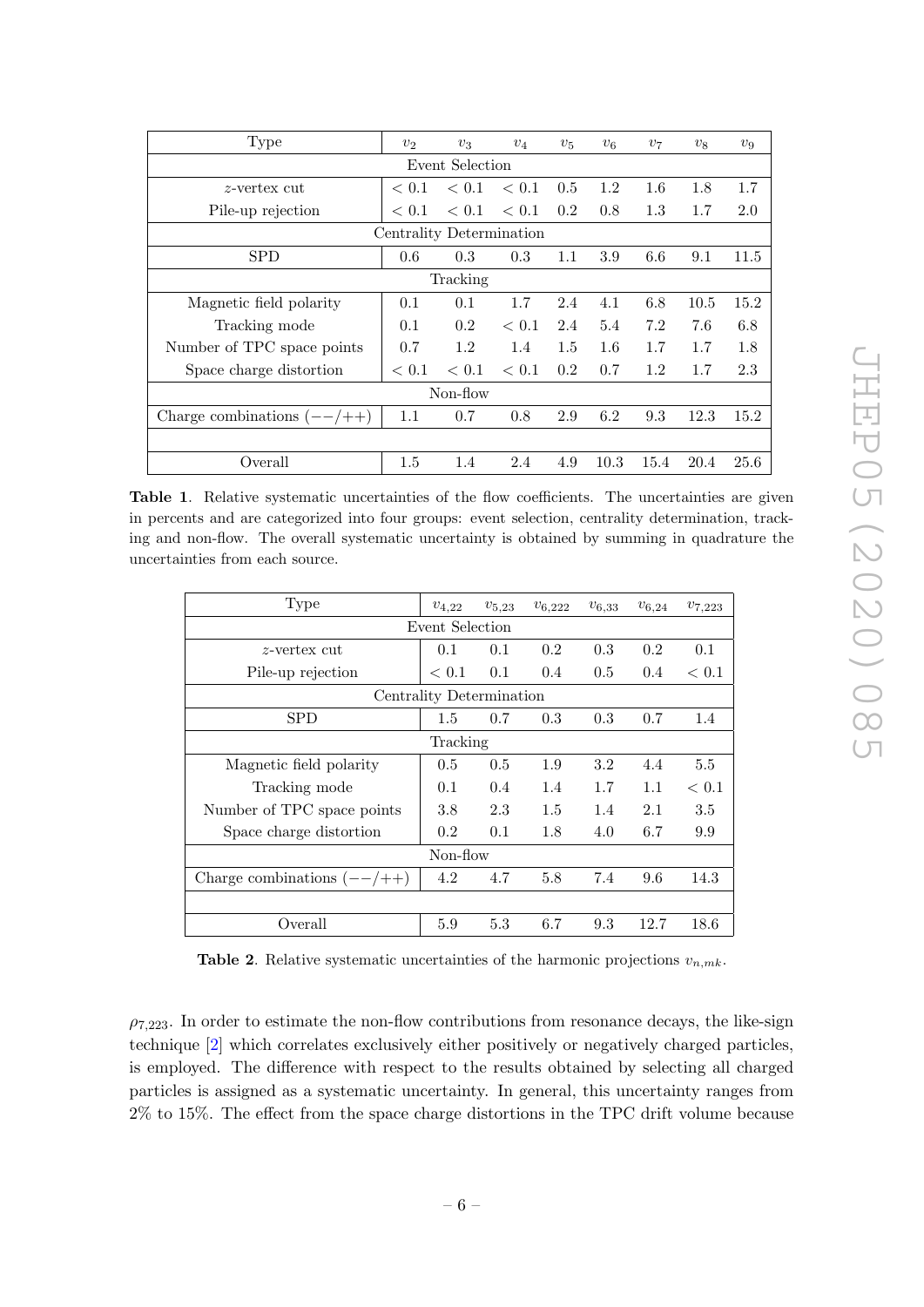| Type | $v_2$ | $v_3$ | $v_4$ | $v_5$ | $v_6$ | $v_7$ | $v_8$ | $v_9$ |
|---|---|---|---|---|---|---|---|---|
| Event Selection | | | | | | | | |
| $z$-vertex cut | $< 0.1$ | $< 0.1$ | $< 0.1$ | 0.5 | 1.2 | 1.6 | 1.8 | 1.7 |
| Pile-up rejection | $< 0.1$ | $< 0.1$ | $< 0.1$ | 0.2 | 0.8 | 1.3 | 1.7 | 2.0 |
| Centrality Determination | | | | | | | | |
| SPD | 0.6 | 0.3 | 0.3 | 1.1 | 3.9 | 6.6 | 9.1 | 11.5 |
| Tracking | | | | | | | | |
| Magnetic field polarity | 0.1 | 0.1 | 1.7 | 2.4 | 4.1 | 6.8 | 10.5 | 15.2 |
| Tracking mode | 0.1 | 0.2 | $< 0.1$ | 2.4 | 5.4 | 7.2 | 7.6 | 6.8 |
| Number of TPC space points | 0.7 | 1.2 | 1.4 | 1.5 | 1.6 | 1.7 | 1.7 | 1.8 |
| Space charge distortion | $< 0.1$ | $< 0.1$ | $< 0.1$ | 0.2 | 0.7 | 1.2 | 1.7 | 2.3 |
| Non-flow | | | | | | | | |
| Charge combinations $(--/++)$ | 1.1 | 0.7 | 0.8 | 2.9 | 6.2 | 9.3 | 12.3 | 15.2 |
| | | | | | | | | |
| Overall | 1.5 | 1.4 | 2.4 | 4.9 | 10.3 | 15.4 | 20.4 | 25.6 |

**Table 1**. Relative systematic uncertainties of the flow coefficients. The uncertainties are given in percents and are categorized into four groups: event selection, centrality determination, tracking and non-flow. The overall systematic uncertainty is obtained by summing in quadrature the uncertainties from each source.

| Type | $v_{4,22}$ | $v_{5,23}$ | $v_{6,222}$ | $v_{6,33}$ | $v_{6,24}$ | $v_{7,223}$ |
|---|---|---|---|---|---|---|
| Event Selection | | | | | | |
| $z$-vertex cut | 0.1 | 0.1 | 0.2 | 0.3 | 0.2 | 0.1 |
| Pile-up rejection | $< 0.1$ | 0.1 | 0.4 | 0.5 | 0.4 | $< 0.1$ |
| Centrality Determination | | | | | | |
| SPD | 1.5 | 0.7 | 0.3 | 0.3 | 0.7 | 1.4 |
| Tracking | | | | | | |
| Magnetic field polarity | 0.5 | 0.5 | 1.9 | 3.2 | 4.4 | 5.5 |
| Tracking mode | 0.1 | 0.4 | 1.4 | 1.7 | 1.1 | $< 0.1$ |
| Number of TPC space points | 3.8 | 2.3 | 1.5 | 1.4 | 2.1 | 3.5 |
| Space charge distortion | 0.2 | 0.1 | 1.8 | 4.0 | 6.7 | 9.9 |
| Non-flow | | | | | | |
| Charge combinations $(--/++)$ | 4.2 | 4.7 | 5.8 | 7.4 | 9.6 | 14.3 |
| | | | | | | |
| Overall | 5.9 | 5.3 | 6.7 | 9.3 | 12.7 | 18.6 |

**Table 2**. Relative systematic uncertainties of the harmonic projections $v_{n,mk}$.

$\rho_{7,223}$. In order to estimate the non-flow contributions from resonance decays, the like-sign technique [2] which correlates exclusively either positively or negatively charged particles, is employed. The difference with respect to the results obtained by selecting all charged particles is assigned as a systematic uncertainty. In general, this uncertainty ranges from 2% to 15%. The effect from the space charge distortions in the TPC drift volume because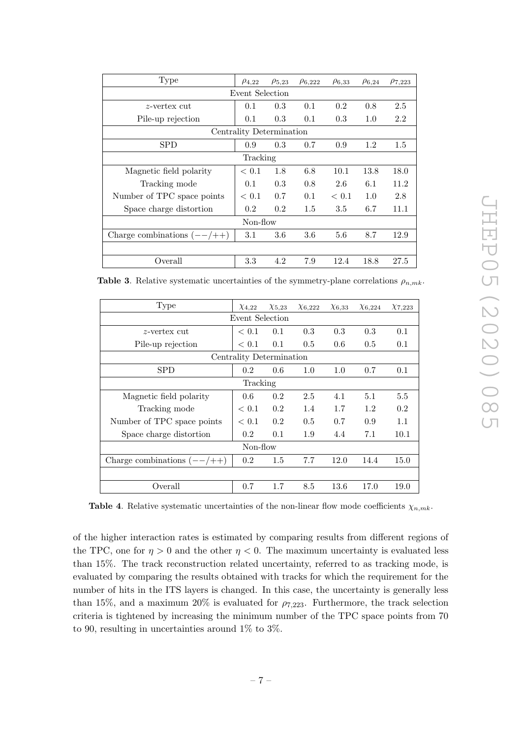| Type | $\rho_{4,22}$ | $\rho_{5,23}$ | $\rho_{6,222}$ | $\rho_{6,33}$ | $\rho_{6,24}$ | $\rho_{7,223}$ |
|---|---|---|---|---|---|---|
| Event Selection | | | | | | |
| $z$-vertex cut | 0.1 | 0.3 | 0.1 | 0.2 | 0.8 | 2.5 |
| Pile-up rejection | 0.1 | 0.3 | 0.1 | 0.3 | 1.0 | 2.2 |
| Centrality Determination | | | | | | |
| SPD | 0.9 | 0.3 | 0.7 | 0.9 | 1.2 | 1.5 |
| Tracking | | | | | | |
| Magnetic field polarity | $< 0.1$ | 1.8 | 6.8 | 10.1 | 13.8 | 18.0 |
| Tracking mode | 0.1 | 0.3 | 0.8 | 2.6 | 6.1 | 11.2 |
| Number of TPC space points | $< 0.1$ | 0.7 | 0.1 | $< 0.1$ | 1.0 | 2.8 |
| Space charge distortion | 0.2 | 0.2 | 1.5 | 3.5 | 6.7 | 11.1 |
| Non-flow | | | | | | |
| Charge combinations $(--/++)$ | 3.1 | 3.6 | 3.6 | 5.6 | 8.7 | 12.9 |
| | | | | | | |
| Overall | 3.3 | 4.2 | 7.9 | 12.4 | 18.8 | 27.5 |

**Table 3**. Relative systematic uncertainties of the symmetry-plane correlations $\rho_{n,mk}$.

| Type | $\chi_{4,22}$ | $\chi_{5,23}$ | $\chi_{6,222}$ | $\chi_{6,33}$ | $\chi_{6,224}$ | $\chi_{7,223}$ |
|---|---|---|---|---|---|---|
| Event Selection | | | | | | |
| $z$-vertex cut | $< 0.1$ | 0.1 | 0.3 | 0.3 | 0.3 | 0.1 |
| Pile-up rejection | $< 0.1$ | 0.1 | 0.5 | 0.6 | 0.5 | 0.1 |
| Centrality Determination | | | | | | |
| SPD | 0.2 | 0.6 | 1.0 | 1.0 | 0.7 | 0.1 |
| Tracking | | | | | | |
| Magnetic field polarity | 0.6 | 0.2 | 2.5 | 4.1 | 5.1 | 5.5 |
| Tracking mode | $< 0.1$ | 0.2 | 1.4 | 1.7 | 1.2 | 0.2 |
| Number of TPC space points | $< 0.1$ | 0.2 | 0.5 | 0.7 | 0.9 | 1.1 |
| Space charge distortion | 0.2 | 0.1 | 1.9 | 4.4 | 7.1 | 10.1 |
| Non-flow | | | | | | |
| Charge combinations $(--/++)$ | 0.2 | 1.5 | 7.7 | 12.0 | 14.4 | 15.0 |
| | | | | | | |
| Overall | 0.7 | 1.7 | 8.5 | 13.6 | 17.0 | 19.0 |

**Table 4**. Relative systematic uncertainties of the non-linear flow mode coefficients $\chi_{n,mk}$.

of the higher interaction rates is estimated by comparing results from different regions of the TPC, one for $\eta > 0$ and the other $\eta < 0$. The maximum uncertainty is evaluated less than 15%. The track reconstruction related uncertainty, referred to as tracking mode, is evaluated by comparing the results obtained with tracks for which the requirement for the number of hits in the ITS layers is changed. In this case, the uncertainty is generally less than 15%, and a maximum 20% is evaluated for $\rho_{7,223}$. Furthermore, the track selection criteria is tightened by increasing the minimum number of the TPC space points from 70 to 90, resulting in uncertainties around 1% to 3%.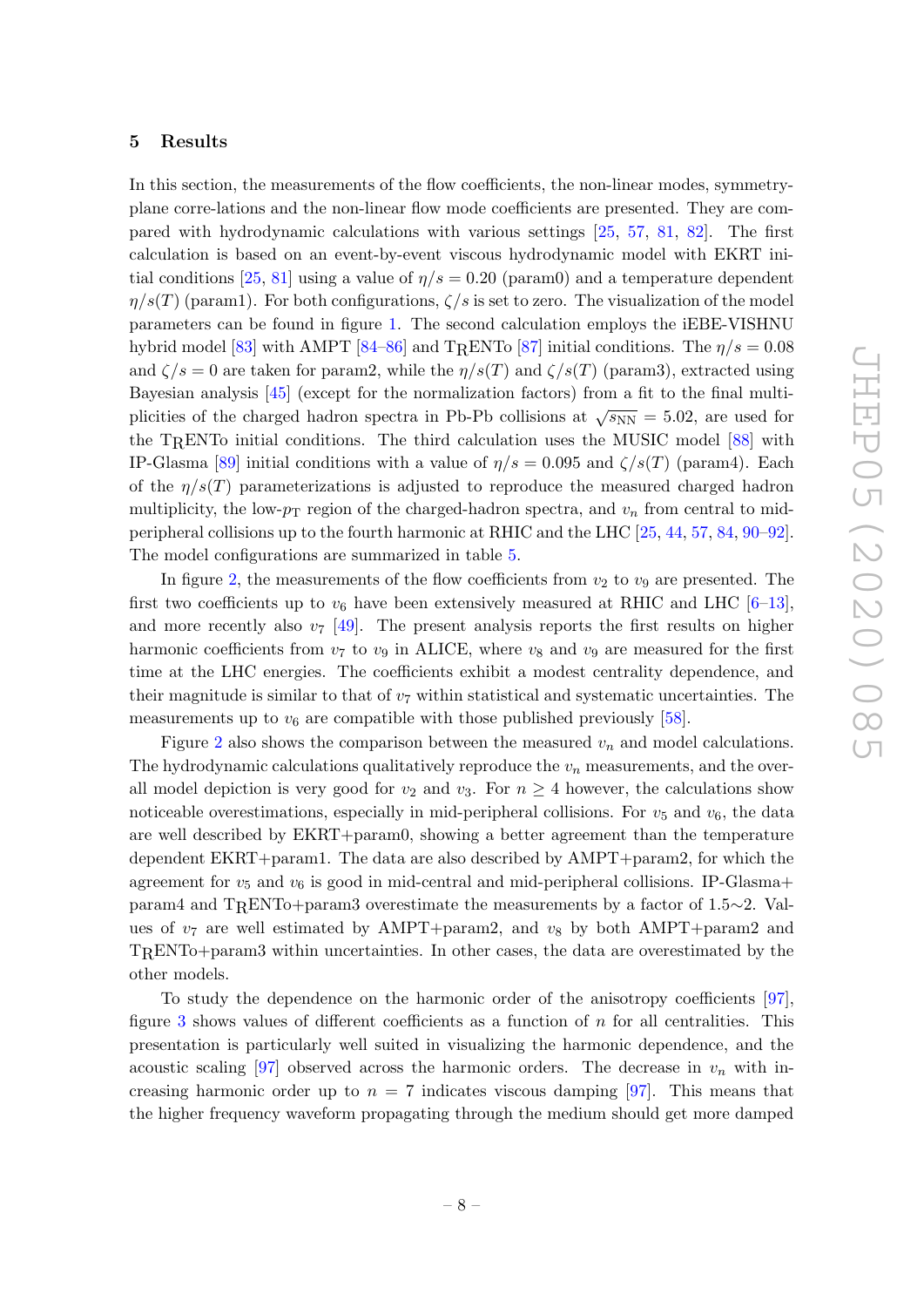## 5 Results

In this section, the measurements of the flow coefficients, the non-linear modes, symmetry-plane corre-lations and the non-linear flow mode coefficients are presented. They are compared with hydrodynamic calculations with various settings [25, 57, 81, 82]. The first calculation is based on an event-by-event viscous hydrodynamic model with EKRT initial conditions [25, 81] using a value of $\eta/s = 0.20$ (param0) and a temperature dependent $\eta/s(T)$ (param1). For both configurations, $\zeta/s$ is set to zero. The visualization of the model parameters can be found in figure 1. The second calculation employs the iEBE-VISHNU hybrid model [83] with AMPT [84–86] and T$_{\rm R}$ENTo [87] initial conditions. The $\eta/s = 0.08$ and $\zeta/s = 0$ are taken for param2, while the $\eta/s(T)$ and $\zeta/s(T)$ (param3), extracted using Bayesian analysis [45] (except for the normalization factors) from a fit to the final multiplicities of the charged hadron spectra in Pb-Pb collisions at $\sqrt{s_{\rm NN}} = 5.02$, are used for the T$_{\rm R}$ENTo initial conditions. The third calculation uses the MUSIC model [88] with IP-Glasma [89] initial conditions with a value of $\eta/s = 0.095$ and $\zeta/s(T)$ (param4). Each of the $\eta/s(T)$ parameterizations is adjusted to reproduce the measured charged hadron multiplicity, the low-$p_{\rm T}$ region of the charged-hadron spectra, and $v_n$ from central to mid-peripheral collisions up to the fourth harmonic at RHIC and the LHC [25, 44, 57, 84, 90–92]. The model configurations are summarized in table 5.

In figure 2, the measurements of the flow coefficients from $v_2$ to $v_9$ are presented. The first two coefficients up to $v_6$ have been extensively measured at RHIC and LHC [6–13], and more recently also $v_7$ [49]. The present analysis reports the first results on higher harmonic coefficients from $v_7$ to $v_9$ in ALICE, where $v_8$ and $v_9$ are measured for the first time at the LHC energies. The coefficients exhibit a modest centrality dependence, and their magnitude is similar to that of $v_7$ within statistical and systematic uncertainties. The measurements up to $v_6$ are compatible with those published previously [58].

Figure 2 also shows the comparison between the measured $v_n$ and model calculations. The hydrodynamic calculations qualitatively reproduce the $v_n$ measurements, and the overall model depiction is very good for $v_2$ and $v_3$. For $n \geq 4$ however, the calculations show noticeable overestimations, especially in mid-peripheral collisions. For $v_5$ and $v_6$, the data are well described by EKRT+param0, showing a better agreement than the temperature dependent EKRT+param1. The data are also described by AMPT+param2, for which the agreement for $v_5$ and $v_6$ is good in mid-central and mid-peripheral collisions. IP-Glasma+param4 and T$_{\rm R}$ENTo+param3 overestimate the measurements by a factor of 1.5∼2. Values of $v_7$ are well estimated by AMPT+param2, and $v_8$ by both AMPT+param2 and T$_{\rm R}$ENTo+param3 within uncertainties. In other cases, the data are overestimated by the other models.

To study the dependence on the harmonic order of the anisotropy coefficients [97], figure 3 shows values of different coefficients as a function of $n$ for all centralities. This presentation is particularly well suited in visualizing the harmonic dependence, and the acoustic scaling [97] observed across the harmonic orders. The decrease in $v_n$ with increasing harmonic order up to $n = 7$ indicates viscous damping [97]. This means that the higher frequency waveform propagating through the medium should get more damped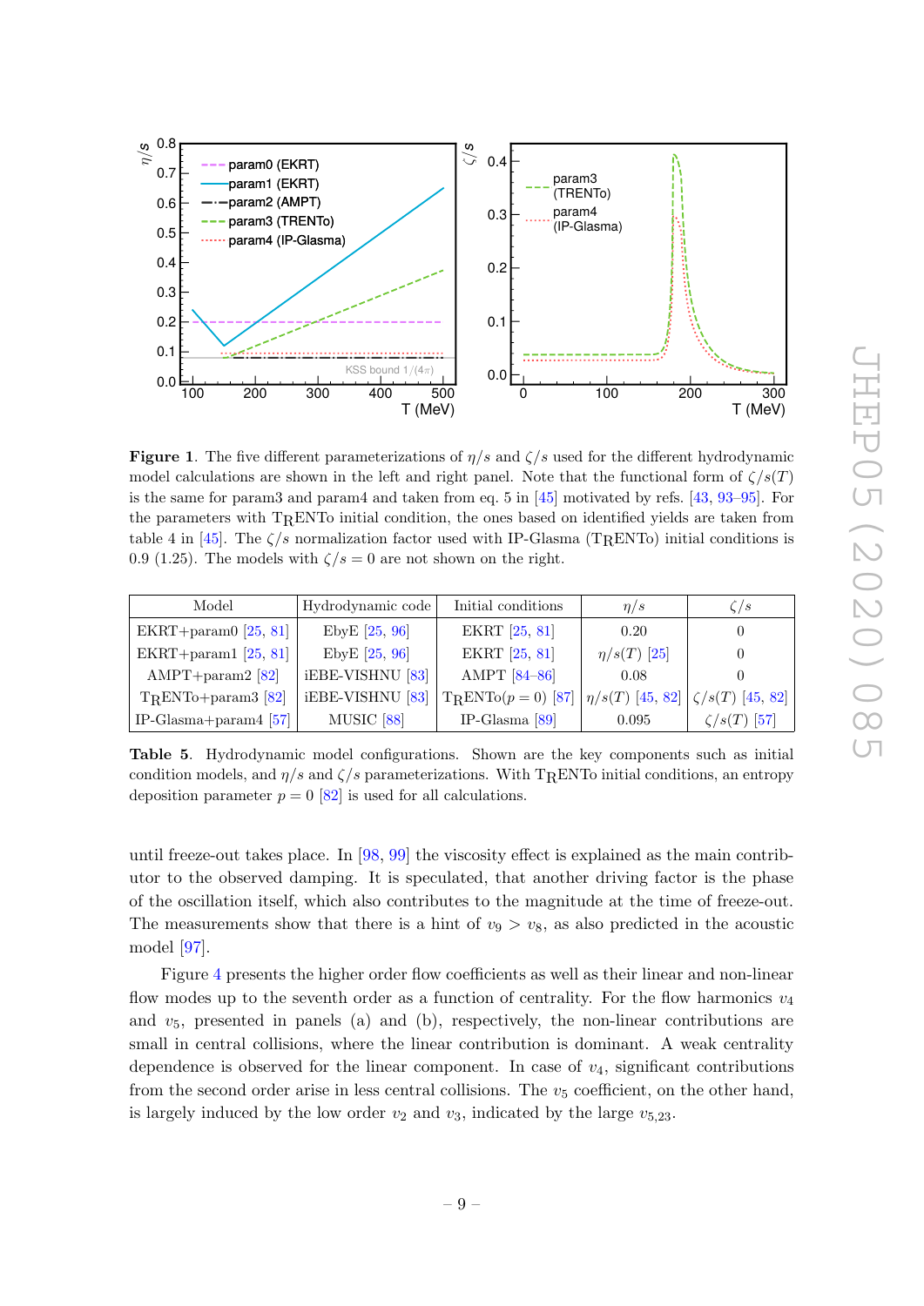**Figure 1**. The five different parameterizations of $\eta/s$ and $\zeta/s$ used for the different hydrodynamic model calculations are shown in the left and right panel. Note that the functional form of $\zeta/s(T)$ is the same for param3 and param4 and taken from eq. 5 in [45] motivated by refs. [43, 93–95]. For the parameters with T<sub>R</sub>ENTo initial condition, the ones based on identified yields are taken from table 4 in [45]. The $\zeta/s$ normalization factor used with IP-Glasma (T<sub>R</sub>ENTo) initial conditions is 0.9 (1.25). The models with $\zeta/s = 0$ are not shown on the right.

| Model | Hydrodynamic code | Initial conditions | $\eta/s$ | $\zeta/s$ |
|---|---|---|---|---|
| EKRT+param0 [25, 81] | EbyE [25, 96] | EKRT [25, 81] | 0.20 | 0 |
| EKRT+param1 [25, 81] | EbyE [25, 96] | EKRT [25, 81] | $\eta/s(T)$ [25] | 0 |
| AMPT+param2 [82] | iEBE-VISHNU [83] | AMPT [84–86] | 0.08 | 0 |
| TRENTo+param3 [82] | iEBE-VISHNU [83] | TRENTo($p = 0$) [87] | $\eta/s(T)$ [45, 82] | $\zeta/s(T)$ [45, 82] |
| IP-Glasma+param4 [57] | MUSIC [88] | IP-Glasma [89] | 0.095 | $\zeta/s(T)$ [57] |

**Table 5**. Hydrodynamic model configurations. Shown are the key components such as initial condition models, and $\eta/s$ and $\zeta/s$ parameterizations. With TRENTo initial conditions, an entropy deposition parameter $p = 0$ [82] is used for all calculations.

until freeze-out takes place. In [98, 99] the viscosity effect is explained as the main contributor to the observed damping. It is speculated, that another driving factor is the phase of the oscillation itself, which also contributes to the magnitude at the time of freeze-out. The measurements show that there is a hint of $v_9 > v_8$, as also predicted in the acoustic model [97].

Figure 4 presents the higher order flow coefficients as well as their linear and non-linear flow modes up to the seventh order as a function of centrality. For the flow harmonics $v_4$ and $v_5$, presented in panels (a) and (b), respectively, the non-linear contributions are small in central collisions, where the linear contribution is dominant. A weak centrality dependence is observed for the linear component. In case of $v_4$, significant contributions from the second order arise in less central collisions. The $v_5$ coefficient, on the other hand, is largely induced by the low order $v_2$ and $v_3$, indicated by the large $v_{5,23}$.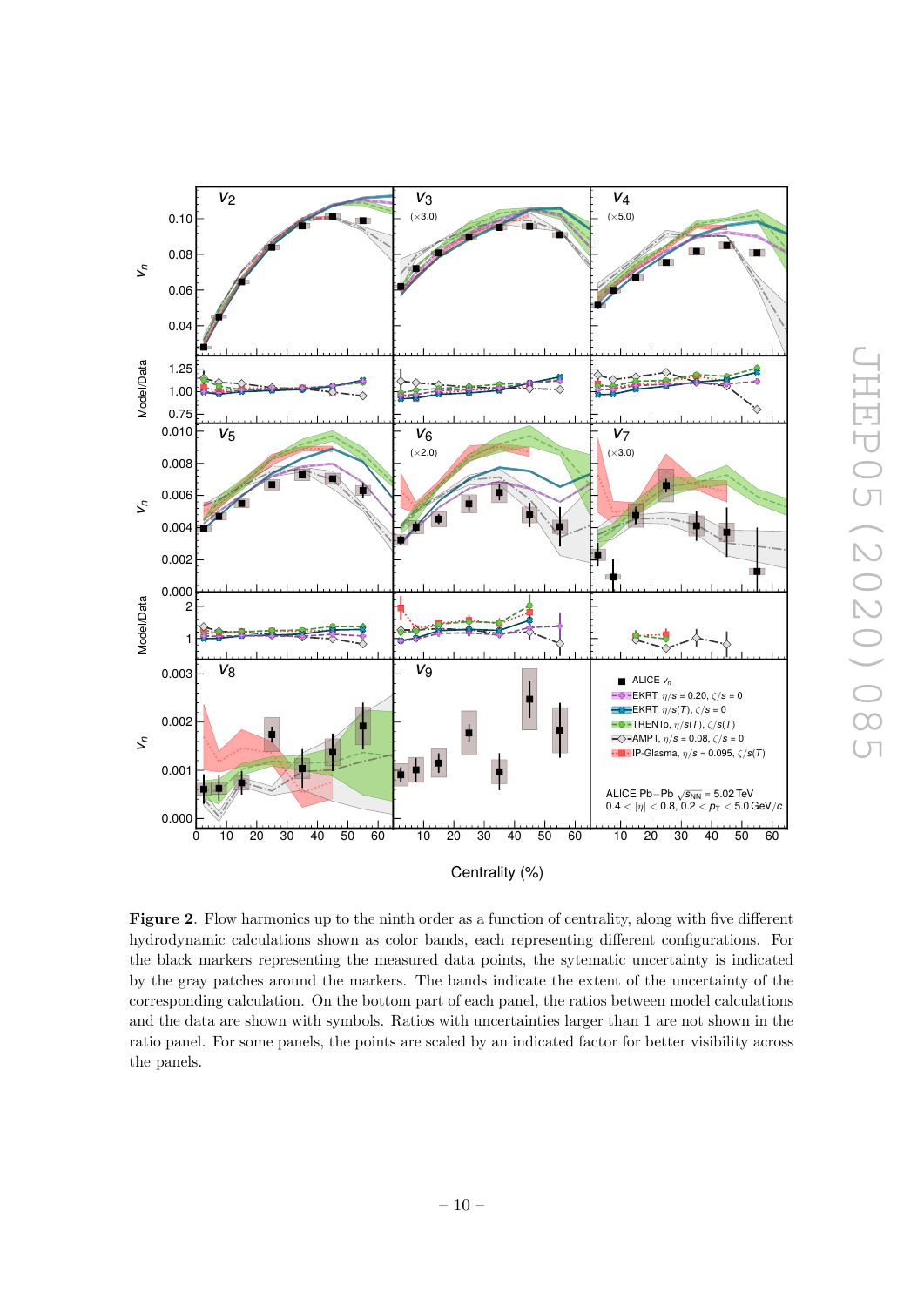**Figure 2**. Flow harmonics up to the ninth order as a function of centrality, along with five different hydrodynamic calculations shown as color bands, each representing different configurations. For the black markers representing the measured data points, the sytematic uncertainty is indicated by the gray patches around the markers. The bands indicate the extent of the uncertainty of the corresponding calculation. On the bottom part of each panel, the ratios between model calculations and the data are shown with symbols. Ratios with uncertainties larger than 1 are not shown in the ratio panel. For some panels, the points are scaled by an indicated factor for better visibility across the panels.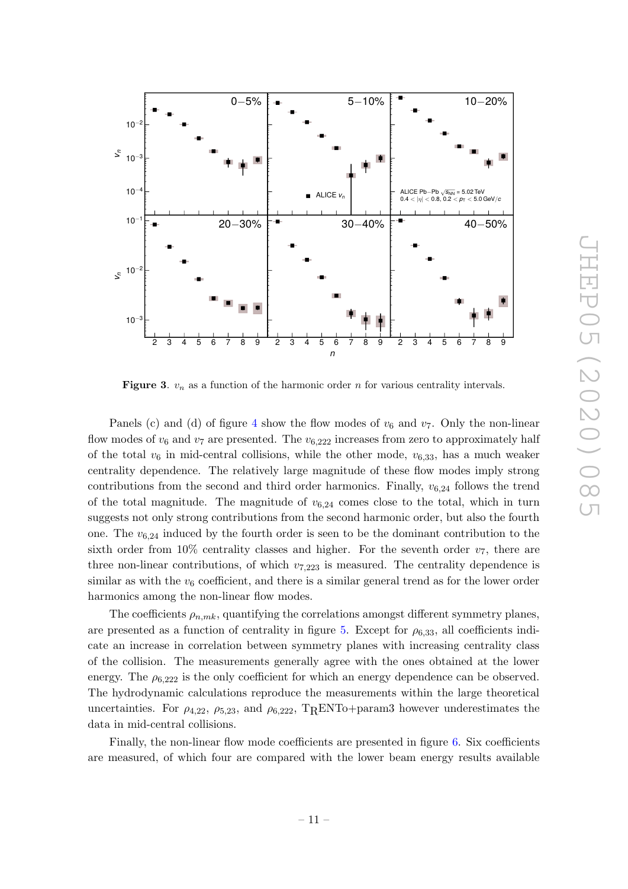**Figure 3**. $v_n$ as a function of the harmonic order $n$ for various centrality intervals.

Panels (c) and (d) of figure 4 show the flow modes of $v_6$ and $v_7$. Only the non-linear flow modes of $v_6$ and $v_7$ are presented. The $v_{6,222}$ increases from zero to approximately half of the total $v_6$ in mid-central collisions, while the other mode, $v_{6,33}$, has a much weaker centrality dependence. The relatively large magnitude of these flow modes imply strong contributions from the second and third order harmonics. Finally, $v_{6,24}$ follows the trend of the total magnitude. The magnitude of $v_{6,24}$ comes close to the total, which in turn suggests not only strong contributions from the second harmonic order, but also the fourth one. The $v_{6,24}$ induced by the fourth order is seen to be the dominant contribution to the sixth order from 10% centrality classes and higher. For the seventh order $v_7$, there are three non-linear contributions, of which $v_{7,223}$ is measured. The centrality dependence is similar as with the $v_6$ coefficient, and there is a similar general trend as for the lower order harmonics among the non-linear flow modes.

The coefficients $\rho_{n,mk}$, quantifying the correlations amongst different symmetry planes, are presented as a function of centrality in figure 5. Except for $\rho_{6,33}$, all coefficients indicate an increase in correlation between symmetry planes with increasing centrality class of the collision. The measurements generally agree with the ones obtained at the lower energy. The $\rho_{6,222}$ is the only coefficient for which an energy dependence can be observed. The hydrodynamic calculations reproduce the measurements within the large theoretical uncertainties. For $\rho_{4,22}$, $\rho_{5,23}$, and $\rho_{6,222}$, $\mathrm{T_RENTo}$+param3 however underestimates the data in mid-central collisions.

Finally, the non-linear flow mode coefficients are presented in figure 6. Six coefficients are measured, of which four are compared with the lower beam energy results available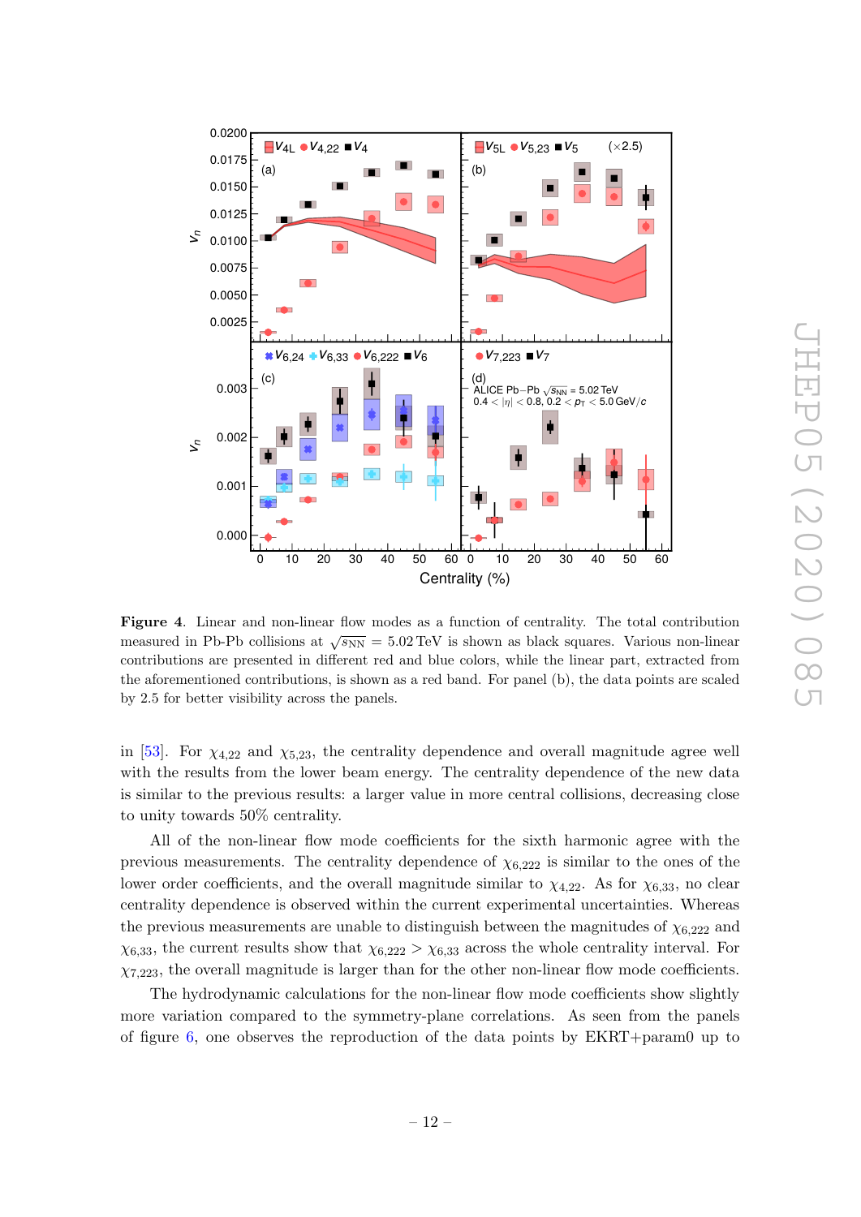**Figure 4**. Linear and non-linear flow modes as a function of centrality. The total contribution measured in Pb-Pb collisions at $\sqrt{s_{\rm NN}} = 5.02\,\text{TeV}$ is shown as black squares. Various non-linear contributions are presented in different red and blue colors, while the linear part, extracted from the aforementioned contributions, is shown as a red band. For panel (b), the data points are scaled by 2.5 for better visibility across the panels.

in [53]. For $\chi_{4,22}$ and $\chi_{5,23}$, the centrality dependence and overall magnitude agree well with the results from the lower beam energy. The centrality dependence of the new data is similar to the previous results: a larger value in more central collisions, decreasing close to unity towards 50% centrality.

All of the non-linear flow mode coefficients for the sixth harmonic agree with the previous measurements. The centrality dependence of $\chi_{6,222}$ is similar to the ones of the lower order coefficients, and the overall magnitude similar to $\chi_{4,22}$. As for $\chi_{6,33}$, no clear centrality dependence is observed within the current experimental uncertainties. Whereas the previous measurements are unable to distinguish between the magnitudes of $\chi_{6,222}$ and $\chi_{6,33}$, the current results show that $\chi_{6,222} > \chi_{6,33}$ across the whole centrality interval. For $\chi_{7,223}$, the overall magnitude is larger than for the other non-linear flow mode coefficients.

The hydrodynamic calculations for the non-linear flow mode coefficients show slightly more variation compared to the symmetry-plane correlations. As seen from the panels of figure 6, one observes the reproduction of the data points by EKRT+param0 up to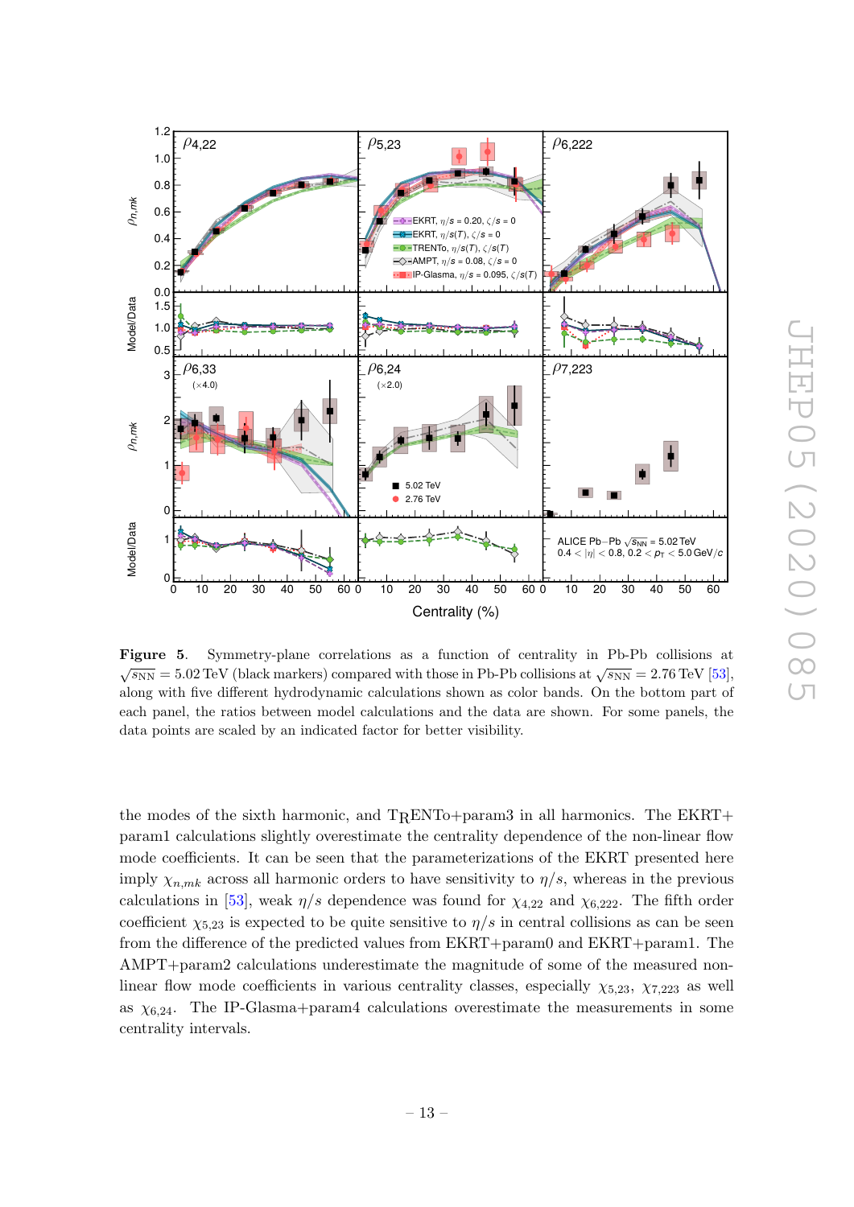**Figure 5**. Symmetry-plane correlations as a function of centrality in Pb-Pb collisions at $\sqrt{s_{\rm NN}} = 5.02$ TeV (black markers) compared with those in Pb-Pb collisions at $\sqrt{s_{\rm NN}} = 2.76$ TeV [53], along with five different hydrodynamic calculations shown as color bands. On the bottom part of each panel, the ratios between model calculations and the data are shown. For some panels, the data points are scaled by an indicated factor for better visibility.

the modes of the sixth harmonic, and TRENTo+param3 in all harmonics. The EKRT+param1 calculations slightly overestimate the centrality dependence of the non-linear flow mode coefficients. It can be seen that the parameterizations of the EKRT presented here imply $\chi_{n,mk}$ across all harmonic orders to have sensitivity to $\eta/s$, whereas in the previous calculations in [53], weak $\eta/s$ dependence was found for $\chi_{4,22}$ and $\chi_{6,222}$. The fifth order coefficient $\chi_{5,23}$ is expected to be quite sensitive to $\eta/s$ in central collisions as can be seen from the difference of the predicted values from EKRT+param0 and EKRT+param1. The AMPT+param2 calculations underestimate the magnitude of some of the measured non-linear flow mode coefficients in various centrality classes, especially $\chi_{5,23}$, $\chi_{7,223}$ as well as $\chi_{6,24}$. The IP-Glasma+param4 calculations overestimate the measurements in some centrality intervals.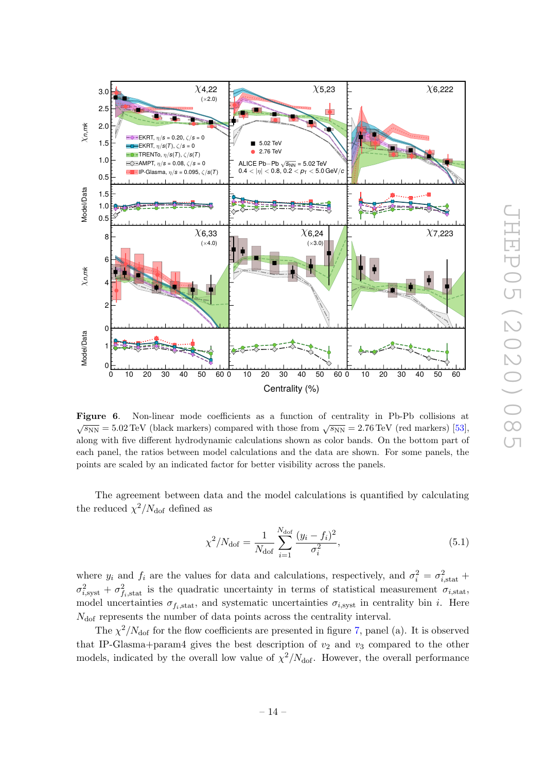**Figure 6**. Non-linear mode coefficients as a function of centrality in Pb-Pb collisions at $\sqrt{s_{\rm NN}} = 5.02\,{\rm TeV}$ (black markers) compared with those from $\sqrt{s_{\rm NN}} = 2.76\,{\rm TeV}$ (red markers) [53], along with five different hydrodynamic calculations shown as color bands. On the bottom part of each panel, the ratios between model calculations and the data are shown. For some panels, the points are scaled by an indicated factor for better visibility across the panels.

The agreement between data and the model calculations is quantified by calculating the reduced $\chi^2/N_{\rm dof}$ defined as

$$\chi^2/N_{\rm dof} = \frac{1}{N_{\rm dof}} \sum_{i=1}^{N_{\rm dof}} \frac{(y_i - f_i)^2}{\sigma_i^2}, \tag{5.1}$$

where $y_i$ and $f_i$ are the values for data and calculations, respectively, and $\sigma_i^2 = \sigma_{i,\rm stat}^2 + \sigma_{i,\rm syst}^2 + \sigma_{f_i,\rm stat}^2$ is the quadratic uncertainty in terms of statistical measurement $\sigma_{i,\rm stat}$, model uncertainties $\sigma_{f_i,\rm stat}$, and systematic uncertainties $\sigma_{i,\rm syst}$ in centrality bin $i$. Here $N_{\rm dof}$ represents the number of data points across the centrality interval.

The $\chi^2/N_{\rm dof}$ for the flow coefficients are presented in figure 7, panel (a). It is observed that IP-Glasma+param4 gives the best description of $v_2$ and $v_3$ compared to the other models, indicated by the overall low value of $\chi^2/N_{\rm dof}$. However, the overall performance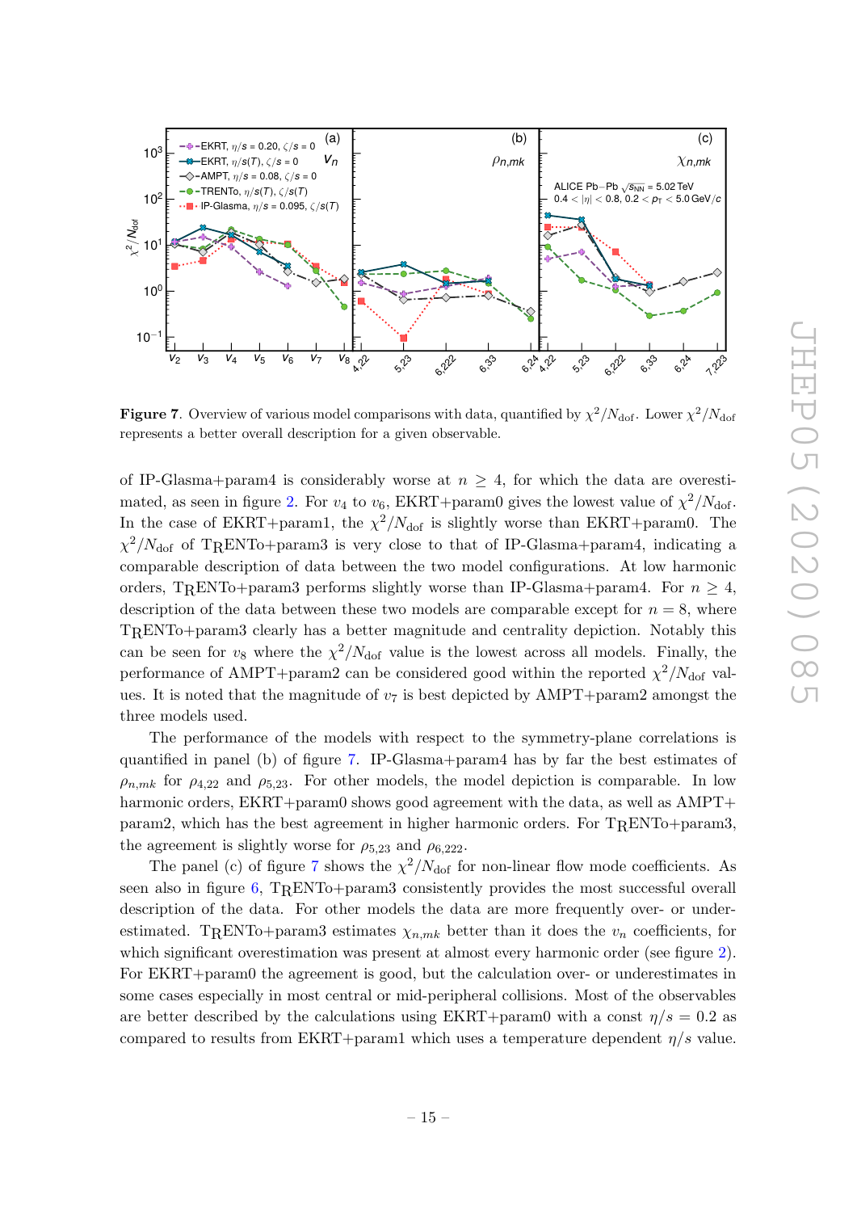**Figure 7**. Overview of various model comparisons with data, quantified by $\chi^2/N_{\rm dof}$. Lower $\chi^2/N_{\rm dof}$ represents a better overall description for a given observable.

of IP-Glasma+param4 is considerably worse at $n \geq 4$, for which the data are overestimated, as seen in figure 2. For $v_4$ to $v_6$, EKRT+param0 gives the lowest value of $\chi^2/N_{\rm dof}$. In the case of EKRT+param1, the $\chi^2/N_{\rm dof}$ is slightly worse than EKRT+param0. The $\chi^2/N_{\rm dof}$ of TRENTo+param3 is very close to that of IP-Glasma+param4, indicating a comparable description of data between the two model configurations. At low harmonic orders, TRENTo+param3 performs slightly worse than IP-Glasma+param4. For $n \geq 4$, description of the data between these two models are comparable except for $n = 8$, where TRENTo+param3 clearly has a better magnitude and centrality depiction. Notably this can be seen for $v_8$ where the $\chi^2/N_{\rm dof}$ value is the lowest across all models. Finally, the performance of AMPT+param2 can be considered good within the reported $\chi^2/N_{\rm dof}$ values. It is noted that the magnitude of $v_7$ is best depicted by AMPT+param2 amongst the three models used.

The performance of the models with respect to the symmetry-plane correlations is quantified in panel (b) of figure 7. IP-Glasma+param4 has by far the best estimates of $\rho_{n,mk}$ for $\rho_{4,22}$ and $\rho_{5,23}$. For other models, the model depiction is comparable. In low harmonic orders, EKRT+param0 shows good agreement with the data, as well as AMPT+param2, which has the best agreement in higher harmonic orders. For TRENTo+param3, the agreement is slightly worse for $\rho_{5,23}$ and $\rho_{6,222}$.

The panel (c) of figure 7 shows the $\chi^2/N_{\rm dof}$ for non-linear flow mode coefficients. As seen also in figure 6, TRENTo+param3 consistently provides the most successful overall description of the data. For other models the data are more frequently over- or underestimated. TRENTo+param3 estimates $\chi_{n,mk}$ better than it does the $v_n$ coefficients, for which significant overestimation was present at almost every harmonic order (see figure 2). For EKRT+param0 the agreement is good, but the calculation over- or underestimates in some cases especially in most central or mid-peripheral collisions. Most of the observables are better described by the calculations using EKRT+param0 with a const $\eta/s = 0.2$ as compared to results from EKRT+param1 which uses a temperature dependent $\eta/s$ value.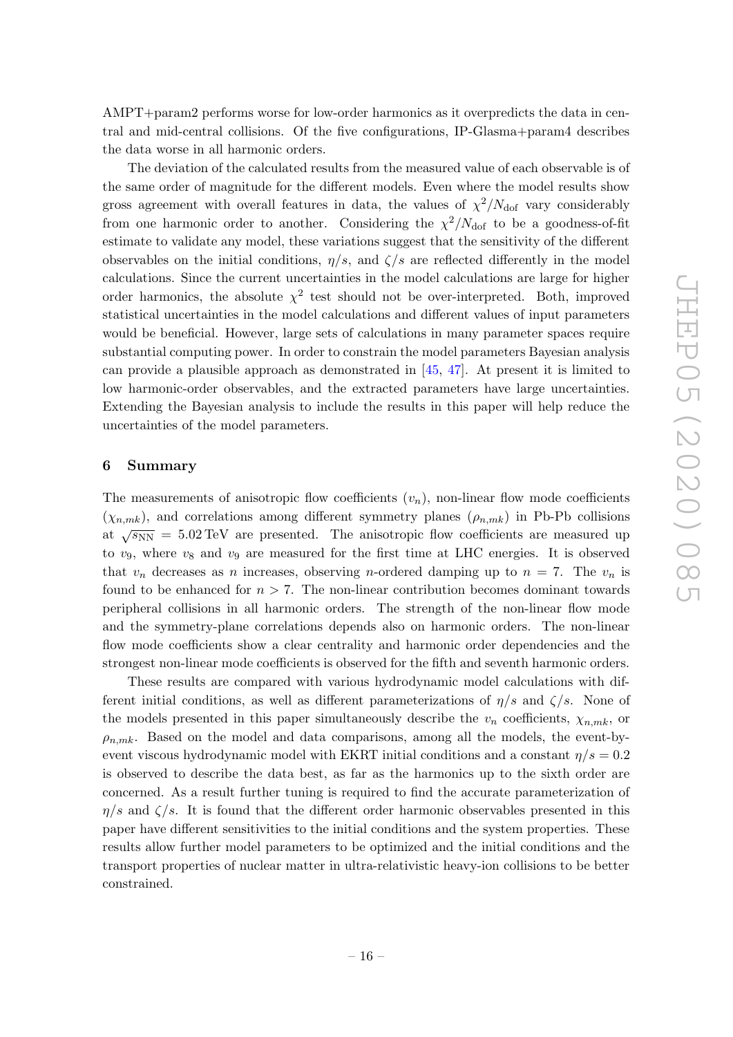AMPT+param2 performs worse for low-order harmonics as it overpredicts the data in central and mid-central collisions. Of the five configurations, IP-Glasma+param4 describes the data worse in all harmonic orders.

The deviation of the calculated results from the measured value of each observable is of the same order of magnitude for the different models. Even where the model results show gross agreement with overall features in data, the values of $\chi^2/N_{\mathrm{dof}}$ vary considerably from one harmonic order to another. Considering the $\chi^2/N_{\mathrm{dof}}$ to be a goodness-of-fit estimate to validate any model, these variations suggest that the sensitivity of the different observables on the initial conditions, $\eta/s$, and $\zeta/s$ are reflected differently in the model calculations. Since the current uncertainties in the model calculations are large for higher order harmonics, the absolute $\chi^2$ test should not be over-interpreted. Both, improved statistical uncertainties in the model calculations and different values of input parameters would be beneficial. However, large sets of calculations in many parameter spaces require substantial computing power. In order to constrain the model parameters Bayesian analysis can provide a plausible approach as demonstrated in [45, 47]. At present it is limited to low harmonic-order observables, and the extracted parameters have large uncertainties. Extending the Bayesian analysis to include the results in this paper will help reduce the uncertainties of the model parameters.

## 6 Summary

The measurements of anisotropic flow coefficients ($v_n$), non-linear flow mode coefficients ($\chi_{n,mk}$), and correlations among different symmetry planes ($\rho_{n,mk}$) in Pb-Pb collisions at $\sqrt{s_{\mathrm{NN}}} = 5.02\,\mathrm{TeV}$ are presented. The anisotropic flow coefficients are measured up to $v_9$, where $v_8$ and $v_9$ are measured for the first time at LHC energies. It is observed that $v_n$ decreases as $n$ increases, observing $n$-ordered damping up to $n = 7$. The $v_n$ is found to be enhanced for $n > 7$. The non-linear contribution becomes dominant towards peripheral collisions in all harmonic orders. The strength of the non-linear flow mode and the symmetry-plane correlations depends also on harmonic orders. The non-linear flow mode coefficients show a clear centrality and harmonic order dependencies and the strongest non-linear mode coefficients is observed for the fifth and seventh harmonic orders.

These results are compared with various hydrodynamic model calculations with different initial conditions, as well as different parameterizations of $\eta/s$ and $\zeta/s$. None of the models presented in this paper simultaneously describe the $v_n$ coefficients, $\chi_{n,mk}$, or $\rho_{n,mk}$. Based on the model and data comparisons, among all the models, the event-by-event viscous hydrodynamic model with EKRT initial conditions and a constant $\eta/s = 0.2$ is observed to describe the data best, as far as the harmonics up to the sixth order are concerned. As a result further tuning is required to find the accurate parameterization of $\eta/s$ and $\zeta/s$. It is found that the different order harmonic observables presented in this paper have different sensitivities to the initial conditions and the system properties. These results allow further model parameters to be optimized and the initial conditions and the transport properties of nuclear matter in ultra-relativistic heavy-ion collisions to be better constrained.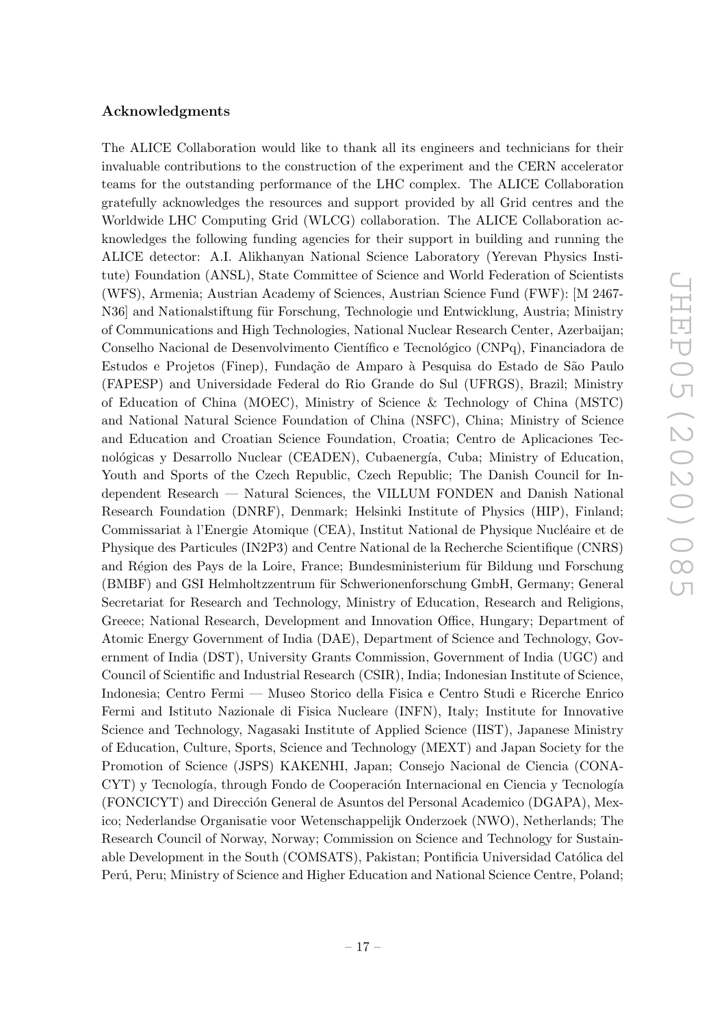### Acknowledgments

The ALICE Collaboration would like to thank all its engineers and technicians for their invaluable contributions to the construction of the experiment and the CERN accelerator teams for the outstanding performance of the LHC complex. The ALICE Collaboration gratefully acknowledges the resources and support provided by all Grid centres and the Worldwide LHC Computing Grid (WLCG) collaboration. The ALICE Collaboration acknowledges the following funding agencies for their support in building and running the ALICE detector: A.I. Alikhanyan National Science Laboratory (Yerevan Physics Institute) Foundation (ANSL), State Committee of Science and World Federation of Scientists (WFS), Armenia; Austrian Academy of Sciences, Austrian Science Fund (FWF): [M 2467-N36] and Nationalstiftung für Forschung, Technologie und Entwicklung, Austria; Ministry of Communications and High Technologies, National Nuclear Research Center, Azerbaijan; Conselho Nacional de Desenvolvimento Científico e Tecnológico (CNPq), Financiadora de Estudos e Projetos (Finep), Fundação de Amparo à Pesquisa do Estado de São Paulo (FAPESP) and Universidade Federal do Rio Grande do Sul (UFRGS), Brazil; Ministry of Education of China (MOEC), Ministry of Science & Technology of China (MSTC) and National Natural Science Foundation of China (NSFC), China; Ministry of Science and Education and Croatian Science Foundation, Croatia; Centro de Aplicaciones Tecnológicas y Desarrollo Nuclear (CEADEN), Cubaenergía, Cuba; Ministry of Education, Youth and Sports of the Czech Republic, Czech Republic; The Danish Council for Independent Research — Natural Sciences, the VILLUM FONDEN and Danish National Research Foundation (DNRF), Denmark; Helsinki Institute of Physics (HIP), Finland; Commissariat à l'Energie Atomique (CEA), Institut National de Physique Nucléaire et de Physique des Particules (IN2P3) and Centre National de la Recherche Scientifique (CNRS) and Région des Pays de la Loire, France; Bundesministerium für Bildung und Forschung (BMBF) and GSI Helmholtzzentrum für Schwerionenforschung GmbH, Germany; General Secretariat for Research and Technology, Ministry of Education, Research and Religions, Greece; National Research, Development and Innovation Office, Hungary; Department of Atomic Energy Government of India (DAE), Department of Science and Technology, Government of India (DST), University Grants Commission, Government of India (UGC) and Council of Scientific and Industrial Research (CSIR), India; Indonesian Institute of Science, Indonesia; Centro Fermi — Museo Storico della Fisica e Centro Studi e Ricerche Enrico Fermi and Istituto Nazionale di Fisica Nucleare (INFN), Italy; Institute for Innovative Science and Technology, Nagasaki Institute of Applied Science (IIST), Japanese Ministry of Education, Culture, Sports, Science and Technology (MEXT) and Japan Society for the Promotion of Science (JSPS) KAKENHI, Japan; Consejo Nacional de Ciencia (CONACYT) y Tecnología, through Fondo de Cooperación Internacional en Ciencia y Tecnología (FONCICYT) and Dirección General de Asuntos del Personal Academico (DGAPA), Mexico; Nederlandse Organisatie voor Wetenschappelijk Onderzoek (NWO), Netherlands; The Research Council of Norway, Norway; Commission on Science and Technology for Sustainable Development in the South (COMSATS), Pakistan; Pontificia Universidad Católica del Perú, Peru; Ministry of Science and Higher Education and National Science Centre, Poland;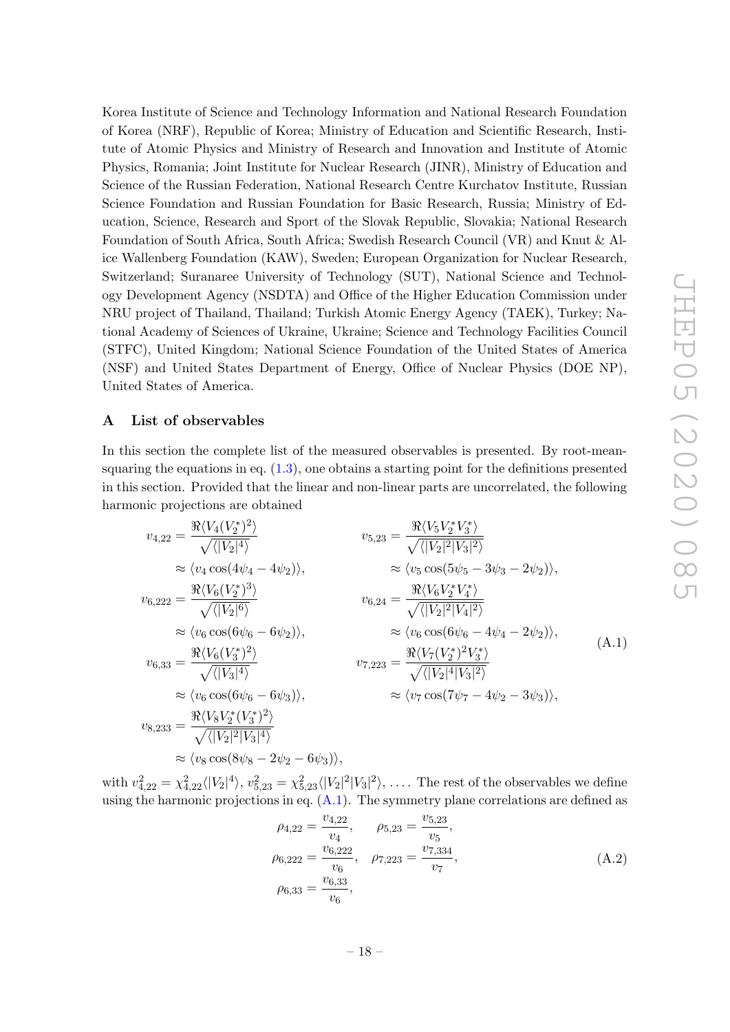Korea Institute of Science and Technology Information and National Research Foundation of Korea (NRF), Republic of Korea; Ministry of Education and Scientific Research, Institute of Atomic Physics and Ministry of Research and Innovation and Institute of Atomic Physics, Romania; Joint Institute for Nuclear Research (JINR), Ministry of Education and Science of the Russian Federation, National Research Centre Kurchatov Institute, Russian Science Foundation and Russian Foundation for Basic Research, Russia; Ministry of Education, Science, Research and Sport of the Slovak Republic, Slovakia; National Research Foundation of South Africa, South Africa; Swedish Research Council (VR) and Knut & Alice Wallenberg Foundation (KAW), Sweden; European Organization for Nuclear Research, Switzerland; Suranaree University of Technology (SUT), National Science and Technology Development Agency (NSDTA) and Office of the Higher Education Commission under NRU project of Thailand, Thailand; Turkish Atomic Energy Agency (TAEK), Turkey; National Academy of Sciences of Ukraine, Ukraine; Science and Technology Facilities Council (STFC), United Kingdom; National Science Foundation of the United States of America (NSF) and United States Department of Energy, Office of Nuclear Physics (DOE NP), United States of America.

## A List of observables

In this section the complete list of the measured observables is presented. By root-mean-squaring the equations in eq. (1.3), one obtains a starting point for the definitions presented in this section. Provided that the linear and non-linear parts are uncorrelated, the following harmonic projections are obtained

$$
\begin{aligned}
v_{4,22} &= \frac{\Re\langle V_4 (V_2^*)^2\rangle}{\sqrt{\langle |V_2|^4\rangle}} & v_{5,23} &= \frac{\Re\langle V_5 V_2^* V_3^*\rangle}{\sqrt{\langle |V_2|^2|V_3|^2\rangle}} \\
&\approx \langle v_4 \cos(4\psi_4 - 4\psi_2)\rangle, & &\approx \langle v_5 \cos(5\psi_5 - 3\psi_3 - 2\psi_2)\rangle, \\
v_{6,222} &= \frac{\Re\langle V_6 (V_2^*)^3\rangle}{\sqrt{\langle |V_2|^6\rangle}} & v_{6,24} &= \frac{\Re\langle V_6 V_2^* V_4^*\rangle}{\sqrt{\langle |V_2|^2|V_4|^2\rangle}} \\
&\approx \langle v_6 \cos(6\psi_6 - 6\psi_2)\rangle, & &\approx \langle v_6 \cos(6\psi_6 - 4\psi_4 - 2\psi_2)\rangle, \\
v_{6,33} &= \frac{\Re\langle V_6 (V_3^*)^2\rangle}{\sqrt{\langle |V_3|^4\rangle}} & v_{7,223} &= \frac{\Re\langle V_7 (V_2^*)^2 V_3^*\rangle}{\sqrt{\langle |V_2|^4|V_3|^2\rangle}} \\
&\approx \langle v_6 \cos(6\psi_6 - 6\psi_3)\rangle, & &\approx \langle v_7 \cos(7\psi_7 - 4\psi_2 - 3\psi_3)\rangle, \\
v_{8,233} &= \frac{\Re\langle V_8 V_2^* (V_3^*)^2\rangle}{\sqrt{\langle |V_2|^2|V_3|^4\rangle}} \\
&\approx \langle v_8 \cos(8\psi_8 - 2\psi_2 - 6\psi_3)\rangle,
\end{aligned}
\tag{A.1}
$$

with $v_{4,22}^2 = \chi_{4,22}^2\langle |V_2|^4\rangle$, $v_{5,23}^2 = \chi_{5,23}^2\langle |V_2|^2|V_3|^2\rangle$, .... The rest of the observables we define using the harmonic projections in eq. (A.1). The symmetry plane correlations are defined as

$$
\begin{aligned}
\rho_{4,22} &= \frac{v_{4,22}}{v_4}, & \rho_{5,23} &= \frac{v_{5,23}}{v_5}, \\
\rho_{6,222} &= \frac{v_{6,222}}{v_6}, & \rho_{7,223} &= \frac{v_{7,334}}{v_7}, \\
\rho_{6,33} &= \frac{v_{6,33}}{v_6},
\end{aligned}
\tag{A.2}
$$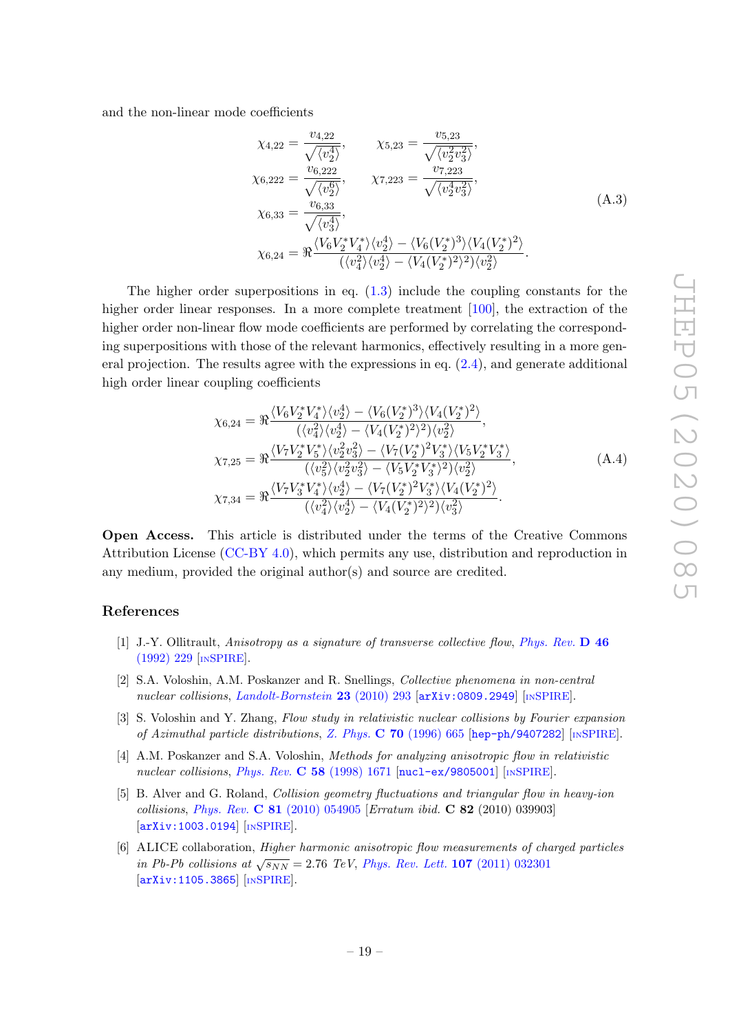and the non-linear mode coefficients

$$
\begin{aligned}
\chi_{4,22} &= \frac{v_{4,22}}{\sqrt{\langle v_2^4 \rangle}}, \qquad \chi_{5,23} = \frac{v_{5,23}}{\sqrt{\langle v_2^2 v_3^2 \rangle}}, \\
\chi_{6,222} &= \frac{v_{6,222}}{\sqrt{\langle v_2^6 \rangle}}, \qquad \chi_{7,223} = \frac{v_{7,223}}{\sqrt{\langle v_2^4 v_3^2 \rangle}}, \\
\chi_{6,33} &= \frac{v_{6,33}}{\sqrt{\langle v_3^4 \rangle}}, \\
\chi_{6,24} &= \Re \frac{\langle V_6 V_2^* V_4^* \rangle \langle v_2^4 \rangle - \langle V_6 (V_2^*)^3 \rangle \langle V_4 (V_2^*)^2 \rangle}{(\langle v_4^2 \rangle \langle v_2^4 \rangle - \langle V_4 (V_2^*)^2 \rangle^2) \langle v_2^2 \rangle}.
\end{aligned}
\tag{A.3}
$$

The higher order superpositions in eq. (1.3) include the coupling constants for the higher order linear responses. In a more complete treatment [100], the extraction of the higher order non-linear flow mode coefficients are performed by correlating the corresponding superpositions with those of the relevant harmonics, effectively resulting in a more general projection. The results agree with the expressions in eq. (2.4), and generate additional high order linear coupling coefficients

$$
\begin{aligned}
\chi_{6,24} &= \Re \frac{\langle V_6 V_2^* V_4^* \rangle \langle v_2^4 \rangle - \langle V_6 (V_2^*)^3 \rangle \langle V_4 (V_2^*)^2 \rangle}{(\langle v_4^2 \rangle \langle v_2^4 \rangle - \langle V_4 (V_2^*)^2 \rangle^2) \langle v_2^2 \rangle}, \\
\chi_{7,25} &= \Re \frac{\langle V_7 V_2^* V_5^* \rangle \langle v_2^2 v_3^2 \rangle - \langle V_7 (V_2^*)^2 V_3^* \rangle \langle V_5 V_2^* V_3^* \rangle}{(\langle v_5^2 \rangle \langle v_2^2 v_3^2 \rangle - \langle V_5 V_2^* V_3^* \rangle^2) \langle v_2^2 \rangle}, \\
\chi_{7,34} &= \Re \frac{\langle V_7 V_3^* V_4^* \rangle \langle v_2^4 \rangle - \langle V_7 (V_2^*)^2 V_3^* \rangle \langle V_4 (V_2^*)^2 \rangle}{(\langle v_4^2 \rangle \langle v_2^4 \rangle - \langle V_4 (V_2^*)^2 \rangle^2) \langle v_3^2 \rangle}.
\end{aligned}
\tag{A.4}
$$

**Open Access.** This article is distributed under the terms of the Creative Commons Attribution License (CC-BY 4.0), which permits any use, distribution and reproduction in any medium, provided the original author(s) and source are credited.

## References

[1] J.-Y. Ollitrault, *Anisotropy as a signature of transverse collective flow*, *Phys. Rev.* **D 46** (1992) 229 [INSPIRE].

[2] S.A. Voloshin, A.M. Poskanzer and R. Snellings, *Collective phenomena in non-central nuclear collisions*, *Landolt-Bornstein* **23** (2010) 293 [arXiv:0809.2949] [INSPIRE].

[3] S. Voloshin and Y. Zhang, *Flow study in relativistic nuclear collisions by Fourier expansion of Azimuthal particle distributions*, *Z. Phys.* **C 70** (1996) 665 [hep-ph/9407282] [INSPIRE].

[4] A.M. Poskanzer and S.A. Voloshin, *Methods for analyzing anisotropic flow in relativistic nuclear collisions*, *Phys. Rev.* **C 58** (1998) 1671 [nucl-ex/9805001] [INSPIRE].

[5] B. Alver and G. Roland, *Collision geometry fluctuations and triangular flow in heavy-ion collisions*, *Phys. Rev.* **C 81** (2010) 054905 [*Erratum ibid.* **C 82** (2010) 039903] [arXiv:1003.0194] [INSPIRE].

[6] ALICE collaboration, *Higher harmonic anisotropic flow measurements of charged particles in Pb-Pb collisions at $\sqrt{s_{NN}} = 2.76$ TeV*, *Phys. Rev. Lett.* **107** (2011) 032301 [arXiv:1105.3865] [INSPIRE].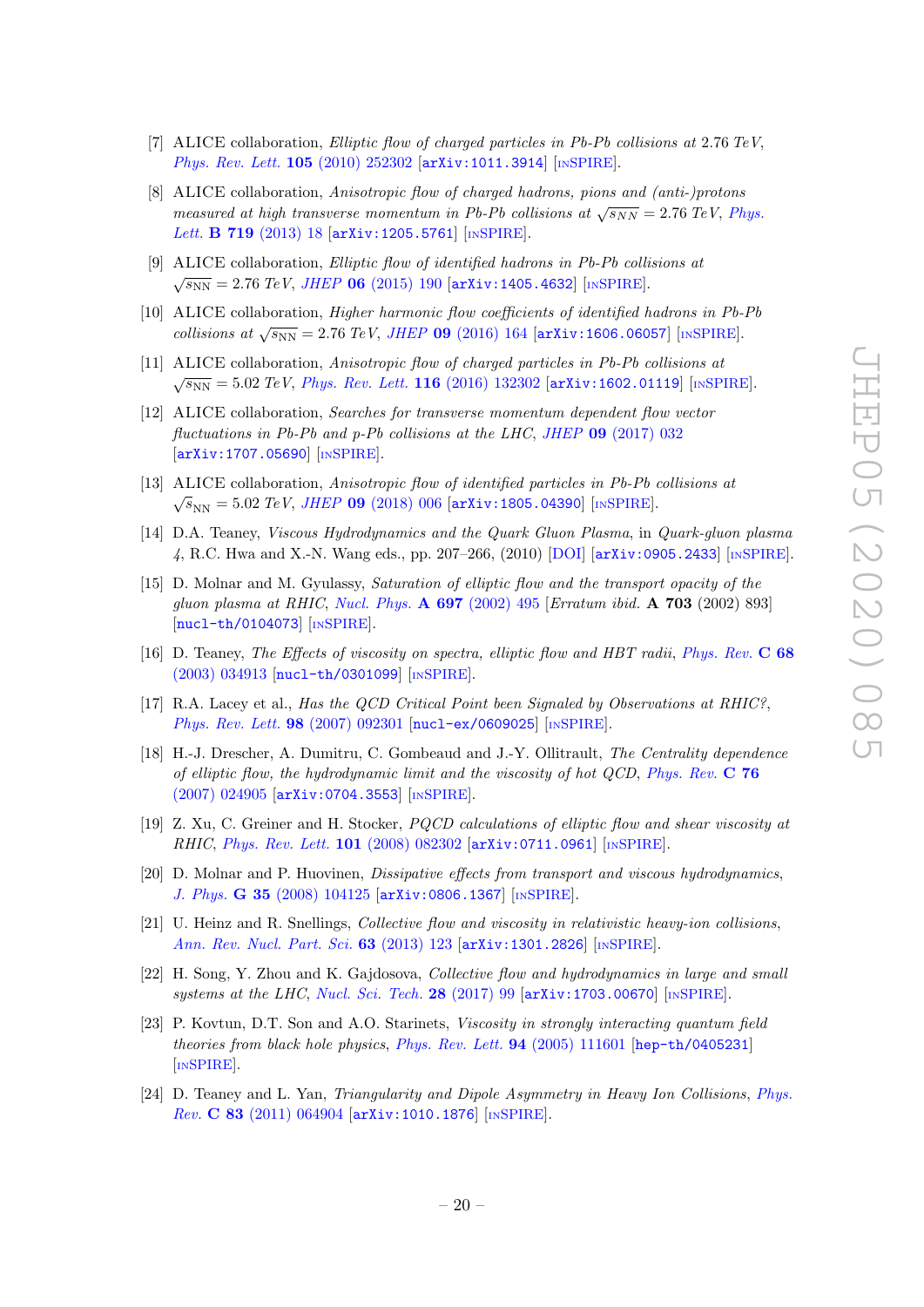- [7] ALICE collaboration, *Elliptic flow of charged particles in Pb-Pb collisions at 2.76 TeV*, *Phys. Rev. Lett.* **105** (2010) 252302 [arXiv:1011.3914] [INSPIRE].
- [8] ALICE collaboration, *Anisotropic flow of charged hadrons, pions and (anti-)protons measured at high transverse momentum in Pb-Pb collisions at $\sqrt{s_{NN}} = 2.76$ TeV*, *Phys. Lett.* **B 719** (2013) 18 [arXiv:1205.5761] [INSPIRE].
- [9] ALICE collaboration, *Elliptic flow of identified hadrons in Pb-Pb collisions at $\sqrt{s_{\rm NN}} = 2.76$ TeV*, *JHEP* **06** (2015) 190 [arXiv:1405.4632] [INSPIRE].
- [10] ALICE collaboration, *Higher harmonic flow coefficients of identified hadrons in Pb-Pb collisions at $\sqrt{s_{\rm NN}} = 2.76$ TeV*, *JHEP* **09** (2016) 164 [arXiv:1606.06057] [INSPIRE].
- [11] ALICE collaboration, *Anisotropic flow of charged particles in Pb-Pb collisions at $\sqrt{s_{\rm NN}} = 5.02$ TeV*, *Phys. Rev. Lett.* **116** (2016) 132302 [arXiv:1602.01119] [INSPIRE].
- [12] ALICE collaboration, *Searches for transverse momentum dependent flow vector fluctuations in Pb-Pb and p-Pb collisions at the LHC*, *JHEP* **09** (2017) 032 [arXiv:1707.05690] [INSPIRE].
- [13] ALICE collaboration, *Anisotropic flow of identified particles in Pb-Pb collisions at $\sqrt{s}_{\rm NN} = 5.02$ TeV*, *JHEP* **09** (2018) 006 [arXiv:1805.04390] [INSPIRE].
- [14] D.A. Teaney, *Viscous Hydrodynamics and the Quark Gluon Plasma*, in *Quark-gluon plasma 4*, R.C. Hwa and X.-N. Wang eds., pp. 207–266, (2010) [DOI] [arXiv:0905.2433] [INSPIRE].
- [15] D. Molnar and M. Gyulassy, *Saturation of elliptic flow and the transport opacity of the gluon plasma at RHIC*, *Nucl. Phys.* **A 697** (2002) 495 [*Erratum ibid.* **A 703** (2002) 893] [nucl-th/0104073] [INSPIRE].
- [16] D. Teaney, *The Effects of viscosity on spectra, elliptic flow and HBT radii*, *Phys. Rev.* **C 68** (2003) 034913 [nucl-th/0301099] [INSPIRE].
- [17] R.A. Lacey et al., *Has the QCD Critical Point been Signaled by Observations at RHIC?*, *Phys. Rev. Lett.* **98** (2007) 092301 [nucl-ex/0609025] [INSPIRE].
- [18] H.-J. Drescher, A. Dumitru, C. Gombeaud and J.-Y. Ollitrault, *The Centrality dependence of elliptic flow, the hydrodynamic limit and the viscosity of hot QCD*, *Phys. Rev.* **C 76** (2007) 024905 [arXiv:0704.3553] [INSPIRE].
- [19] Z. Xu, C. Greiner and H. Stocker, *PQCD calculations of elliptic flow and shear viscosity at RHIC*, *Phys. Rev. Lett.* **101** (2008) 082302 [arXiv:0711.0961] [INSPIRE].
- [20] D. Molnar and P. Huovinen, *Dissipative effects from transport and viscous hydrodynamics*, *J. Phys.* **G 35** (2008) 104125 [arXiv:0806.1367] [INSPIRE].
- [21] U. Heinz and R. Snellings, *Collective flow and viscosity in relativistic heavy-ion collisions*, *Ann. Rev. Nucl. Part. Sci.* **63** (2013) 123 [arXiv:1301.2826] [INSPIRE].
- [22] H. Song, Y. Zhou and K. Gajdosova, *Collective flow and hydrodynamics in large and small systems at the LHC*, *Nucl. Sci. Tech.* **28** (2017) 99 [arXiv:1703.00670] [INSPIRE].
- [23] P. Kovtun, D.T. Son and A.O. Starinets, *Viscosity in strongly interacting quantum field theories from black hole physics*, *Phys. Rev. Lett.* **94** (2005) 111601 [hep-th/0405231] [INSPIRE].
- [24] D. Teaney and L. Yan, *Triangularity and Dipole Asymmetry in Heavy Ion Collisions*, *Phys. Rev.* **C 83** (2011) 064904 [arXiv:1010.1876] [INSPIRE].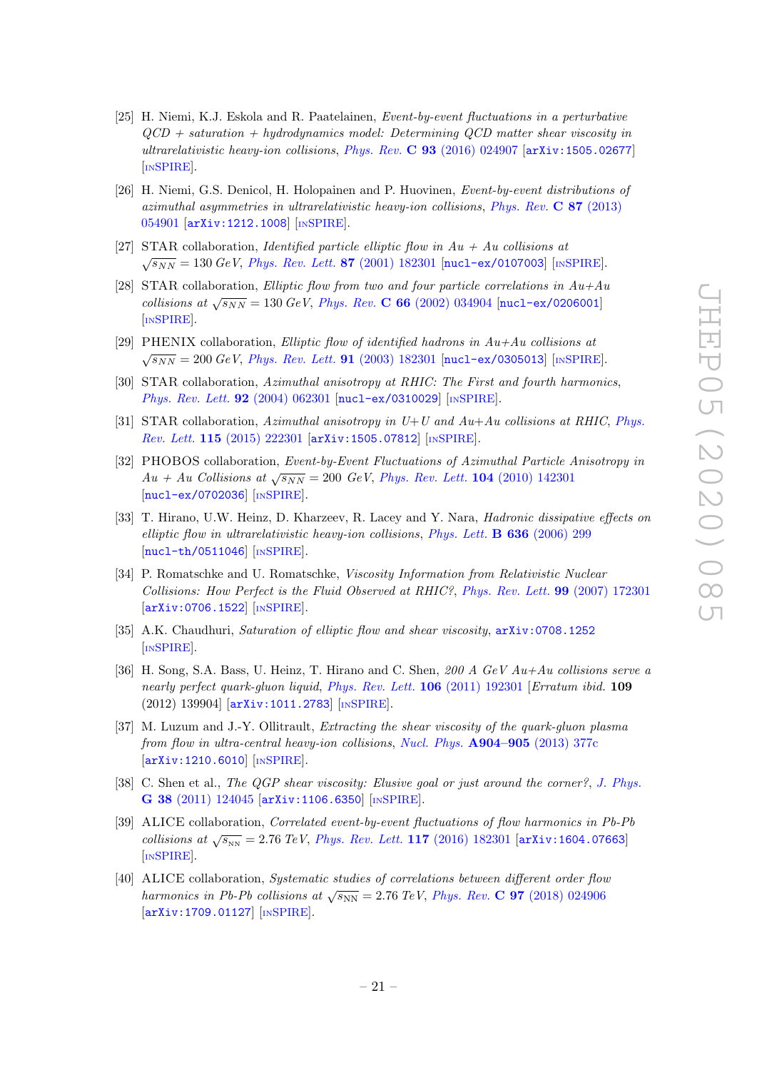[25] H. Niemi, K.J. Eskola and R. Paatelainen, *Event-by-event fluctuations in a perturbative QCD + saturation + hydrodynamics model: Determining QCD matter shear viscosity in ultrarelativistic heavy-ion collisions*, Phys. Rev. **C 93** (2016) 024907 [arXiv:1505.02677] [INSPIRE].

[26] H. Niemi, G.S. Denicol, H. Holopainen and P. Huovinen, *Event-by-event distributions of azimuthal asymmetries in ultrarelativistic heavy-ion collisions*, Phys. Rev. **C 87** (2013) 054901 [arXiv:1212.1008] [INSPIRE].

[27] STAR collaboration, *Identified particle elliptic flow in Au + Au collisions at* $\sqrt{s_{NN}} = 130$ *GeV*, Phys. Rev. Lett. **87** (2001) 182301 [nucl-ex/0107003] [INSPIRE].

[28] STAR collaboration, *Elliptic flow from two and four particle correlations in Au+Au collisions at* $\sqrt{s_{NN}} = 130$ *GeV*, Phys. Rev. **C 66** (2002) 034904 [nucl-ex/0206001] [INSPIRE].

[29] PHENIX collaboration, *Elliptic flow of identified hadrons in Au+Au collisions at* $\sqrt{s_{NN}} = 200$ *GeV*, Phys. Rev. Lett. **91** (2003) 182301 [nucl-ex/0305013] [INSPIRE].

[30] STAR collaboration, *Azimuthal anisotropy at RHIC: The First and fourth harmonics*, Phys. Rev. Lett. **92** (2004) 062301 [nucl-ex/0310029] [INSPIRE].

[31] STAR collaboration, *Azimuthal anisotropy in U+U and Au+Au collisions at RHIC*, Phys. Rev. Lett. **115** (2015) 222301 [arXiv:1505.07812] [INSPIRE].

[32] PHOBOS collaboration, *Event-by-Event Fluctuations of Azimuthal Particle Anisotropy in Au + Au Collisions at* $\sqrt{s_{NN}} = 200$ *GeV*, Phys. Rev. Lett. **104** (2010) 142301 [nucl-ex/0702036] [INSPIRE].

[33] T. Hirano, U.W. Heinz, D. Kharzeev, R. Lacey and Y. Nara, *Hadronic dissipative effects on elliptic flow in ultrarelativistic heavy-ion collisions*, Phys. Lett. **B 636** (2006) 299 [nucl-th/0511046] [INSPIRE].

[34] P. Romatschke and U. Romatschke, *Viscosity Information from Relativistic Nuclear Collisions: How Perfect is the Fluid Observed at RHIC?*, Phys. Rev. Lett. **99** (2007) 172301 [arXiv:0706.1522] [INSPIRE].

[35] A.K. Chaudhuri, *Saturation of elliptic flow and shear viscosity*, arXiv:0708.1252 [INSPIRE].

[36] H. Song, S.A. Bass, U. Heinz, T. Hirano and C. Shen, *200 A GeV Au+Au collisions serve a nearly perfect quark-gluon liquid*, Phys. Rev. Lett. **106** (2011) 192301 [*Erratum ibid.* **109** (2012) 139904] [arXiv:1011.2783] [INSPIRE].

[37] M. Luzum and J.-Y. Ollitrault, *Extracting the shear viscosity of the quark-gluon plasma from flow in ultra-central heavy-ion collisions*, Nucl. Phys. **A904–905** (2013) 377c [arXiv:1210.6010] [INSPIRE].

[38] C. Shen et al., *The QGP shear viscosity: Elusive goal or just around the corner?*, J. Phys. **G 38** (2011) 124045 [arXiv:1106.6350] [INSPIRE].

[39] ALICE collaboration, *Correlated event-by-event fluctuations of flow harmonics in Pb-Pb collisions at* $\sqrt{s_{NN}} = 2.76$ *TeV*, Phys. Rev. Lett. **117** (2016) 182301 [arXiv:1604.07663] [INSPIRE].

[40] ALICE collaboration, *Systematic studies of correlations between different order flow harmonics in Pb-Pb collisions at* $\sqrt{s_{NN}} = 2.76$ *TeV*, Phys. Rev. **C 97** (2018) 024906 [arXiv:1709.01127] [INSPIRE].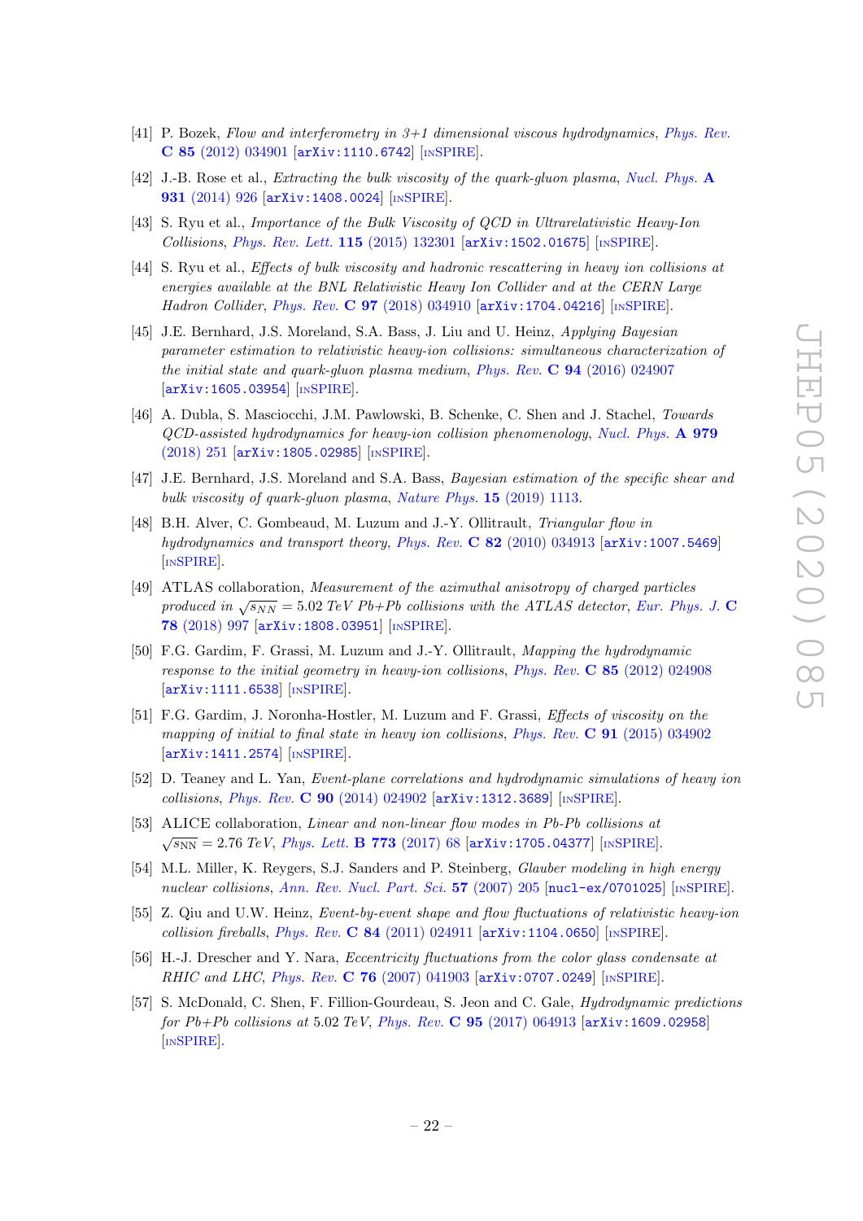- [41] P. Bozek, *Flow and interferometry in 3+1 dimensional viscous hydrodynamics*, *Phys. Rev.* **C 85** (2012) 034901 [arXiv:1110.6742] [INSPIRE].
- [42] J.-B. Rose et al., *Extracting the bulk viscosity of the quark-gluon plasma*, *Nucl. Phys.* **A 931** (2014) 926 [arXiv:1408.0024] [INSPIRE].
- [43] S. Ryu et al., *Importance of the Bulk Viscosity of QCD in Ultrarelativistic Heavy-Ion Collisions*, *Phys. Rev. Lett.* **115** (2015) 132301 [arXiv:1502.01675] [INSPIRE].
- [44] S. Ryu et al., *Effects of bulk viscosity and hadronic rescattering in heavy ion collisions at energies available at the BNL Relativistic Heavy Ion Collider and at the CERN Large Hadron Collider*, *Phys. Rev.* **C 97** (2018) 034910 [arXiv:1704.04216] [INSPIRE].
- [45] J.E. Bernhard, J.S. Moreland, S.A. Bass, J. Liu and U. Heinz, *Applying Bayesian parameter estimation to relativistic heavy-ion collisions: simultaneous characterization of the initial state and quark-gluon plasma medium*, *Phys. Rev.* **C 94** (2016) 024907 [arXiv:1605.03954] [INSPIRE].
- [46] A. Dubla, S. Masciocchi, J.M. Pawlowski, B. Schenke, C. Shen and J. Stachel, *Towards QCD-assisted hydrodynamics for heavy-ion collision phenomenology*, *Nucl. Phys.* **A 979** (2018) 251 [arXiv:1805.02985] [INSPIRE].
- [47] J.E. Bernhard, J.S. Moreland and S.A. Bass, *Bayesian estimation of the specific shear and bulk viscosity of quark-gluon plasma*, *Nature Phys.* **15** (2019) 1113.
- [48] B.H. Alver, C. Gombeaud, M. Luzum and J.-Y. Ollitrault, *Triangular flow in hydrodynamics and transport theory*, *Phys. Rev.* **C 82** (2010) 034913 [arXiv:1007.5469] [INSPIRE].
- [49] ATLAS collaboration, *Measurement of the azimuthal anisotropy of charged particles produced in $\sqrt{s_{NN}} = 5.02$ TeV Pb+Pb collisions with the ATLAS detector*, *Eur. Phys. J.* **C 78** (2018) 997 [arXiv:1808.03951] [INSPIRE].
- [50] F.G. Gardim, F. Grassi, M. Luzum and J.-Y. Ollitrault, *Mapping the hydrodynamic response to the initial geometry in heavy-ion collisions*, *Phys. Rev.* **C 85** (2012) 024908 [arXiv:1111.6538] [INSPIRE].
- [51] F.G. Gardim, J. Noronha-Hostler, M. Luzum and F. Grassi, *Effects of viscosity on the mapping of initial to final state in heavy ion collisions*, *Phys. Rev.* **C 91** (2015) 034902 [arXiv:1411.2574] [INSPIRE].
- [52] D. Teaney and L. Yan, *Event-plane correlations and hydrodynamic simulations of heavy ion collisions*, *Phys. Rev.* **C 90** (2014) 024902 [arXiv:1312.3689] [INSPIRE].
- [53] ALICE collaboration, *Linear and non-linear flow modes in Pb-Pb collisions at $\sqrt{s_{\rm NN}} = 2.76$ TeV*, *Phys. Lett.* **B 773** (2017) 68 [arXiv:1705.04377] [INSPIRE].
- [54] M.L. Miller, K. Reygers, S.J. Sanders and P. Steinberg, *Glauber modeling in high energy nuclear collisions*, *Ann. Rev. Nucl. Part. Sci.* **57** (2007) 205 [nucl-ex/0701025] [INSPIRE].
- [55] Z. Qiu and U.W. Heinz, *Event-by-event shape and flow fluctuations of relativistic heavy-ion collision fireballs*, *Phys. Rev.* **C 84** (2011) 024911 [arXiv:1104.0650] [INSPIRE].
- [56] H.-J. Drescher and Y. Nara, *Eccentricity fluctuations from the color glass condensate at RHIC and LHC*, *Phys. Rev.* **C 76** (2007) 041903 [arXiv:0707.0249] [INSPIRE].
- [57] S. McDonald, C. Shen, F. Fillion-Gourdeau, S. Jeon and C. Gale, *Hydrodynamic predictions for Pb+Pb collisions at* 5.02 *TeV*, *Phys. Rev.* **C 95** (2017) 064913 [arXiv:1609.02958] [INSPIRE].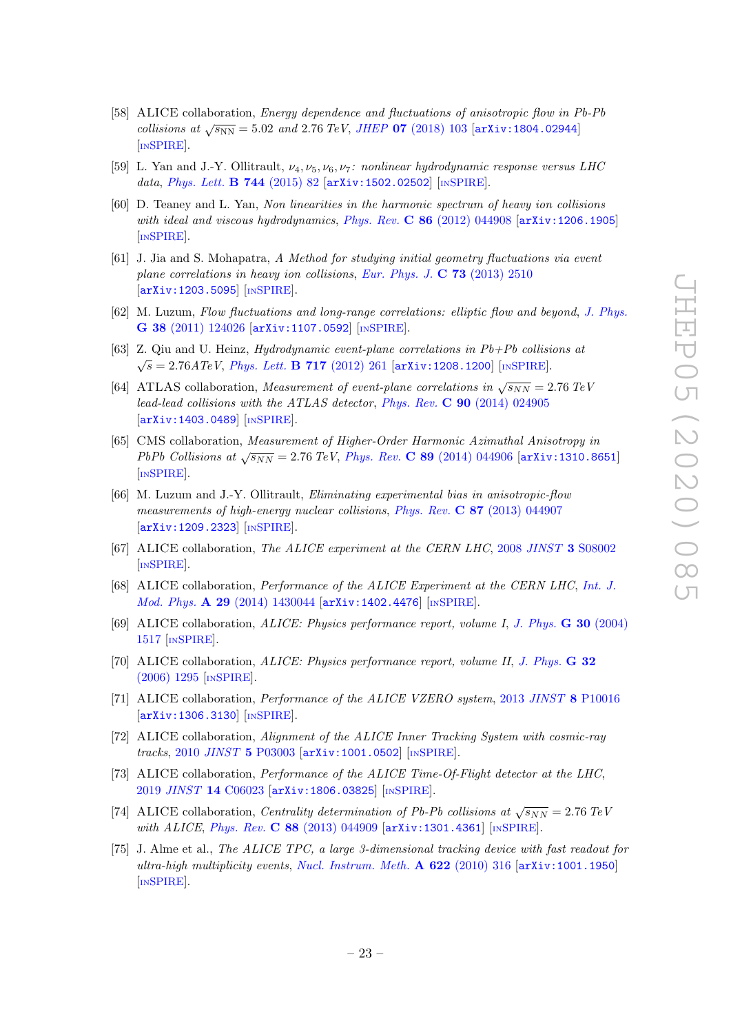[58] ALICE collaboration, *Energy dependence and fluctuations of anisotropic flow in Pb-Pb collisions at* $\sqrt{s_{\rm NN}} = 5.02$ *and* 2.76 *TeV*, *JHEP* **07** (2018) 103 [arXiv:1804.02944] [INSPIRE].

[59] L. Yan and J.-Y. Ollitrault, $\nu_4, \nu_5, \nu_6, \nu_7$*: nonlinear hydrodynamic response versus LHC data*, *Phys. Lett.* **B 744** (2015) 82 [arXiv:1502.02502] [INSPIRE].

[60] D. Teaney and L. Yan, *Non linearities in the harmonic spectrum of heavy ion collisions with ideal and viscous hydrodynamics*, *Phys. Rev.* **C 86** (2012) 044908 [arXiv:1206.1905] [INSPIRE].

[61] J. Jia and S. Mohapatra, *A Method for studying initial geometry fluctuations via event plane correlations in heavy ion collisions*, *Eur. Phys. J.* **C 73** (2013) 2510 [arXiv:1203.5095] [INSPIRE].

[62] M. Luzum, *Flow fluctuations and long-range correlations: elliptic flow and beyond*, *J. Phys.* **G 38** (2011) 124026 [arXiv:1107.0592] [INSPIRE].

[63] Z. Qiu and U. Heinz, *Hydrodynamic event-plane correlations in Pb+Pb collisions at* $\sqrt{s} = 2.76ATeV$, *Phys. Lett.* **B 717** (2012) 261 [arXiv:1208.1200] [INSPIRE].

[64] ATLAS collaboration, *Measurement of event-plane correlations in* $\sqrt{s_{NN}} = 2.76$ *TeV lead-lead collisions with the ATLAS detector*, *Phys. Rev.* **C 90** (2014) 024905 [arXiv:1403.0489] [INSPIRE].

[65] CMS collaboration, *Measurement of Higher-Order Harmonic Azimuthal Anisotropy in PbPb Collisions at* $\sqrt{s_{NN}} = 2.76$ *TeV*, *Phys. Rev.* **C 89** (2014) 044906 [arXiv:1310.8651] [INSPIRE].

[66] M. Luzum and J.-Y. Ollitrault, *Eliminating experimental bias in anisotropic-flow measurements of high-energy nuclear collisions*, *Phys. Rev.* **C 87** (2013) 044907 [arXiv:1209.2323] [INSPIRE].

[67] ALICE collaboration, *The ALICE experiment at the CERN LHC*, 2008 *JINST* **3** S08002 [INSPIRE].

[68] ALICE collaboration, *Performance of the ALICE Experiment at the CERN LHC*, *Int. J. Mod. Phys.* **A 29** (2014) 1430044 [arXiv:1402.4476] [INSPIRE].

[69] ALICE collaboration, *ALICE: Physics performance report, volume I*, *J. Phys.* **G 30** (2004) 1517 [INSPIRE].

[70] ALICE collaboration, *ALICE: Physics performance report, volume II*, *J. Phys.* **G 32** (2006) 1295 [INSPIRE].

[71] ALICE collaboration, *Performance of the ALICE VZERO system*, 2013 *JINST* **8** P10016 [arXiv:1306.3130] [INSPIRE].

[72] ALICE collaboration, *Alignment of the ALICE Inner Tracking System with cosmic-ray tracks*, 2010 *JINST* **5** P03003 [arXiv:1001.0502] [INSPIRE].

[73] ALICE collaboration, *Performance of the ALICE Time-Of-Flight detector at the LHC*, 2019 *JINST* **14** C06023 [arXiv:1806.03825] [INSPIRE].

[74] ALICE collaboration, *Centrality determination of Pb-Pb collisions at* $\sqrt{s_{NN}} = 2.76$ *TeV with ALICE*, *Phys. Rev.* **C 88** (2013) 044909 [arXiv:1301.4361] [INSPIRE].

[75] J. Alme et al., *The ALICE TPC, a large 3-dimensional tracking device with fast readout for ultra-high multiplicity events*, *Nucl. Instrum. Meth.* **A 622** (2010) 316 [arXiv:1001.1950] [INSPIRE].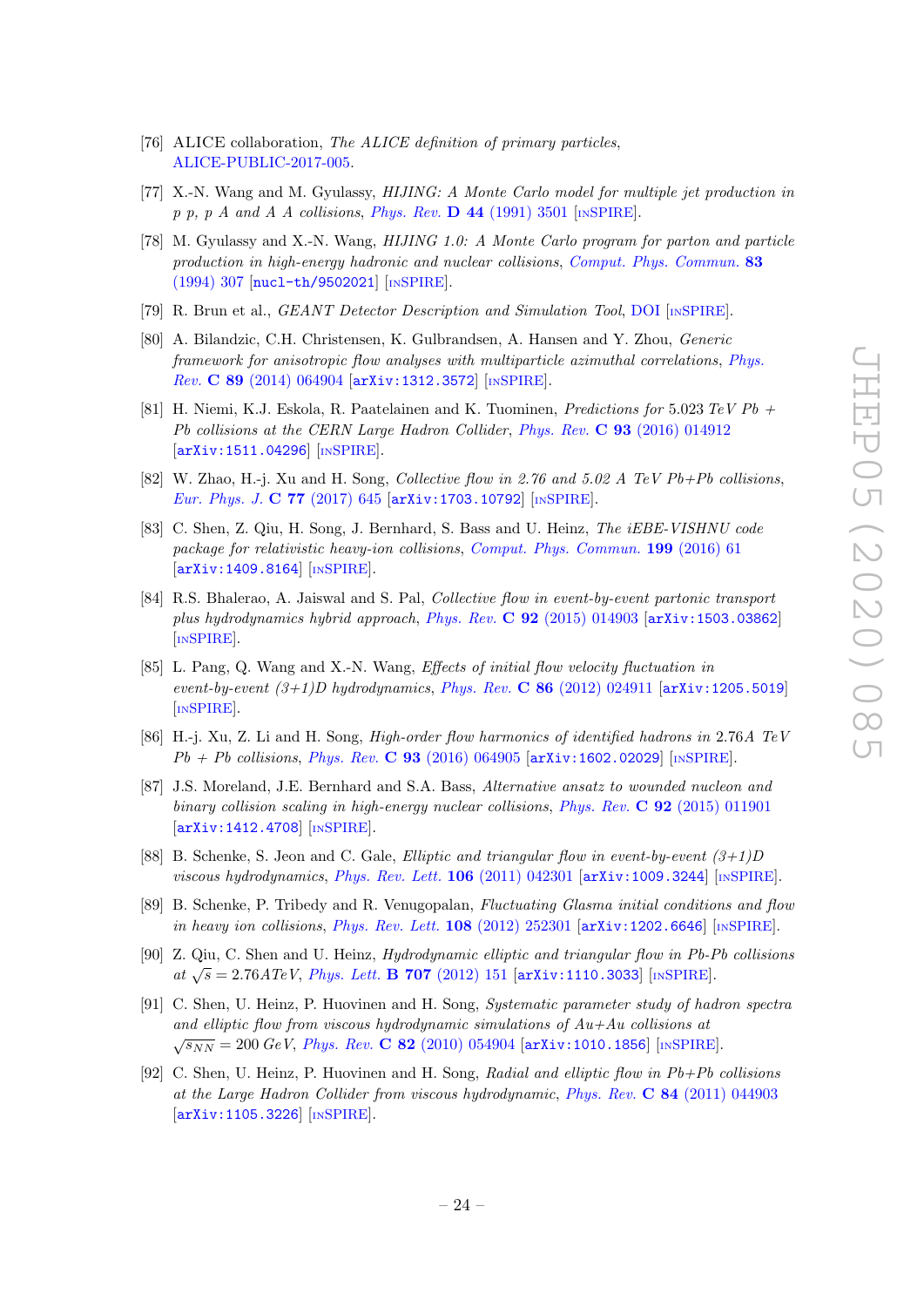- [76] ALICE collaboration, *The ALICE definition of primary particles*, ALICE-PUBLIC-2017-005.
- [77] X.-N. Wang and M. Gyulassy, *HIJING: A Monte Carlo model for multiple jet production in p p, p A and A A collisions*, Phys. Rev. **D 44** (1991) 3501 [INSPIRE].
- [78] M. Gyulassy and X.-N. Wang, *HIJING 1.0: A Monte Carlo program for parton and particle production in high-energy hadronic and nuclear collisions*, Comput. Phys. Commun. **83** (1994) 307 [nucl-th/9502021] [INSPIRE].
- [79] R. Brun et al., *GEANT Detector Description and Simulation Tool*, DOI [INSPIRE].
- [80] A. Bilandzic, C.H. Christensen, K. Gulbrandsen, A. Hansen and Y. Zhou, *Generic framework for anisotropic flow analyses with multiparticle azimuthal correlations*, Phys. Rev. **C 89** (2014) 064904 [arXiv:1312.3572] [INSPIRE].
- [81] H. Niemi, K.J. Eskola, R. Paatelainen and K. Tuominen, *Predictions for* 5.023 *TeV Pb + Pb collisions at the CERN Large Hadron Collider*, Phys. Rev. **C 93** (2016) 014912 [arXiv:1511.04296] [INSPIRE].
- [82] W. Zhao, H.-j. Xu and H. Song, *Collective flow in 2.76 and 5.02 A TeV Pb+Pb collisions*, Eur. Phys. J. **C 77** (2017) 645 [arXiv:1703.10792] [INSPIRE].
- [83] C. Shen, Z. Qiu, H. Song, J. Bernhard, S. Bass and U. Heinz, *The iEBE-VISHNU code package for relativistic heavy-ion collisions*, Comput. Phys. Commun. **199** (2016) 61 [arXiv:1409.8164] [INSPIRE].
- [84] R.S. Bhalerao, A. Jaiswal and S. Pal, *Collective flow in event-by-event partonic transport plus hydrodynamics hybrid approach*, Phys. Rev. **C 92** (2015) 014903 [arXiv:1503.03862] [INSPIRE].
- [85] L. Pang, Q. Wang and X.-N. Wang, *Effects of initial flow velocity fluctuation in event-by-event (3+1)D hydrodynamics*, Phys. Rev. **C 86** (2012) 024911 [arXiv:1205.5019] [INSPIRE].
- [86] H.-j. Xu, Z. Li and H. Song, *High-order flow harmonics of identified hadrons in* 2.76*A TeV Pb + Pb collisions*, Phys. Rev. **C 93** (2016) 064905 [arXiv:1602.02029] [INSPIRE].
- [87] J.S. Moreland, J.E. Bernhard and S.A. Bass, *Alternative ansatz to wounded nucleon and binary collision scaling in high-energy nuclear collisions*, Phys. Rev. **C 92** (2015) 011901 [arXiv:1412.4708] [INSPIRE].
- [88] B. Schenke, S. Jeon and C. Gale, *Elliptic and triangular flow in event-by-event (3+1)D viscous hydrodynamics*, Phys. Rev. Lett. **106** (2011) 042301 [arXiv:1009.3244] [INSPIRE].
- [89] B. Schenke, P. Tribedy and R. Venugopalan, *Fluctuating Glasma initial conditions and flow in heavy ion collisions*, Phys. Rev. Lett. **108** (2012) 252301 [arXiv:1202.6646] [INSPIRE].
- [90] Z. Qiu, C. Shen and U. Heinz, *Hydrodynamic elliptic and triangular flow in Pb-Pb collisions at* $\sqrt{s} = 2.76 ATeV$, Phys. Lett. **B 707** (2012) 151 [arXiv:1110.3033] [INSPIRE].
- [91] C. Shen, U. Heinz, P. Huovinen and H. Song, *Systematic parameter study of hadron spectra and elliptic flow from viscous hydrodynamic simulations of Au+Au collisions at* $\sqrt{s_{NN}} = 200\,GeV$, Phys. Rev. **C 82** (2010) 054904 [arXiv:1010.1856] [INSPIRE].
- [92] C. Shen, U. Heinz, P. Huovinen and H. Song, *Radial and elliptic flow in Pb+Pb collisions at the Large Hadron Collider from viscous hydrodynamic*, Phys. Rev. **C 84** (2011) 044903 [arXiv:1105.3226] [INSPIRE].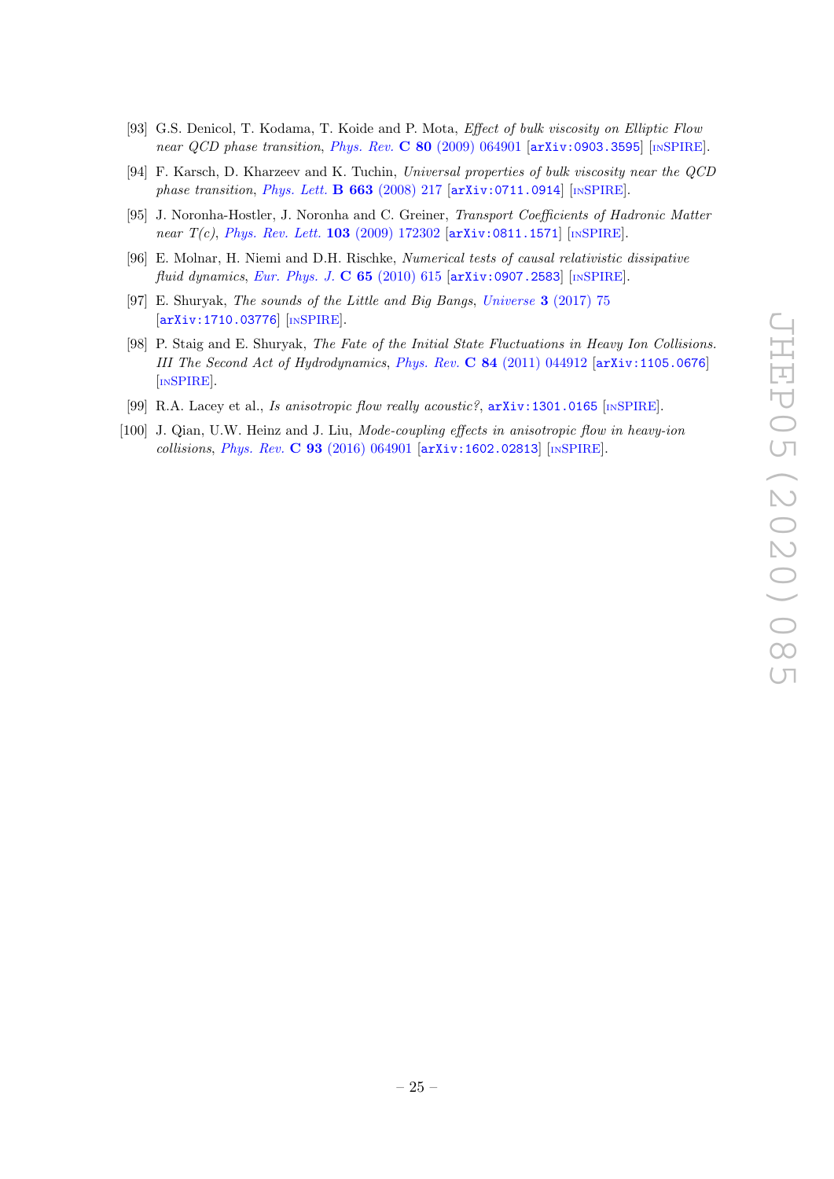- [93] G.S. Denicol, T. Kodama, T. Koide and P. Mota, *Effect of bulk viscosity on Elliptic Flow near QCD phase transition*, *Phys. Rev.* **C 80** (2009) 064901 [arXiv:0903.3595] [INSPIRE].
- [94] F. Karsch, D. Kharzeev and K. Tuchin, *Universal properties of bulk viscosity near the QCD phase transition*, *Phys. Lett.* **B 663** (2008) 217 [arXiv:0711.0914] [INSPIRE].
- [95] J. Noronha-Hostler, J. Noronha and C. Greiner, *Transport Coefficients of Hadronic Matter near T(c)*, *Phys. Rev. Lett.* **103** (2009) 172302 [arXiv:0811.1571] [INSPIRE].
- [96] E. Molnar, H. Niemi and D.H. Rischke, *Numerical tests of causal relativistic dissipative fluid dynamics*, *Eur. Phys. J.* **C 65** (2010) 615 [arXiv:0907.2583] [INSPIRE].
- [97] E. Shuryak, *The sounds of the Little and Big Bangs*, *Universe* **3** (2017) 75 [arXiv:1710.03776] [INSPIRE].
- [98] P. Staig and E. Shuryak, *The Fate of the Initial State Fluctuations in Heavy Ion Collisions. III The Second Act of Hydrodynamics*, *Phys. Rev.* **C 84** (2011) 044912 [arXiv:1105.0676] [INSPIRE].
- [99] R.A. Lacey et al., *Is anisotropic flow really acoustic?*, arXiv:1301.0165 [INSPIRE].
- [100] J. Qian, U.W. Heinz and J. Liu, *Mode-coupling effects in anisotropic flow in heavy-ion collisions*, *Phys. Rev.* **C 93** (2016) 064901 [arXiv:1602.02813] [INSPIRE].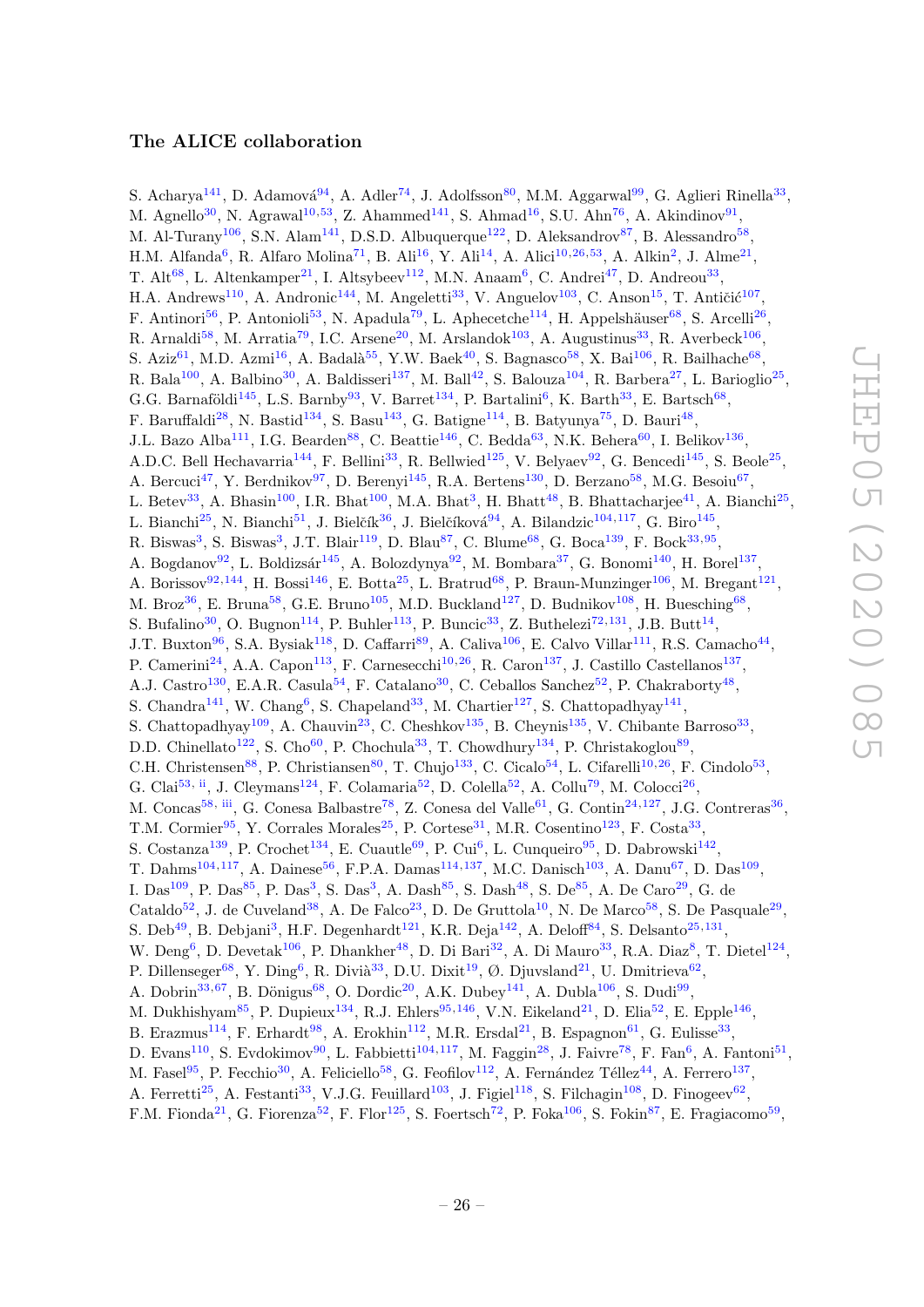## The ALICE collaboration

S. Acharya[141], D. Adamová[94], A. Adler[74], J. Adolfsson[80], M.M. Aggarwal[99], G. Aglieri Rinella[33], M. Agnello[30], N. Agrawal[10,53], Z. Ahammed[141], S. Ahmad[16], S.U. Ahn[76], A. Akindinov[91], M. Al-Turany[106], S.N. Alam[141], D.S.D. Albuquerque[122], D. Aleksandrov[87], B. Alessandro[58], H.M. Alfanda[6], R. Alfaro Molina[71], B. Ali[16], Y. Ali[14], A. Alici[10,26,53], A. Alkin[2], J. Alme[21], T. Alt[68], L. Altenkamper[21], I. Altsybeev[112], M.N. Anaam[6], C. Andrei[47], D. Andreou[33], H.A. Andrews[110], A. Andronic[144], M. Angeletti[33], V. Anguelov[103], C. Anson[15], T. Antičić[107], F. Antinori[56], P. Antonioli[53], N. Apadula[79], L. Aphecetche[114], H. Appelshäuser[68], S. Arcelli[26], R. Arnaldi[58], M. Arratia[79], I.C. Arsene[20], M. Arslandok[103], A. Augustinus[33], R. Averbeck[106], S. Aziz[61], M.D. Azmi[16], A. Badalà[55], Y.W. Baek[40], S. Bagnasco[58], X. Bai[106], R. Bailhache[68], R. Bala[100], A. Balbino[30], A. Baldisseri[137], M. Ball[42], S. Balouza[104], R. Barbera[27], L. Barioglio[25], G.G. Barnaföldi[145], L.S. Barnby[93], V. Barret[134], P. Bartalini[6], K. Barth[33], E. Bartsch[68], F. Baruffaldi[28], N. Bastid[134], S. Basu[143], G. Batigne[114], B. Batyunya[75], D. Bauri[48], J.L. Bazo Alba[111], I.G. Bearden[88], C. Beattie[146], C. Bedda[63], N.K. Behera[60], I. Belikov[136], A.D.C. Bell Hechavarria[144], F. Bellini[33], R. Bellwied[125], V. Belyaev[92], G. Bencedi[145], S. Beole[25], A. Bercuci[47], Y. Berdnikov[97], D. Berenyi[145], R.A. Bertens[130], D. Berzano[58], M.G. Besoiu[67], L. Betev[33], A. Bhasin[100], I.R. Bhat[100], M.A. Bhat[3], H. Bhatt[48], B. Bhattacharjee[41], A. Bianchi[25], L. Bianchi[25], N. Bianchi[51], J. Bielčík[36], J. Bielčíková[94], A. Bilandzic[104,117], G. Biro[145], R. Biswas[3], S. Biswas[3], J.T. Blair[119], D. Blau[87], C. Blume[68], G. Boca[139], F. Bock[33,95], A. Bogdanov[92], L. Boldizsár[145], A. Bolozdynya[92], M. Bombara[37], G. Bonomi[140], H. Borel[137], A. Borissov[92,144], H. Bossi[146], E. Botta[25], L. Bratrud[68], P. Braun-Munzinger[106], M. Bregant[121], M. Broz[36], E. Bruna[58], G.E. Bruno[105], M.D. Buckland[127], D. Budnikov[108], H. Buesching[68], S. Bufalino[30], O. Bugnon[114], P. Buhler[113], P. Buncic[33], Z. Buthelezi[72,131], J.B. Butt[14], J.T. Buxton[96], S.A. Bysiak[118], D. Caffarri[89], A. Caliva[106], E. Calvo Villar[111], R.S. Camacho[44], P. Camerini[24], A.A. Capon[113], F. Carnesecchi[10,26], R. Caron[137], J. Castillo Castellanos[137], A.J. Castro[130], E.A.R. Casula[54], F. Catalano[30], C. Ceballos Sanchez[52], P. Chakraborty[48], S. Chandra[141], W. Chang[6], S. Chapeland[33], M. Chartier[127], S. Chattopadhyay[141], S. Chattopadhyay[109], A. Chauvin[23], C. Cheshkov[135], B. Cheynis[135], V. Chibante Barroso[33], D.D. Chinellato[122], S. Cho[60], P. Chochula[33], T. Chowdhury[134], P. Christakoglou[89], C.H. Christensen[88], P. Christiansen[80], T. Chujo[133], C. Cicalo[54], L. Cifarelli[10,26], F. Cindolo[53], G. Clai[53, ii], J. Cleymans[124], F. Colamaria[52], D. Colella[52], A. Collu[79], M. Colocci[26], M. Concas[58, iii], G. Conesa Balbastre[78], Z. Conesa del Valle[61], G. Contin[24,127], J.G. Contreras[36], T.M. Cormier[95], Y. Corrales Morales[25], P. Cortese[31], M.R. Cosentino[123], F. Costa[33], S. Costanza[139], P. Crochet[134], E. Cuautle[69], P. Cui[6], L. Cunqueiro[95], D. Dabrowski[142], T. Dahms[104,117], A. Dainese[56], F.P.A. Damas[114,137], M.C. Danisch[103], A. Danu[67], D. Das[109], I. Das[109], P. Das[85], P. Das[3], S. Das[3], A. Dash[85], S. Dash[48], S. De[85], A. De Caro[29], G. de Cataldo[52], J. de Cuveland[38], A. De Falco[23], D. De Gruttola[10], N. De Marco[58], S. De Pasquale[29], S. Deb[49], B. Debjani[3], H.F. Degenhardt[121], K.R. Deja[142], A. Deloff[84], S. Delsanto[25,131], W. Deng[6], D. Devetak[106], P. Dhankher[48], D. Di Bari[32], A. Di Mauro[33], R.A. Diaz[8], T. Dietel[124], P. Dillenseger[68], Y. Ding[6], R. Divià[33], D.U. Dixit[19], Ø. Djuvsland[21], U. Dmitrieva[62], A. Dobrin[33,67], B. Dönigus[68], O. Dordic[20], A.K. Dubey[141], A. Dubla[106], S. Dudi[99], M. Dukhishyam[85], P. Dupieux[134], R.J. Ehlers[95,146], V.N. Eikeland[21], D. Elia[52], E. Epple[146], B. Erazmus[114], F. Erhardt[98], A. Erokhin[112], M.R. Ersdal[21], B. Espagnon[61], G. Eulisse[33], D. Evans[110], S. Evdokimov[90], L. Fabbietti[104,117], M. Faggin[28], J. Faivre[78], F. Fan[6], A. Fantoni[51], M. Fasel[95], P. Fecchio[30], A. Feliciello[58], G. Feofilov[112], A. Fernández Téllez[44], A. Ferrero[137], A. Ferretti[25], A. Festanti[33], V.J.G. Feuillard[103], J. Figiel[118], S. Filchagin[108], D. Finogeev[62], F.M. Fionda[21], G. Fiorenza[52], F. Flor[125], S. Foertsch[72], P. Foka[106], S. Fokin[87], E. Fragiacomo[59],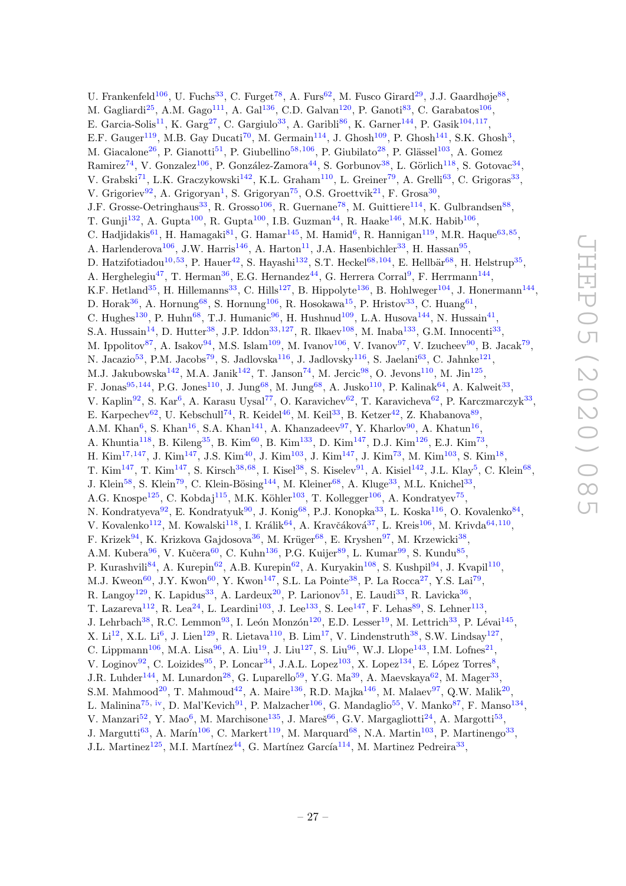U. Frankenfeld[106], U. Fuchs[33], C. Furget[78], A. Furs[62], M. Fusco Girard[29], J.J. Gaardhøje[88], M. Gagliardi[25], A.M. Gago[111], A. Gal[136], C.D. Galvan[120], P. Ganoti[83], C. Garabatos[106], E. Garcia-Solis[11], K. Garg[27], C. Gargiulo[33], A. Garibli[86], K. Garner[144], P. Gasik[104,117], E.F. Gauger[119], M.B. Gay Ducati[70], M. Germain[114], J. Ghosh[109], P. Ghosh[141], S.K. Ghosh[3], M. Giacalone[26], P. Gianotti[51], P. Giubellino[58,106], P. Giubilato[28], P. Glässel[103], A. Gomez Ramirez[74], V. Gonzalez[106], P. González-Zamora[44], S. Gorbunov[38], L. Görlich[118], S. Gotovac[34], V. Grabski[71], L.K. Graczykowski[142], K.L. Graham[110], L. Greiner[79], A. Grelli[63], C. Grigoras[33], V. Grigoriev[92], A. Grigoryan[1], S. Grigoryan[75], O.S. Groettvik[21], F. Grosa[30], J.F. Grosse-Oetringhaus[33], R. Grosso[106], R. Guernane[78], M. Guittiere[114], K. Gulbrandsen[88], T. Gunji[132], A. Gupta[100], R. Gupta[100], I.B. Guzman[44], R. Haake[146], M.K. Habib[106], C. Hadjidakis[61], H. Hamagaki[81], G. Hamar[145], M. Hamid[6], R. Hannigan[119], M.R. Haque[63,85], A. Harlenderova[106], J.W. Harris[146], A. Harton[11], J.A. Hasenbichler[33], H. Hassan[95], D. Hatzifotiadou[10,53], P. Hauer[42], S. Hayashi[132], S.T. Heckel[68,104], E. Hellbär[68], H. Helstrup[35], A. Herghelegiu[47], T. Herman[36], E.G. Hernandez[44], G. Herrera Corral[9], F. Herrmann[144], K.F. Hetland[35], H. Hillemanns[33], C. Hills[127], B. Hippolyte[136], B. Hohlweger[104], J. Honermann[144], D. Horak[36], A. Hornung[68], S. Hornung[106], R. Hosokawa[15], P. Hristov[33], C. Huang[61], C. Hughes[130], P. Huhn[68], T.J. Humanic[96], H. Hushnud[109], L.A. Husova[144], N. Hussain[41], S.A. Hussain[14], D. Hutter[38], J.P. Iddon[33,127], R. Ilkaev[108], M. Inaba[133], G.M. Innocenti[33], M. Ippolitov[87], A. Isakov[94], M.S. Islam[109], M. Ivanov[106], V. Ivanov[97], V. Izucheev[90], B. Jacak[79], N. Jacazio[53], P.M. Jacobs[79], S. Jadlovska[116], J. Jadlovsky[116], S. Jaelani[63], C. Jahnke[121], M.J. Jakubowska[142], M.A. Janik[142], T. Janson[74], M. Jercic[98], O. Jevons[110], M. Jin[125], F. Jonas[95,144], P.G. Jones[110], J. Jung[68], M. Jung[68], A. Jusko[110], P. Kalinak[64], A. Kalweit[33], V. Kaplin[92], S. Kar[6], A. Karasu Uysal[77], O. Karavichev[62], T. Karavicheva[62], P. Karczmarczyk[33], E. Karpechev[62], U. Kebschull[74], R. Keidel[46], M. Keil[33], B. Ketzer[42], Z. Khabanova[89], A.M. Khan[6], S. Khan[16], S.A. Khan[141], A. Khanzadeev[97], Y. Kharlov[90], A. Khatun[16], A. Khuntia[118], B. Kileng[35], B. Kim[60], B. Kim[133], D. Kim[147], D.J. Kim[126], E.J. Kim[73], H. Kim[17,147], J. Kim[147], J.S. Kim[40], J. Kim[103], J. Kim[147], J. Kim[73], M. Kim[103], S. Kim[18], T. Kim[147], T. Kim[147], S. Kirsch[38,68], I. Kisel[38], S. Kiselev[91], A. Kisiel[142], J.L. Klay[5], C. Klein[68], J. Klein[58], S. Klein[79], C. Klein-Bösing[144], M. Kleiner[68], A. Kluge[33], M.L. Knichel[33], A.G. Knospe[125], C. Kobdaj[115], M.K. Köhler[103], T. Kollegger[106], A. Kondratyev[75], N. Kondratyeva[92], E. Kondratyuk[90], J. Konig[68], P.J. Konopka[33], L. Koska[116], O. Kovalenko[84], V. Kovalenko[112], M. Kowalski[118], I. Králik[64], A. Kravčáková[37], L. Kreis[106], M. Krivda[64,110], F. Krizek[94], K. Krizkova Gajdosova[36], M. Krüger[68], E. Kryshen[97], M. Krzewicki[38], A.M. Kubera[96], V. Kučera[60], C. Kuhn[136], P.G. Kuijer[89], L. Kumar[99], S. Kundu[85], P. Kurashvili[84], A. Kurepin[62], A.B. Kurepin[62], A. Kuryakin[108], S. Kushpil[94], J. Kvapil[110], M.J. Kweon[60], J.Y. Kwon[60], Y. Kwon[147], S.L. La Pointe[38], P. La Rocca[27], Y.S. Lai[79], R. Langoy[129], K. Lapidus[33], A. Lardeux[20], P. Larionov[51], E. Laudi[33], R. Lavicka[36], T. Lazareva[112], R. Lea[24], L. Leardini[103], J. Lee[133], S. Lee[147], F. Lehas[89], S. Lehner[113], J. Lehrbach[38], R.C. Lemmon[93], I. León Monzón[120], E.D. Lesser[19], M. Lettrich[33], P. Lévai[145], X. Li[12], X.L. Li[6], J. Lien[129], R. Lietava[110], B. Lim[17], V. Lindenstruth[38], S.W. Lindsay[127], C. Lippmann[106], M.A. Lisa[96], A. Liu[19], J. Liu[127], S. Liu[96], W.J. Llope[143], I.M. Lofnes[21], V. Loginov[92], C. Loizides[95], P. Loncar[34], J.A.L. Lopez[103], X. Lopez[134], E. López Torres[8], J.R. Luhder[144], M. Lunardon[28], G. Luparello[59], Y.G. Ma[39], A. Maevskaya[62], M. Mager[33], S.M. Mahmood[20], T. Mahmoud[42], A. Maire[136], R.D. Majka[146], M. Malaev[97], Q.W. Malik[20], L. Malinina[75,iv], D. Mal'Kevich[91], P. Malzacher[106], G. Mandaglio[55], V. Manko[87], F. Manso[134], V. Manzari[52], Y. Mao[6], M. Marchisone[135], J. Mareš[66], G.V. Margagliotti[24], A. Margotti[53], J. Margutti[63], A. Marín[106], C. Markert[119], M. Marquard[68], N.A. Martin[103], P. Martinengo[33], J.L. Martinez[125], M.I. Martínez[44], G. Martínez García[114], M. Martinez Pedreira[33],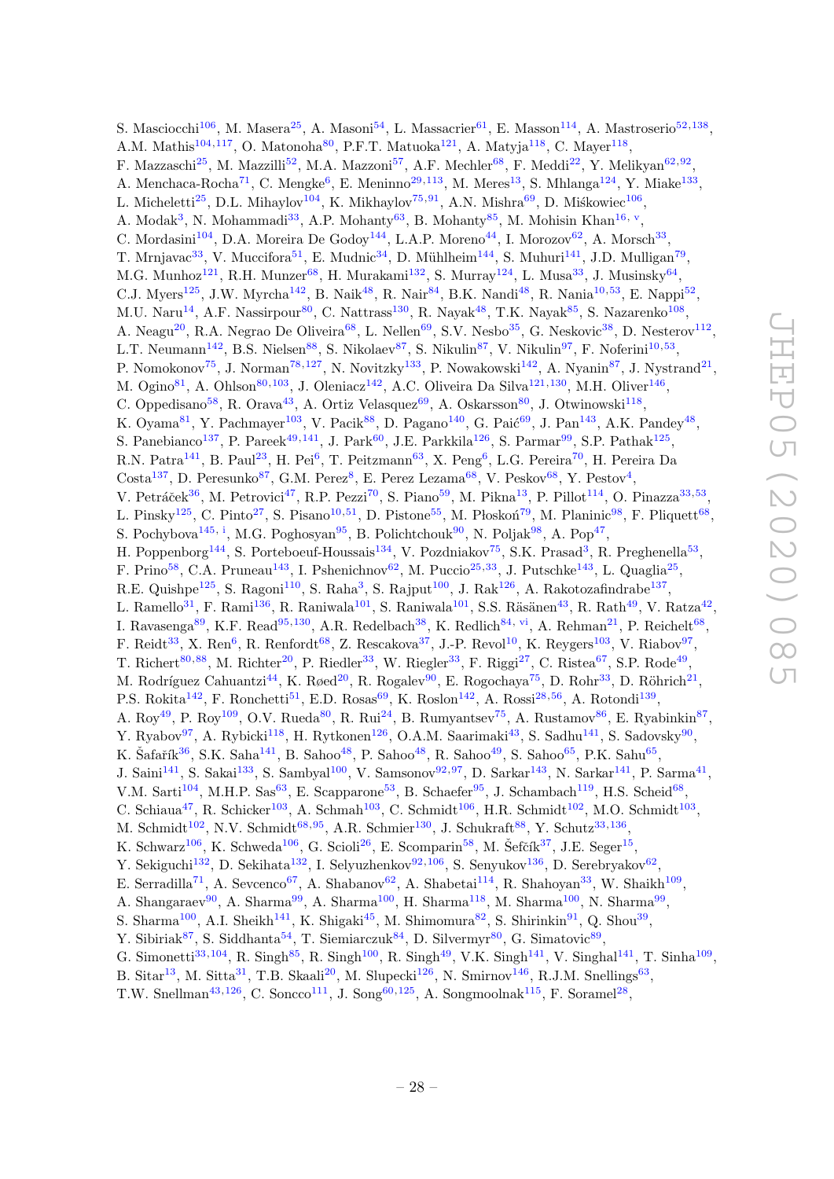S. Masciocchi[106], M. Masera[25], A. Masoni[54], L. Massacrier[61], E. Masson[114], A. Mastroserio[52,138], A.M. Mathis[104,117], O. Matonoha[80], P.F.T. Matuoka[121], A. Matyja[118], C. Mayer[118], F. Mazzaschi[25], M. Mazzilli[52], M.A. Mazzoni[57], A.F. Mechler[68], F. Meddi[22], Y. Melikyan[62,92], A. Menchaca-Rocha[71], C. Mengke[6], E. Meninno[29,113], M. Meres[13], S. Mhlanga[124], Y. Miake[133], L. Micheletti[25], D.L. Mihaylov[104], K. Mikhaylov[75,91], A.N. Mishra[69], D. Miśkowiec[106], A. Modak[3], N. Mohammadi[33], A.P. Mohanty[63], B. Mohanty[85], M. Mohisin Khan[16,v], C. Mordasini[104], D.A. Moreira De Godoy[144], L.A.P. Moreno[44], I. Morozov[62], A. Morsch[33], T. Mrnjavac[33], V. Muccifora[51], E. Mudnic[34], D. Mühlheim[144], S. Muhuri[141], J.D. Mulligan[79], M.G. Munhoz[121], R.H. Munzer[68], H. Murakami[132], S. Murray[124], L. Musa[33], J. Musinsky[64], C.J. Myers[125], J.W. Myrcha[142], B. Naik[48], R. Nair[84], B.K. Nandi[48], R. Nania[10,53], E. Nappi[52], M.U. Naru[14], A.F. Nassirpour[80], C. Nattrass[130], R. Nayak[48], T.K. Nayak[85], S. Nazarenko[108], A. Neagu[20], R.A. Negrao De Oliveira[68], L. Nellen[69], S.V. Nesbo[35], G. Neskovic[38], D. Nesterov[112], L.T. Neumann[142], B.S. Nielsen[88], S. Nikolaev[87], S. Nikulin[87], V. Nikulin[97], F. Noferini[10,53], P. Nomokonov[75], J. Norman[78,127], N. Novitzky[133], P. Nowakowski[142], A. Nyanin[87], J. Nystrand[21], M. Ogino[81], A. Ohlson[80,103], J. Oleniacz[142], A.C. Oliveira Da Silva[121,130], M.H. Oliver[146], C. Oppedisano[58], R. Orava[43], A. Ortiz Velasquez[69], A. Oskarsson[80], J. Otwinowski[118], K. Oyama[81], Y. Pachmayer[103], V. Pacik[88], D. Pagano[140], G. Paić[69], J. Pan[143], A.K. Pandey[48], S. Panebianco[137], P. Pareek[49,141], J. Park[60], J.E. Parkkila[126], S. Parmar[99], S.P. Pathak[125], R.N. Patra[141], B. Paul[23], H. Pei[6], T. Peitzmann[63], X. Peng[6], L.G. Pereira[70], H. Pereira Da Costa[137], D. Peresunko[87], G.M. Perez[8], E. Perez Lezama[68], V. Peskov[68], Y. Pestov[4], V. Petráček[36], M. Petrovici[47], R.P. Pezzi[70], S. Piano[59], M. Pikna[13], P. Pillot[114], O. Pinazza[33,53], L. Pinsky[125], C. Pinto[27], S. Pisano[10,51], D. Pistone[55], M. Płoskoń[79], M. Planinic[98], F. Pliquett[68], S. Pochybova[145,i], M.G. Poghosyan[95], B. Polichtchouk[90], N. Poljak[98], A. Pop[47], H. Poppenborg[144], S. Porteboeuf-Houssais[134], V. Pozdniakov[75], S.K. Prasad[3], R. Preghenella[53], F. Prino[58], C.A. Pruneau[143], I. Pshenichnov[62], M. Puccio[25,33], J. Putschke[143], L. Quaglia[25], R.E. Quishpe[125], S. Ragoni[110], S. Raha[3], S. Rajput[100], J. Rak[126], A. Rakotozafindrabe[137], L. Ramello[31], F. Rami[136], R. Raniwala[101], S. Raniwala[101], S.S. Räsänen[43], R. Rath[49], V. Ratza[42], I. Ravasenga[89], K.F. Read[95,130], A.R. Redelbach[38], K. Redlich[84,vi], A. Rehman[21], P. Reichelt[68], F. Reidt[33], X. Ren[6], R. Renfordt[68], Z. Rescakova[37], J.-P. Revol[10], K. Reygers[103], V. Riabov[97], T. Richert[80,88], M. Richter[20], P. Riedler[33], W. Riegler[33], F. Riggi[27], C. Ristea[67], S.P. Rode[49], M. Rodríguez Cahuantzi[44], K. Røed[20], R. Rogalev[90], E. Rogochaya[75], D. Rohr[33], D. Röhrich[21], P.S. Rokita[142], F. Ronchetti[51], E.D. Rosas[69], K. Roslon[142], A. Rossi[28,56], A. Rotondi[139], A. Roy[49], P. Roy[109], O.V. Rueda[80], R. Rui[24], B. Rumyantsev[75], A. Rustamov[86], E. Ryabinkin[87], Y. Ryabov[97], A. Rybicki[118], H. Rytkonen[126], O.A.M. Saarimaki[43], S. Sadhu[141], S. Sadovsky[90], K. Šafařík[36], S.K. Saha[141], B. Sahoo[48], P. Sahoo[48], R. Sahoo[49], S. Sahoo[65], P.K. Sahu[65], J. Saini[141], S. Sakai[133], S. Sambyal[100], V. Samsonov[92,97], D. Sarkar[143], N. Sarkar[141], P. Sarma[41], V.M. Sarti[104], M.H.P. Sas[63], E. Scapparone[53], B. Schaefer[95], J. Schambach[119], H.S. Scheid[68], C. Schiaua[47], R. Schicker[103], A. Schmah[103], C. Schmidt[106], H.R. Schmidt[102], M.O. Schmidt[103], M. Schmidt[102], N.V. Schmidt[68,95], A.R. Schmier[130], J. Schukraft[88], Y. Schutz[33,136], K. Schwarz[106], K. Schweda[106], G. Scioli[26], E. Scomparin[58], M. Šefčík[37], J.E. Seger[15], Y. Sekiguchi[132], D. Sekihata[132], I. Selyuzhenkov[92,106], S. Senyukov[136], D. Serebryakov[62], E. Serradilla[71], A. Sevcenco[67], A. Shabanov[62], A. Shabetai[114], R. Shahoyan[33], W. Shaikh[109], A. Shangaraev[90], A. Sharma[99], A. Sharma[100], H. Sharma[118], M. Sharma[100], N. Sharma[99], S. Sharma[100], A.I. Sheikh[141], K. Shigaki[45], M. Shimomura[82], S. Shirinkin[91], Q. Shou[39], Y. Sibiriak[87], S. Siddhanta[54], T. Siemiarczuk[84], D. Silvermyr[80], G. Simatovic[89], G. Simonetti[33,104], R. Singh[85], R. Singh[100], R. Singh[49], V.K. Singh[141], V. Singhal[141], T. Sinha[109], B. Sitar[13], M. Sitta[31], T.B. Skaali[20], M. Slupecki[126], N. Smirnov[146], R.J.M. Snellings[63], T.W. Snellman[43,126], C. Soncco[111], J. Song[60,125], A. Songmoolnak[115], F. Soramel[28],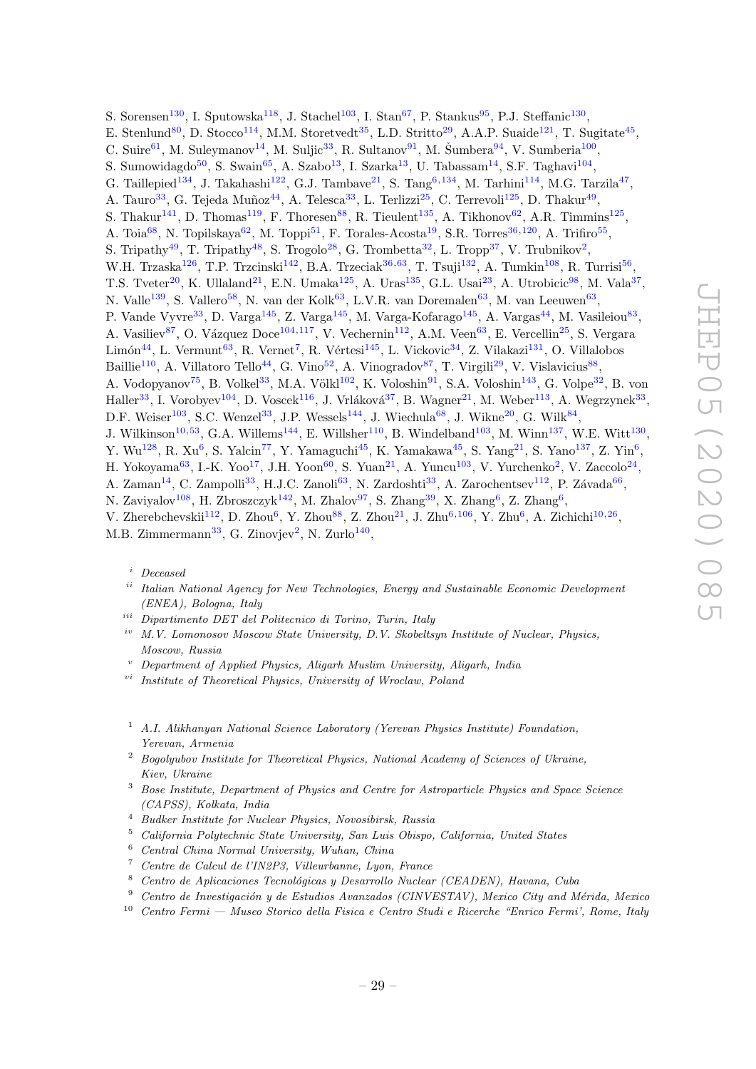S. Sorensen[130], I. Sputowska[118], J. Stachel[103], I. Stan[67], P. Stankus[95], P.J. Steffanic[130], E. Stenlund[80], D. Stocco[114], M.M. Storetvedt[35], L.D. Stritto[29], A.A.P. Suaide[121], T. Sugitate[45], C. Suire[61], M. Suleymanov[14], M. Suljic[33], R. Sultanov[91], M. Šumbera[94], V. Sumberia[100], S. Sumowidagdo[50], S. Swain[65], A. Szabo[13], I. Szarka[13], U. Tabassam[14], S.F. Taghavi[104], G. Taillepied[134], J. Takahashi[122], G.J. Tambave[21], S. Tang[6,134], M. Tarhini[114], M.G. Tarzila[47], A. Tauro[33], G. Tejeda Muñoz[44], A. Telesca[33], L. Terlizzi[25], C. Terrevoli[125], D. Thakur[49], S. Thakur[141], D. Thomas[119], F. Thoresen[88], R. Tieulent[135], A. Tikhonov[62], A.R. Timmins[125], A. Toia[68], N. Topilskaya[62], M. Toppi[51], F. Torales-Acosta[19], S.R. Torres[36,120], A. Trifiro[55], S. Tripathy[49], T. Tripathy[48], S. Trogolo[28], G. Trombetta[32], L. Tropp[37], V. Trubnikov[2], W.H. Trzaska[126], T.P. Trzcinski[142], B.A. Trzeciak[36,63], T. Tsuji[132], A. Tumkin[108], R. Turrisi[56], T.S. Tveter[20], K. Ullaland[21], E.N. Umaka[125], A. Uras[135], G.L. Usai[23], A. Utrobicic[98], M. Vala[37], N. Valle[139], S. Vallero[58], N. van der Kolk[63], L.V.R. van Doremalen[63], M. van Leeuwen[63], P. Vande Vyvre[33], D. Varga[145], Z. Varga[145], M. Varga-Kofarago[145], A. Vargas[44], M. Vasileiou[83], A. Vasiliev[87], O. Vázquez Doce[104,117], V. Vechernin[112], A.M. Veen[63], E. Vercellin[25], S. Vergara Limón[44], L. Vermunt[63], R. Vernet[7], R. Vértesi[145], L. Vickovic[34], Z. Vilakazi[131], O. Villalobos Baillie[110], A. Villatoro Tello[44], G. Vino[52], A. Vinogradov[87], T. Virgili[29], V. Vislavicius[88], A. Vodopyanov[75], B. Volkel[33], M.A. Völkl[102], K. Voloshin[91], S.A. Voloshin[143], G. Volpe[32], B. von Haller[33], I. Vorobyev[104], D. Voscek[116], J. Vrláková[37], B. Wagner[21], M. Weber[113], A. Wegrzynek[33], D.F. Weiser[103], S.C. Wenzel[33], J.P. Wessels[144], J. Wiechula[68], J. Wikne[20], G. Wilk[84], J. Wilkinson[10,53], G.A. Willems[144], E. Willsher[110], B. Windelband[103], M. Winn[137], W.E. Witt[130], Y. Wu[128], R. Xu[6], S. Yalcin[77], Y. Yamaguchi[45], K. Yamakawa[45], S. Yang[21], S. Yano[137], Z. Yin[6], H. Yokoyama[63], I.-K. Yoo[17], J.H. Yoon[60], S. Yuan[21], A. Yuncu[103], V. Yurchenko[2], V. Zaccolo[24], A. Zaman[14], C. Zampolli[33], H.J.C. Zanoli[63], N. Zardoshti[33], A. Zarochentsev[112], P. Závada[66], N. Zaviyalov[108], H. Zbroszczyk[142], M. Zhalov[97], S. Zhang[39], X. Zhang[6], Z. Zhang[6], V. Zherebchevskii[112], D. Zhou[6], Y. Zhou[88], Z. Zhou[21], J. Zhu[6,106], Y. Zhu[6], A. Zichichi[10,26], M.B. Zimmermann[33], G. Zinovjev[2], N. Zurlo[140],

[i] *Deceased*

[ii] *Italian National Agency for New Technologies, Energy and Sustainable Economic Development (ENEA), Bologna, Italy*

[iii] *Dipartimento DET del Politecnico di Torino, Turin, Italy*

[iv] *M.V. Lomonosov Moscow State University, D.V. Skobeltsyn Institute of Nuclear, Physics, Moscow, Russia*

[v] *Department of Applied Physics, Aligarh Muslim University, Aligarh, India*

[vi] *Institute of Theoretical Physics, University of Wroclaw, Poland*

[1] *A.I. Alikhanyan National Science Laboratory (Yerevan Physics Institute) Foundation, Yerevan, Armenia*

[2] *Bogolyubov Institute for Theoretical Physics, National Academy of Sciences of Ukraine, Kiev, Ukraine*

[3] *Bose Institute, Department of Physics and Centre for Astroparticle Physics and Space Science (CAPSS), Kolkata, India*

[4] *Budker Institute for Nuclear Physics, Novosibirsk, Russia*

[5] *California Polytechnic State University, San Luis Obispo, California, United States*

[6] *Central China Normal University, Wuhan, China*

[7] *Centre de Calcul de l'IN2P3, Villeurbanne, Lyon, France*

[8] *Centro de Aplicaciones Tecnológicas y Desarrollo Nuclear (CEADEN), Havana, Cuba*

[9] *Centro de Investigación y de Estudios Avanzados (CINVESTAV), Mexico City and Mérida, Mexico*

[10] *Centro Fermi — Museo Storico della Fisica e Centro Studi e Ricerche "Enrico Fermi', Rome, Italy*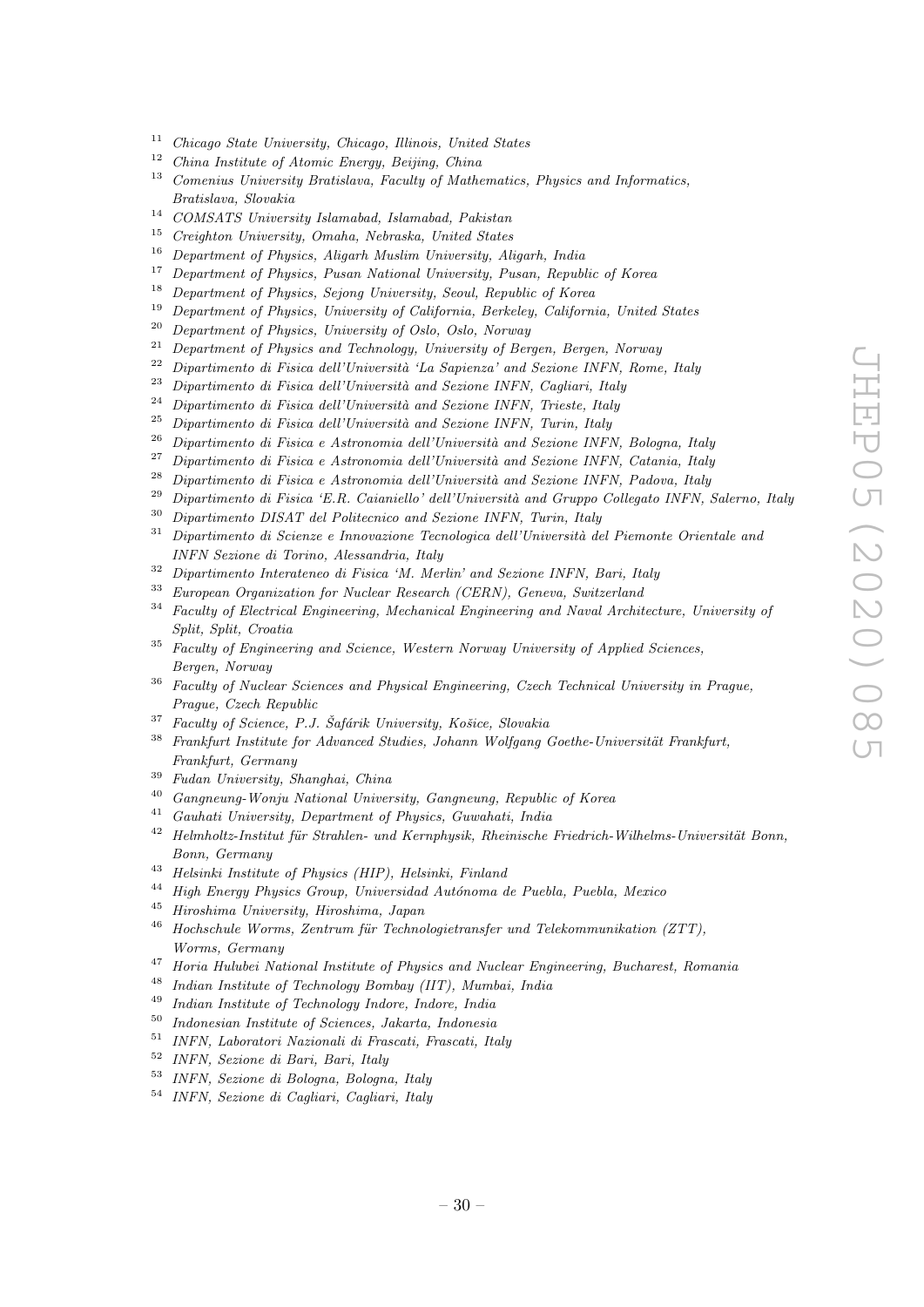[11] *Chicago State University, Chicago, Illinois, United States*
[12] *China Institute of Atomic Energy, Beijing, China*
[13] *Comenius University Bratislava, Faculty of Mathematics, Physics and Informatics, Bratislava, Slovakia*
[14] *COMSATS University Islamabad, Islamabad, Pakistan*
[15] *Creighton University, Omaha, Nebraska, United States*
[16] *Department of Physics, Aligarh Muslim University, Aligarh, India*
[17] *Department of Physics, Pusan National University, Pusan, Republic of Korea*
[18] *Department of Physics, Sejong University, Seoul, Republic of Korea*
[19] *Department of Physics, University of California, Berkeley, California, United States*
[20] *Department of Physics, University of Oslo, Oslo, Norway*
[21] *Department of Physics and Technology, University of Bergen, Bergen, Norway*
[22] *Dipartimento di Fisica dell'Università 'La Sapienza' and Sezione INFN, Rome, Italy*
[23] *Dipartimento di Fisica dell'Università and Sezione INFN, Cagliari, Italy*
[24] *Dipartimento di Fisica dell'Università and Sezione INFN, Trieste, Italy*
[25] *Dipartimento di Fisica dell'Università and Sezione INFN, Turin, Italy*
[26] *Dipartimento di Fisica e Astronomia dell'Università and Sezione INFN, Bologna, Italy*
[27] *Dipartimento di Fisica e Astronomia dell'Università and Sezione INFN, Catania, Italy*
[28] *Dipartimento di Fisica e Astronomia dell'Università and Sezione INFN, Padova, Italy*
[29] *Dipartimento di Fisica 'E.R. Caianiello' dell'Università and Gruppo Collegato INFN, Salerno, Italy*
[30] *Dipartimento DISAT del Politecnico and Sezione INFN, Turin, Italy*
[31] *Dipartimento di Scienze e Innovazione Tecnologica dell'Università del Piemonte Orientale and INFN Sezione di Torino, Alessandria, Italy*
[32] *Dipartimento Interateneo di Fisica 'M. Merlin' and Sezione INFN, Bari, Italy*
[33] *European Organization for Nuclear Research (CERN), Geneva, Switzerland*
[34] *Faculty of Electrical Engineering, Mechanical Engineering and Naval Architecture, University of Split, Split, Croatia*
[35] *Faculty of Engineering and Science, Western Norway University of Applied Sciences, Bergen, Norway*
[36] *Faculty of Nuclear Sciences and Physical Engineering, Czech Technical University in Prague, Prague, Czech Republic*
[37] *Faculty of Science, P.J. Šafárik University, Košice, Slovakia*
[38] *Frankfurt Institute for Advanced Studies, Johann Wolfgang Goethe-Universität Frankfurt, Frankfurt, Germany*
[39] *Fudan University, Shanghai, China*
[40] *Gangneung-Wonju National University, Gangneung, Republic of Korea*
[41] *Gauhati University, Department of Physics, Guwahati, India*
[42] *Helmholtz-Institut für Strahlen- und Kernphysik, Rheinische Friedrich-Wilhelms-Universität Bonn, Bonn, Germany*
[43] *Helsinki Institute of Physics (HIP), Helsinki, Finland*
[44] *High Energy Physics Group, Universidad Autónoma de Puebla, Puebla, Mexico*
[45] *Hiroshima University, Hiroshima, Japan*
[46] *Hochschule Worms, Zentrum für Technologietransfer und Telekommunikation (ZTT), Worms, Germany*
[47] *Horia Hulubei National Institute of Physics and Nuclear Engineering, Bucharest, Romania*
[48] *Indian Institute of Technology Bombay (IIT), Mumbai, India*
[49] *Indian Institute of Technology Indore, Indore, India*
[50] *Indonesian Institute of Sciences, Jakarta, Indonesia*
[51] *INFN, Laboratori Nazionali di Frascati, Frascati, Italy*
[52] *INFN, Sezione di Bari, Bari, Italy*
[53] *INFN, Sezione di Bologna, Bologna, Italy*
[54] *INFN, Sezione di Cagliari, Cagliari, Italy*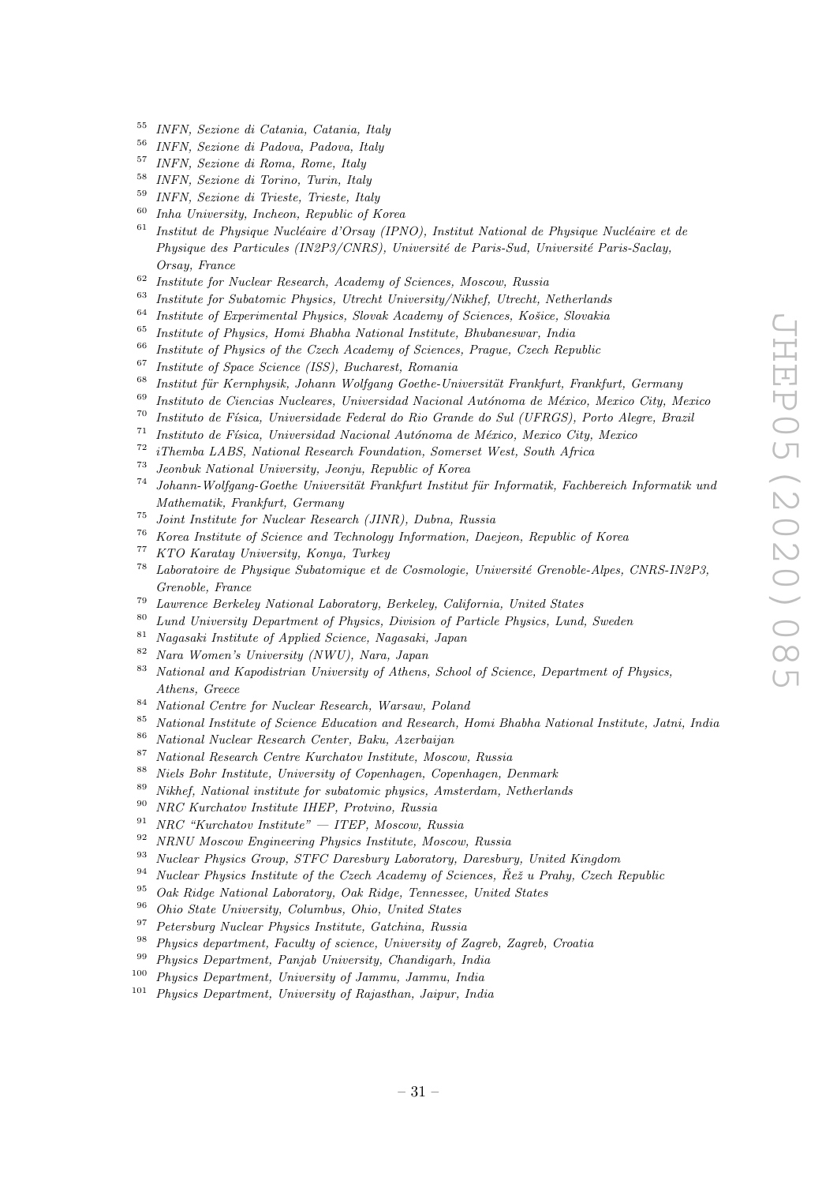[55] *INFN, Sezione di Catania, Catania, Italy*
[56] *INFN, Sezione di Padova, Padova, Italy*
[57] *INFN, Sezione di Roma, Rome, Italy*
[58] *INFN, Sezione di Torino, Turin, Italy*
[59] *INFN, Sezione di Trieste, Trieste, Italy*
[60] *Inha University, Incheon, Republic of Korea*
[61] *Institut de Physique Nucléaire d'Orsay (IPNO), Institut National de Physique Nucléaire et de Physique des Particules (IN2P3/CNRS), Université de Paris-Sud, Université Paris-Saclay, Orsay, France*
[62] *Institute for Nuclear Research, Academy of Sciences, Moscow, Russia*
[63] *Institute for Subatomic Physics, Utrecht University/Nikhef, Utrecht, Netherlands*
[64] *Institute of Experimental Physics, Slovak Academy of Sciences, Košice, Slovakia*
[65] *Institute of Physics, Homi Bhabha National Institute, Bhubaneswar, India*
[66] *Institute of Physics of the Czech Academy of Sciences, Prague, Czech Republic*
[67] *Institute of Space Science (ISS), Bucharest, Romania*
[68] *Institut für Kernphysik, Johann Wolfgang Goethe-Universität Frankfurt, Frankfurt, Germany*
[69] *Instituto de Ciencias Nucleares, Universidad Nacional Autónoma de México, Mexico City, Mexico*
[70] *Instituto de Física, Universidade Federal do Rio Grande do Sul (UFRGS), Porto Alegre, Brazil*
[71] *Instituto de Física, Universidad Nacional Autónoma de México, Mexico City, Mexico*
[72] *iThemba LABS, National Research Foundation, Somerset West, South Africa*
[73] *Jeonbuk National University, Jeonju, Republic of Korea*
[74] *Johann-Wolfgang-Goethe Universität Frankfurt Institut für Informatik, Fachbereich Informatik und Mathematik, Frankfurt, Germany*
[75] *Joint Institute for Nuclear Research (JINR), Dubna, Russia*
[76] *Korea Institute of Science and Technology Information, Daejeon, Republic of Korea*
[77] *KTO Karatay University, Konya, Turkey*
[78] *Laboratoire de Physique Subatomique et de Cosmologie, Université Grenoble-Alpes, CNRS-IN2P3, Grenoble, France*
[79] *Lawrence Berkeley National Laboratory, Berkeley, California, United States*
[80] *Lund University Department of Physics, Division of Particle Physics, Lund, Sweden*
[81] *Nagasaki Institute of Applied Science, Nagasaki, Japan*
[82] *Nara Women's University (NWU), Nara, Japan*
[83] *National and Kapodistrian University of Athens, School of Science, Department of Physics, Athens, Greece*
[84] *National Centre for Nuclear Research, Warsaw, Poland*
[85] *National Institute of Science Education and Research, Homi Bhabha National Institute, Jatni, India*
[86] *National Nuclear Research Center, Baku, Azerbaijan*
[87] *National Research Centre Kurchatov Institute, Moscow, Russia*
[88] *Niels Bohr Institute, University of Copenhagen, Copenhagen, Denmark*
[89] *Nikhef, National institute for subatomic physics, Amsterdam, Netherlands*
[90] *NRC Kurchatov Institute IHEP, Protvino, Russia*
[91] *NRC "Kurchatov Institute" — ITEP, Moscow, Russia*
[92] *NRNU Moscow Engineering Physics Institute, Moscow, Russia*
[93] *Nuclear Physics Group, STFC Daresbury Laboratory, Daresbury, United Kingdom*
[94] *Nuclear Physics Institute of the Czech Academy of Sciences, Řež u Prahy, Czech Republic*
[95] *Oak Ridge National Laboratory, Oak Ridge, Tennessee, United States*
[96] *Ohio State University, Columbus, Ohio, United States*
[97] *Petersburg Nuclear Physics Institute, Gatchina, Russia*
[98] *Physics department, Faculty of science, University of Zagreb, Zagreb, Croatia*
[99] *Physics Department, Panjab University, Chandigarh, India*
[100] *Physics Department, University of Jammu, Jammu, India*
[101] *Physics Department, University of Rajasthan, Jaipur, India*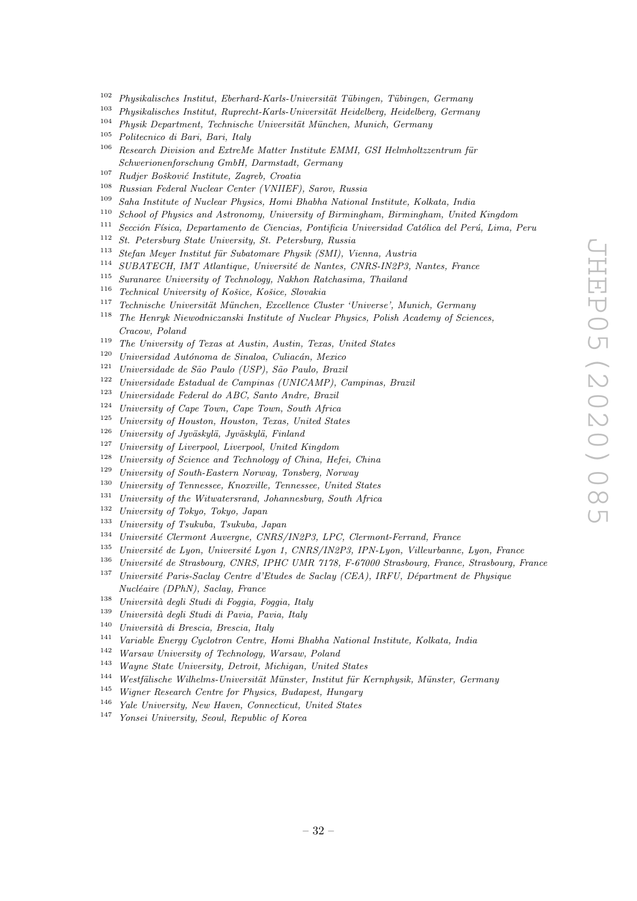[102] *Physikalisches Institut, Eberhard-Karls-Universität Tübingen, Tübingen, Germany*
[103] *Physikalisches Institut, Ruprecht-Karls-Universität Heidelberg, Heidelberg, Germany*
[104] *Physik Department, Technische Universität München, Munich, Germany*
[105] *Politecnico di Bari, Bari, Italy*
[106] *Research Division and ExtreMe Matter Institute EMMI, GSI Helmholtzzentrum für Schwerionenforschung GmbH, Darmstadt, Germany*
[107] *Rudjer Bošković Institute, Zagreb, Croatia*
[108] *Russian Federal Nuclear Center (VNIIEF), Sarov, Russia*
[109] *Saha Institute of Nuclear Physics, Homi Bhabha National Institute, Kolkata, India*
[110] *School of Physics and Astronomy, University of Birmingham, Birmingham, United Kingdom*
[111] *Sección Física, Departamento de Ciencias, Pontificia Universidad Católica del Perú, Lima, Peru*
[112] *St. Petersburg State University, St. Petersburg, Russia*
[113] *Stefan Meyer Institut für Subatomare Physik (SMI), Vienna, Austria*
[114] *SUBATECH, IMT Atlantique, Université de Nantes, CNRS-IN2P3, Nantes, France*
[115] *Suranaree University of Technology, Nakhon Ratchasima, Thailand*
[116] *Technical University of Košice, Košice, Slovakia*
[117] *Technische Universität München, Excellence Cluster 'Universe', Munich, Germany*
[118] *The Henryk Niewodniczanski Institute of Nuclear Physics, Polish Academy of Sciences, Cracow, Poland*
[119] *The University of Texas at Austin, Austin, Texas, United States*
[120] *Universidad Autónoma de Sinaloa, Culiacán, Mexico*
[121] *Universidade de São Paulo (USP), São Paulo, Brazil*
[122] *Universidade Estadual de Campinas (UNICAMP), Campinas, Brazil*
[123] *Universidade Federal do ABC, Santo Andre, Brazil*
[124] *University of Cape Town, Cape Town, South Africa*
[125] *University of Houston, Houston, Texas, United States*
[126] *University of Jyväskylä, Jyväskylä, Finland*
[127] *University of Liverpool, Liverpool, United Kingdom*
[128] *University of Science and Technology of China, Hefei, China*
[129] *University of South-Eastern Norway, Tonsberg, Norway*
[130] *University of Tennessee, Knoxville, Tennessee, United States*
[131] *University of the Witwatersrand, Johannesburg, South Africa*
[132] *University of Tokyo, Tokyo, Japan*
[133] *University of Tsukuba, Tsukuba, Japan*
[134] *Université Clermont Auvergne, CNRS/IN2P3, LPC, Clermont-Ferrand, France*
[135] *Université de Lyon, Université Lyon 1, CNRS/IN2P3, IPN-Lyon, Villeurbanne, Lyon, France*
[136] *Université de Strasbourg, CNRS, IPHC UMR 7178, F-67000 Strasbourg, France, Strasbourg, France*
[137] *Université Paris-Saclay Centre d'Etudes de Saclay (CEA), IRFU, Départment de Physique Nucléaire (DPhN), Saclay, France*
[138] *Università degli Studi di Foggia, Foggia, Italy*
[139] *Università degli Studi di Pavia, Pavia, Italy*
[140] *Università di Brescia, Brescia, Italy*
[141] *Variable Energy Cyclotron Centre, Homi Bhabha National Institute, Kolkata, India*
[142] *Warsaw University of Technology, Warsaw, Poland*
[143] *Wayne State University, Detroit, Michigan, United States*
[144] *Westfälische Wilhelms-Universität Münster, Institut für Kernphysik, Münster, Germany*
[145] *Wigner Research Centre for Physics, Budapest, Hungary*
[146] *Yale University, New Haven, Connecticut, United States*
[147] *Yonsei University, Seoul, Republic of Korea*